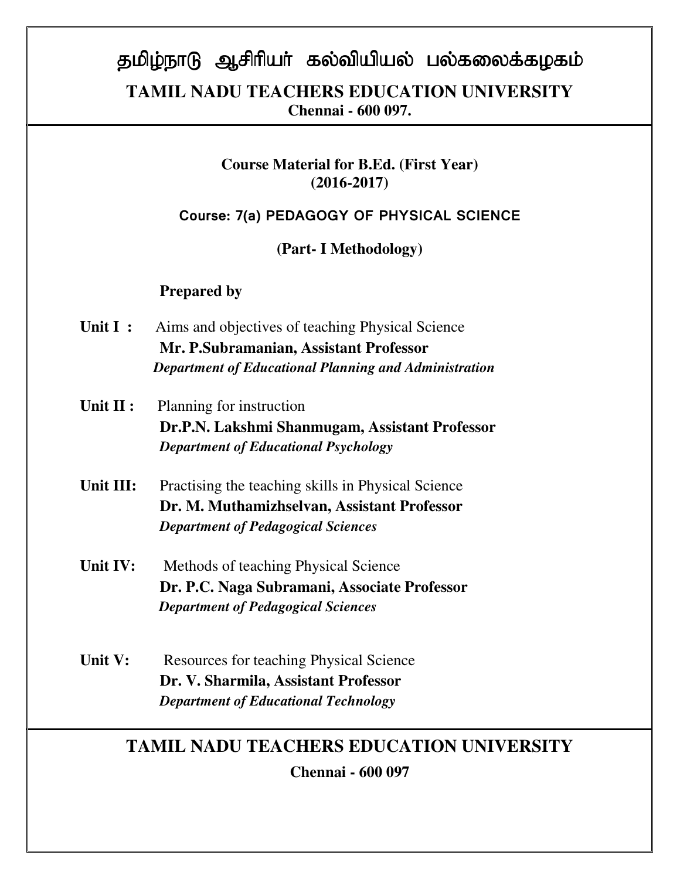# தமிழ்நாடு ஆசிரியர் கல்வியியல் பல்கலைக்கழகம்

## TAMIL NADU TEACHERS EDUCATION UNIVERSITY

**Chennai - 600 097.**

**Course Material for B.Ed. (First Year)**
**(2016-2017)**

**Course: 7(a) PEDAGOGY OF PHYSICAL SCIENCE**

**(Part- I Methodology)**

**Prepared by**

**Unit I :** Aims and objectives of teaching Physical Science
**Mr. P.Subramanian, Assistant Professor**
***Department of Educational Planning and Administration***

**Unit II :** Planning for instruction
**Dr.P.N. Lakshmi Shanmugam, Assistant Professor**
***Department of Educational Psychology***

**Unit III:** Practising the teaching skills in Physical Science
**Dr. M. Muthamizhselvan, Assistant Professor**
***Department of Pedagogical Sciences***

**Unit IV:** Methods of teaching Physical Science
**Dr. P.C. Naga Subramani, Associate Professor**
***Department of Pedagogical Sciences***

**Unit V:** Resources for teaching Physical Science
**Dr. V. Sharmila, Assistant Professor**
***Department of Educational Technology***

## TAMIL NADU TEACHERS EDUCATION UNIVERSITY

**Chennai - 600 097**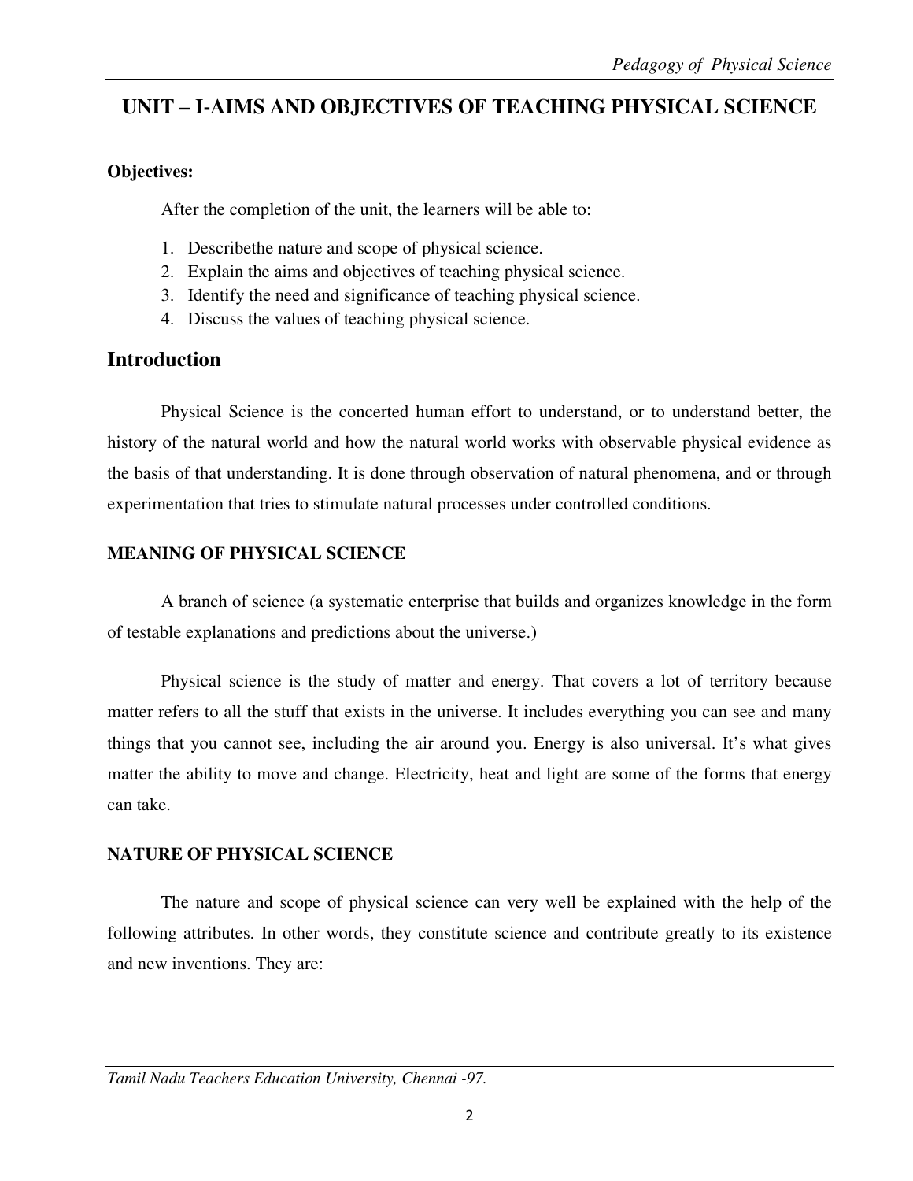## UNIT – I-AIMS AND OBJECTIVES OF TEACHING PHYSICAL SCIENCE

**Objectives:**

After the completion of the unit, the learners will be able to:

1. Describethe nature and scope of physical science.
2. Explain the aims and objectives of teaching physical science.
3. Identify the need and significance of teaching physical science.
4. Discuss the values of teaching physical science.

## Introduction

Physical Science is the concerted human effort to understand, or to understand better, the history of the natural world and how the natural world works with observable physical evidence as the basis of that understanding. It is done through observation of natural phenomena, and or through experimentation that tries to stimulate natural processes under controlled conditions.

### MEANING OF PHYSICAL SCIENCE

A branch of science (a systematic enterprise that builds and organizes knowledge in the form of testable explanations and predictions about the universe.)

Physical science is the study of matter and energy. That covers a lot of territory because matter refers to all the stuff that exists in the universe. It includes everything you can see and many things that you cannot see, including the air around you. Energy is also universal. It's what gives matter the ability to move and change. Electricity, heat and light are some of the forms that energy can take.

### NATURE OF PHYSICAL SCIENCE

The nature and scope of physical science can very well be explained with the help of the following attributes. In other words, they constitute science and contribute greatly to its existence and new inventions. They are: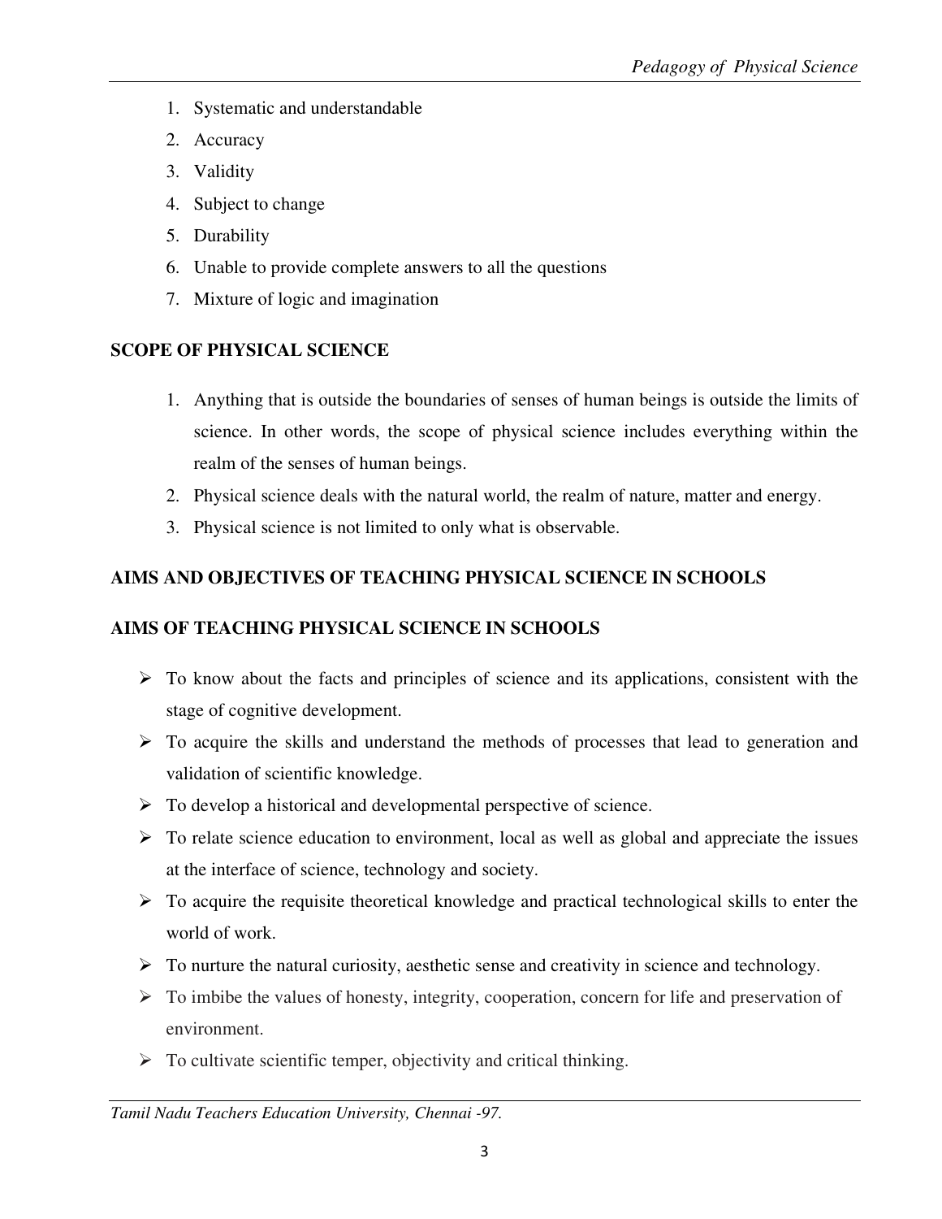1. Systematic and understandable
2. Accuracy
3. Validity
4. Subject to change
5. Durability
6. Unable to provide complete answers to all the questions
7. Mixture of logic and imagination

## SCOPE OF PHYSICAL SCIENCE

1. Anything that is outside the boundaries of senses of human beings is outside the limits of science. In other words, the scope of physical science includes everything within the realm of the senses of human beings.
2. Physical science deals with the natural world, the realm of nature, matter and energy.
3. Physical science is not limited to only what is observable.

## AIMS AND OBJECTIVES OF TEACHING PHYSICAL SCIENCE IN SCHOOLS

### AIMS OF TEACHING PHYSICAL SCIENCE IN SCHOOLS

- To know about the facts and principles of science and its applications, consistent with the stage of cognitive development.
- To acquire the skills and understand the methods of processes that lead to generation and validation of scientific knowledge.
- To develop a historical and developmental perspective of science.
- To relate science education to environment, local as well as global and appreciate the issues at the interface of science, technology and society.
- To acquire the requisite theoretical knowledge and practical technological skills to enter the world of work.
- To nurture the natural curiosity, aesthetic sense and creativity in science and technology.
- To imbibe the values of honesty, integrity, cooperation, concern for life and preservation of environment.
- To cultivate scientific temper, objectivity and critical thinking.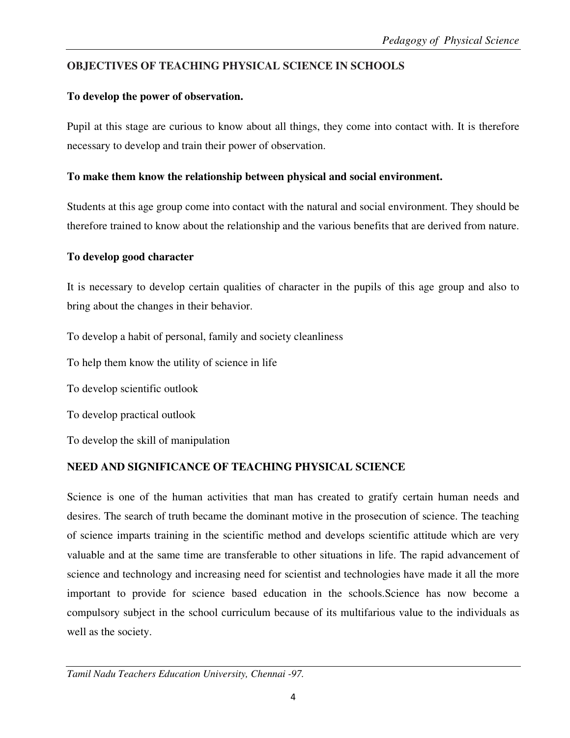## OBJECTIVES OF TEACHING PHYSICAL SCIENCE IN SCHOOLS

**To develop the power of observation.**

Pupil at this stage are curious to know about all things, they come into contact with. It is therefore necessary to develop and train their power of observation.

**To make them know the relationship between physical and social environment.**

Students at this age group come into contact with the natural and social environment. They should be therefore trained to know about the relationship and the various benefits that are derived from nature.

**To develop good character**

It is necessary to develop certain qualities of character in the pupils of this age group and also to bring about the changes in their behavior.

To develop a habit of personal, family and society cleanliness

To help them know the utility of science in life

To develop scientific outlook

To develop practical outlook

To develop the skill of manipulation

## NEED AND SIGNIFICANCE OF TEACHING PHYSICAL SCIENCE

Science is one of the human activities that man has created to gratify certain human needs and desires. The search of truth became the dominant motive in the prosecution of science. The teaching of science imparts training in the scientific method and develops scientific attitude which are very valuable and at the same time are transferable to other situations in life. The rapid advancement of science and technology and increasing need for scientist and technologies have made it all the more important to provide for science based education in the schools.Science has now become a compulsory subject in the school curriculum because of its multifarious value to the individuals as well as the society.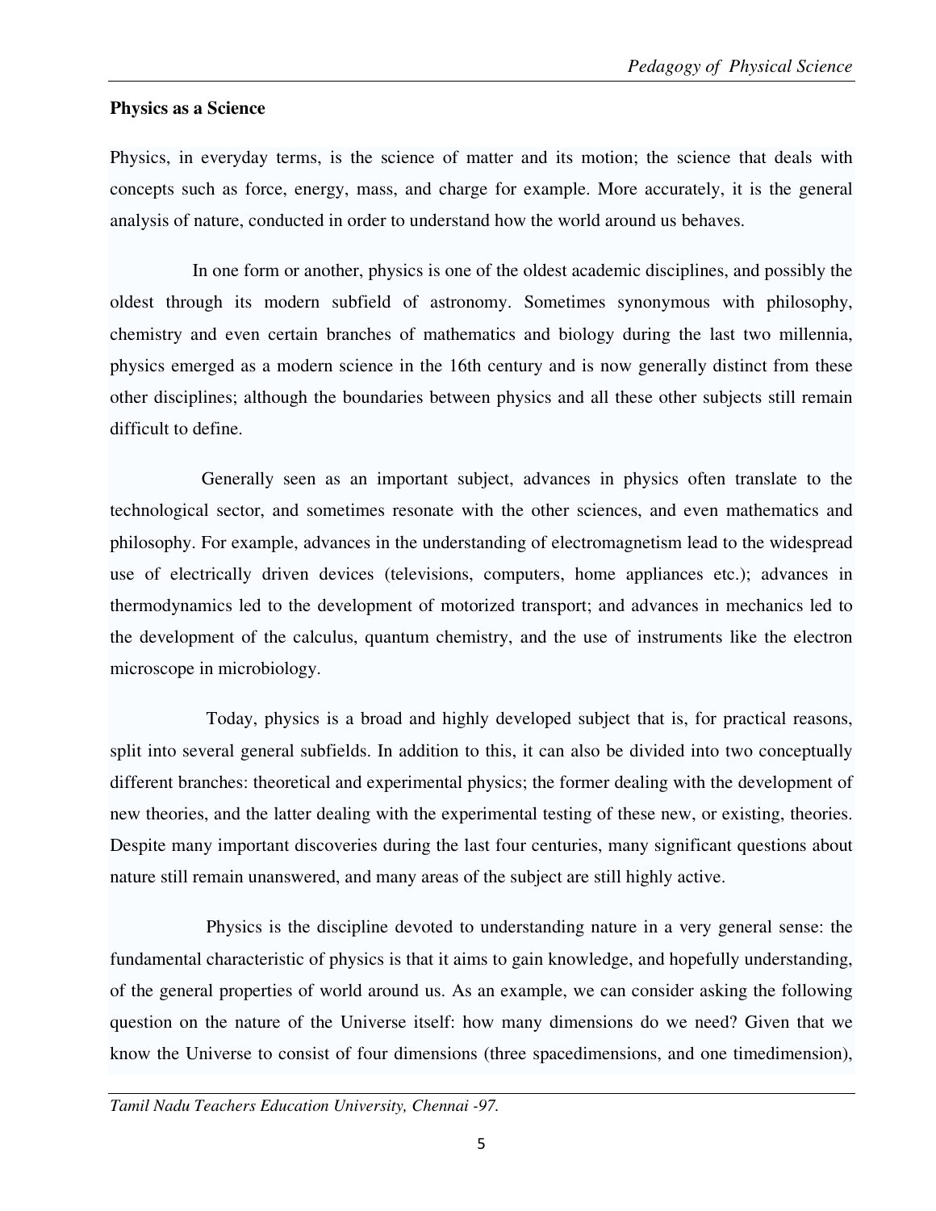**Physics as a Science**

Physics, in everyday terms, is the science of matter and its motion; the science that deals with concepts such as force, energy, mass, and charge for example. More accurately, it is the general analysis of nature, conducted in order to understand how the world around us behaves.

In one form or another, physics is one of the oldest academic disciplines, and possibly the oldest through its modern subfield of astronomy. Sometimes synonymous with philosophy, chemistry and even certain branches of mathematics and biology during the last two millennia, physics emerged as a modern science in the 16th century and is now generally distinct from these other disciplines; although the boundaries between physics and all these other subjects still remain difficult to define.

Generally seen as an important subject, advances in physics often translate to the technological sector, and sometimes resonate with the other sciences, and even mathematics and philosophy. For example, advances in the understanding of electromagnetism lead to the widespread use of electrically driven devices (televisions, computers, home appliances etc.); advances in thermodynamics led to the development of motorized transport; and advances in mechanics led to the development of the calculus, quantum chemistry, and the use of instruments like the electron microscope in microbiology.

Today, physics is a broad and highly developed subject that is, for practical reasons, split into several general subfields. In addition to this, it can also be divided into two conceptually different branches: theoretical and experimental physics; the former dealing with the development of new theories, and the latter dealing with the experimental testing of these new, or existing, theories. Despite many important discoveries during the last four centuries, many significant questions about nature still remain unanswered, and many areas of the subject are still highly active.

Physics is the discipline devoted to understanding nature in a very general sense: the fundamental characteristic of physics is that it aims to gain knowledge, and hopefully understanding, of the general properties of world around us. As an example, we can consider asking the following question on the nature of the Universe itself: how many dimensions do we need? Given that we know the Universe to consist of four dimensions (three spacedimensions, and one timedimension),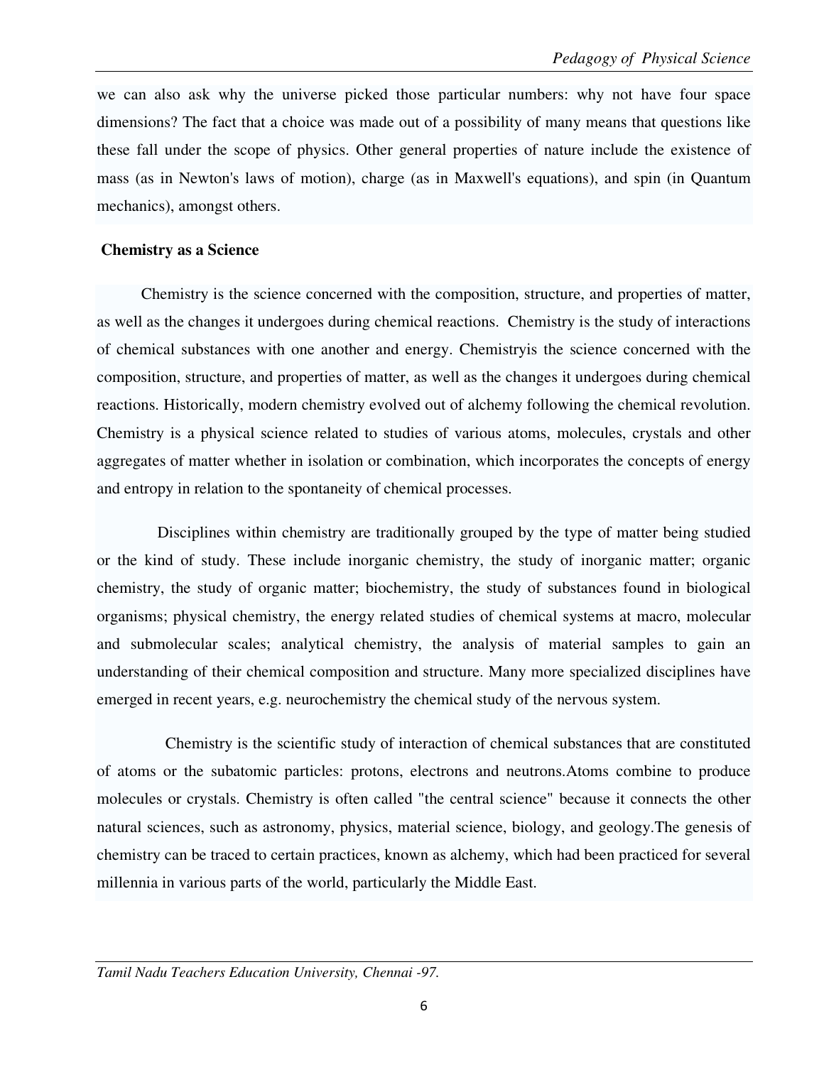we can also ask why the universe picked those particular numbers: why not have four space dimensions? The fact that a choice was made out of a possibility of many means that questions like these fall under the scope of physics. Other general properties of nature include the existence of mass (as in Newton's laws of motion), charge (as in Maxwell's equations), and spin (in Quantum mechanics), amongst others.

**Chemistry as a Science**

Chemistry is the science concerned with the composition, structure, and properties of matter, as well as the changes it undergoes during chemical reactions. Chemistry is the study of interactions of chemical substances with one another and energy. Chemistryis the science concerned with the composition, structure, and properties of matter, as well as the changes it undergoes during chemical reactions. Historically, modern chemistry evolved out of alchemy following the chemical revolution. Chemistry is a physical science related to studies of various atoms, molecules, crystals and other aggregates of matter whether in isolation or combination, which incorporates the concepts of energy and entropy in relation to the spontaneity of chemical processes.

Disciplines within chemistry are traditionally grouped by the type of matter being studied or the kind of study. These include inorganic chemistry, the study of inorganic matter; organic chemistry, the study of organic matter; biochemistry, the study of substances found in biological organisms; physical chemistry, the energy related studies of chemical systems at macro, molecular and submolecular scales; analytical chemistry, the analysis of material samples to gain an understanding of their chemical composition and structure. Many more specialized disciplines have emerged in recent years, e.g. neurochemistry the chemical study of the nervous system.

Chemistry is the scientific study of interaction of chemical substances that are constituted of atoms or the subatomic particles: protons, electrons and neutrons.Atoms combine to produce molecules or crystals. Chemistry is often called "the central science" because it connects the other natural sciences, such as astronomy, physics, material science, biology, and geology.The genesis of chemistry can be traced to certain practices, known as alchemy, which had been practiced for several millennia in various parts of the world, particularly the Middle East.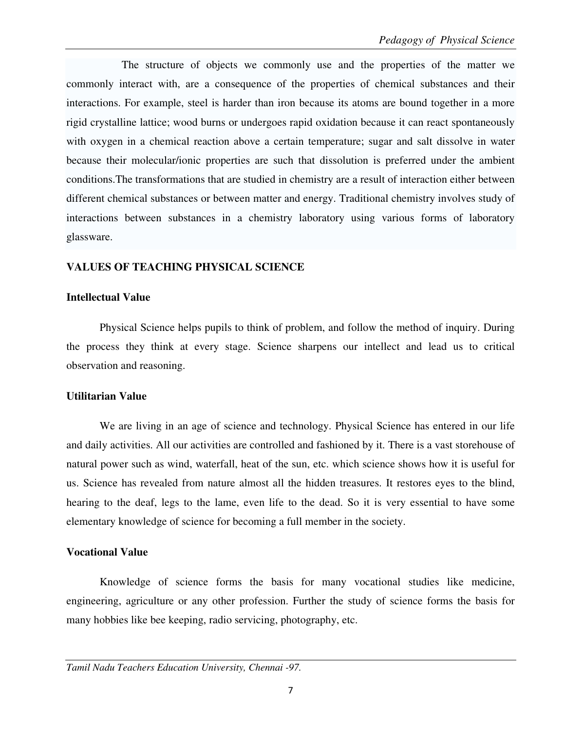The structure of objects we commonly use and the properties of the matter we commonly interact with, are a consequence of the properties of chemical substances and their interactions. For example, steel is harder than iron because its atoms are bound together in a more rigid crystalline lattice; wood burns or undergoes rapid oxidation because it can react spontaneously with oxygen in a chemical reaction above a certain temperature; sugar and salt dissolve in water because their molecular/ionic properties are such that dissolution is preferred under the ambient conditions.The transformations that are studied in chemistry are a result of interaction either between different chemical substances or between matter and energy. Traditional chemistry involves study of interactions between substances in a chemistry laboratory using various forms of laboratory glassware.

## VALUES OF TEACHING PHYSICAL SCIENCE

### Intellectual Value

Physical Science helps pupils to think of problem, and follow the method of inquiry. During the process they think at every stage. Science sharpens our intellect and lead us to critical observation and reasoning.

### Utilitarian Value

We are living in an age of science and technology. Physical Science has entered in our life and daily activities. All our activities are controlled and fashioned by it. There is a vast storehouse of natural power such as wind, waterfall, heat of the sun, etc. which science shows how it is useful for us. Science has revealed from nature almost all the hidden treasures. It restores eyes to the blind, hearing to the deaf, legs to the lame, even life to the dead. So it is very essential to have some elementary knowledge of science for becoming a full member in the society.

### Vocational Value

Knowledge of science forms the basis for many vocational studies like medicine, engineering, agriculture or any other profession. Further the study of science forms the basis for many hobbies like bee keeping, radio servicing, photography, etc.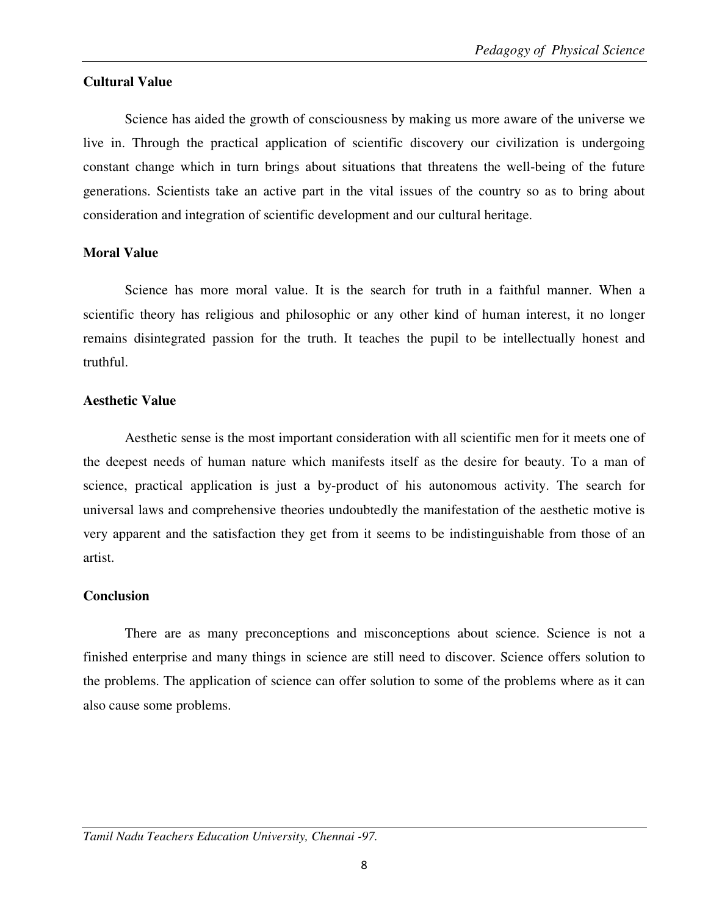**Cultural Value**

Science has aided the growth of consciousness by making us more aware of the universe we live in. Through the practical application of scientific discovery our civilization is undergoing constant change which in turn brings about situations that threatens the well-being of the future generations. Scientists take an active part in the vital issues of the country so as to bring about consideration and integration of scientific development and our cultural heritage.

**Moral Value**

Science has more moral value. It is the search for truth in a faithful manner. When a scientific theory has religious and philosophic or any other kind of human interest, it no longer remains disintegrated passion for the truth. It teaches the pupil to be intellectually honest and truthful.

**Aesthetic Value**

Aesthetic sense is the most important consideration with all scientific men for it meets one of the deepest needs of human nature which manifests itself as the desire for beauty. To a man of science, practical application is just a by-product of his autonomous activity. The search for universal laws and comprehensive theories undoubtedly the manifestation of the aesthetic motive is very apparent and the satisfaction they get from it seems to be indistinguishable from those of an artist.

**Conclusion**

There are as many preconceptions and misconceptions about science. Science is not a finished enterprise and many things in science are still need to discover. Science offers solution to the problems. The application of science can offer solution to some of the problems where as it can also cause some problems.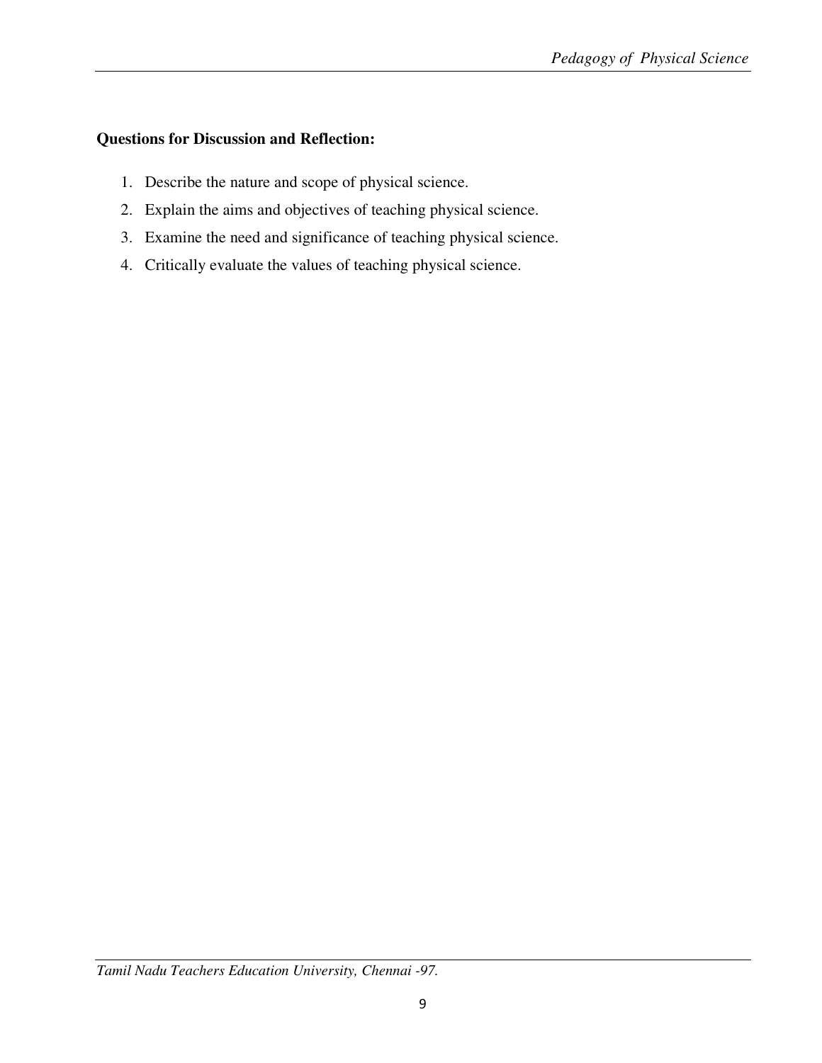**Questions for Discussion and Reflection:**

1. Describe the nature and scope of physical science.
2. Explain the aims and objectives of teaching physical science.
3. Examine the need and significance of teaching physical science.
4. Critically evaluate the values of teaching physical science.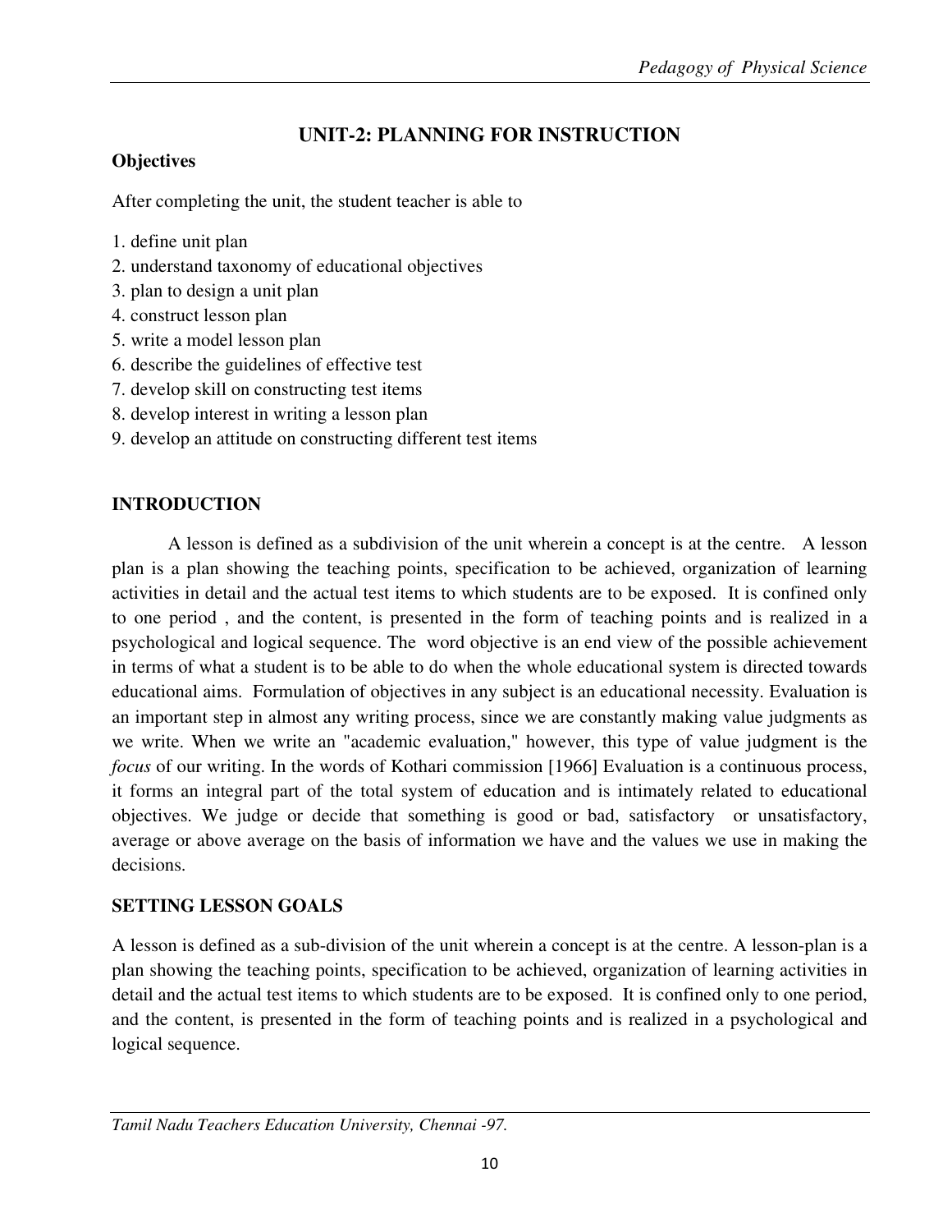## UNIT-2: PLANNING FOR INSTRUCTION

**Objectives**

After completing the unit, the student teacher is able to

1. define unit plan
2. understand taxonomy of educational objectives
3. plan to design a unit plan
4. construct lesson plan
5. write a model lesson plan
6. describe the guidelines of effective test
7. develop skill on constructing test items
8. develop interest in writing a lesson plan
9. develop an attitude on constructing different test items

### INTRODUCTION

A lesson is defined as a subdivision of the unit wherein a concept is at the centre. A lesson plan is a plan showing the teaching points, specification to be achieved, organization of learning activities in detail and the actual test items to which students are to be exposed. It is confined only to one period , and the content, is presented in the form of teaching points and is realized in a psychological and logical sequence. The word objective is an end view of the possible achievement in terms of what a student is to be able to do when the whole educational system is directed towards educational aims. Formulation of objectives in any subject is an educational necessity. Evaluation is an important step in almost any writing process, since we are constantly making value judgments as we write. When we write an "academic evaluation," however, this type of value judgment is the *focus* of our writing. In the words of Kothari commission [1966] Evaluation is a continuous process, it forms an integral part of the total system of education and is intimately related to educational objectives. We judge or decide that something is good or bad, satisfactory or unsatisfactory, average or above average on the basis of information we have and the values we use in making the decisions.

### SETTING LESSON GOALS

A lesson is defined as a sub-division of the unit wherein a concept is at the centre. A lesson-plan is a plan showing the teaching points, specification to be achieved, organization of learning activities in detail and the actual test items to which students are to be exposed. It is confined only to one period, and the content, is presented in the form of teaching points and is realized in a psychological and logical sequence.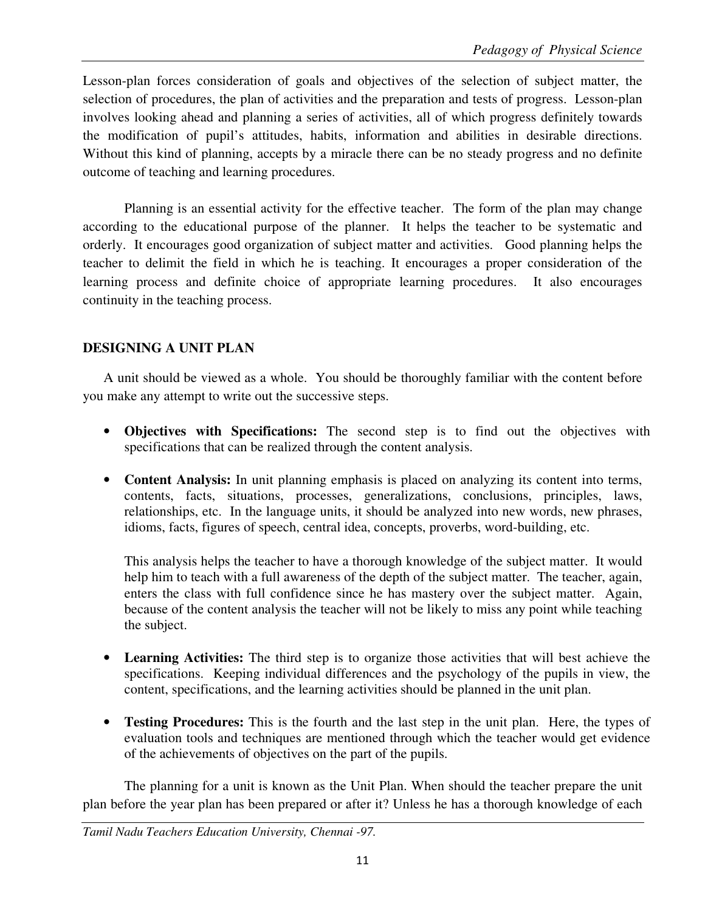Lesson-plan forces consideration of goals and objectives of the selection of subject matter, the selection of procedures, the plan of activities and the preparation and tests of progress. Lesson-plan involves looking ahead and planning a series of activities, all of which progress definitely towards the modification of pupil's attitudes, habits, information and abilities in desirable directions. Without this kind of planning, accepts by a miracle there can be no steady progress and no definite outcome of teaching and learning procedures.

Planning is an essential activity for the effective teacher. The form of the plan may change according to the educational purpose of the planner. It helps the teacher to be systematic and orderly. It encourages good organization of subject matter and activities. Good planning helps the teacher to delimit the field in which he is teaching. It encourages a proper consideration of the learning process and definite choice of appropriate learning procedures. It also encourages continuity in the teaching process.

## DESIGNING A UNIT PLAN

A unit should be viewed as a whole. You should be thoroughly familiar with the content before you make any attempt to write out the successive steps.

- **Objectives with Specifications:** The second step is to find out the objectives with specifications that can be realized through the content analysis.

- **Content Analysis:** In unit planning emphasis is placed on analyzing its content into terms, contents, facts, situations, processes, generalizations, conclusions, principles, laws, relationships, etc. In the language units, it should be analyzed into new words, new phrases, idioms, facts, figures of speech, central idea, concepts, proverbs, word-building, etc.

  This analysis helps the teacher to have a thorough knowledge of the subject matter. It would help him to teach with a full awareness of the depth of the subject matter. The teacher, again, enters the class with full confidence since he has mastery over the subject matter. Again, because of the content analysis the teacher will not be likely to miss any point while teaching the subject.

- **Learning Activities:** The third step is to organize those activities that will best achieve the specifications. Keeping individual differences and the psychology of the pupils in view, the content, specifications, and the learning activities should be planned in the unit plan.

- **Testing Procedures:** This is the fourth and the last step in the unit plan. Here, the types of evaluation tools and techniques are mentioned through which the teacher would get evidence of the achievements of objectives on the part of the pupils.

The planning for a unit is known as the Unit Plan. When should the teacher prepare the unit plan before the year plan has been prepared or after it? Unless he has a thorough knowledge of each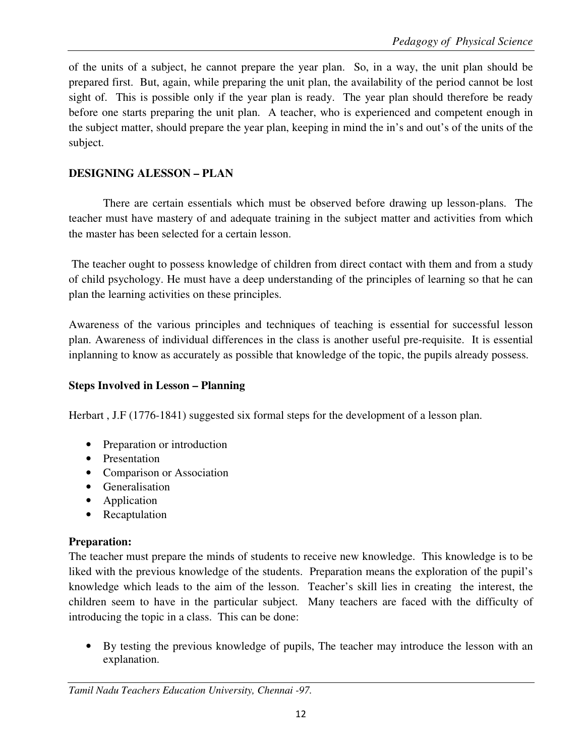of the units of a subject, he cannot prepare the year plan. So, in a way, the unit plan should be prepared first. But, again, while preparing the unit plan, the availability of the period cannot be lost sight of. This is possible only if the year plan is ready. The year plan should therefore be ready before one starts preparing the unit plan. A teacher, who is experienced and competent enough in the subject matter, should prepare the year plan, keeping in mind the in's and out's of the units of the subject.

## DESIGNING ALESSON – PLAN

There are certain essentials which must be observed before drawing up lesson-plans. The teacher must have mastery of and adequate training in the subject matter and activities from which the master has been selected for a certain lesson.

The teacher ought to possess knowledge of children from direct contact with them and from a study of child psychology. He must have a deep understanding of the principles of learning so that he can plan the learning activities on these principles.

Awareness of the various principles and techniques of teaching is essential for successful lesson plan. Awareness of individual differences in the class is another useful pre-requisite. It is essential inplanning to know as accurately as possible that knowledge of the topic, the pupils already possess.

### Steps Involved in Lesson – Planning

Herbart , J.F (1776-1841) suggested six formal steps for the development of a lesson plan.

- Preparation or introduction
- Presentation
- Comparison or Association
- Generalisation
- Application
- Recaptulation

### Preparation:

The teacher must prepare the minds of students to receive new knowledge. This knowledge is to be liked with the previous knowledge of the students. Preparation means the exploration of the pupil's knowledge which leads to the aim of the lesson. Teacher's skill lies in creating the interest, the children seem to have in the particular subject. Many teachers are faced with the difficulty of introducing the topic in a class. This can be done:

- By testing the previous knowledge of pupils, The teacher may introduce the lesson with an explanation.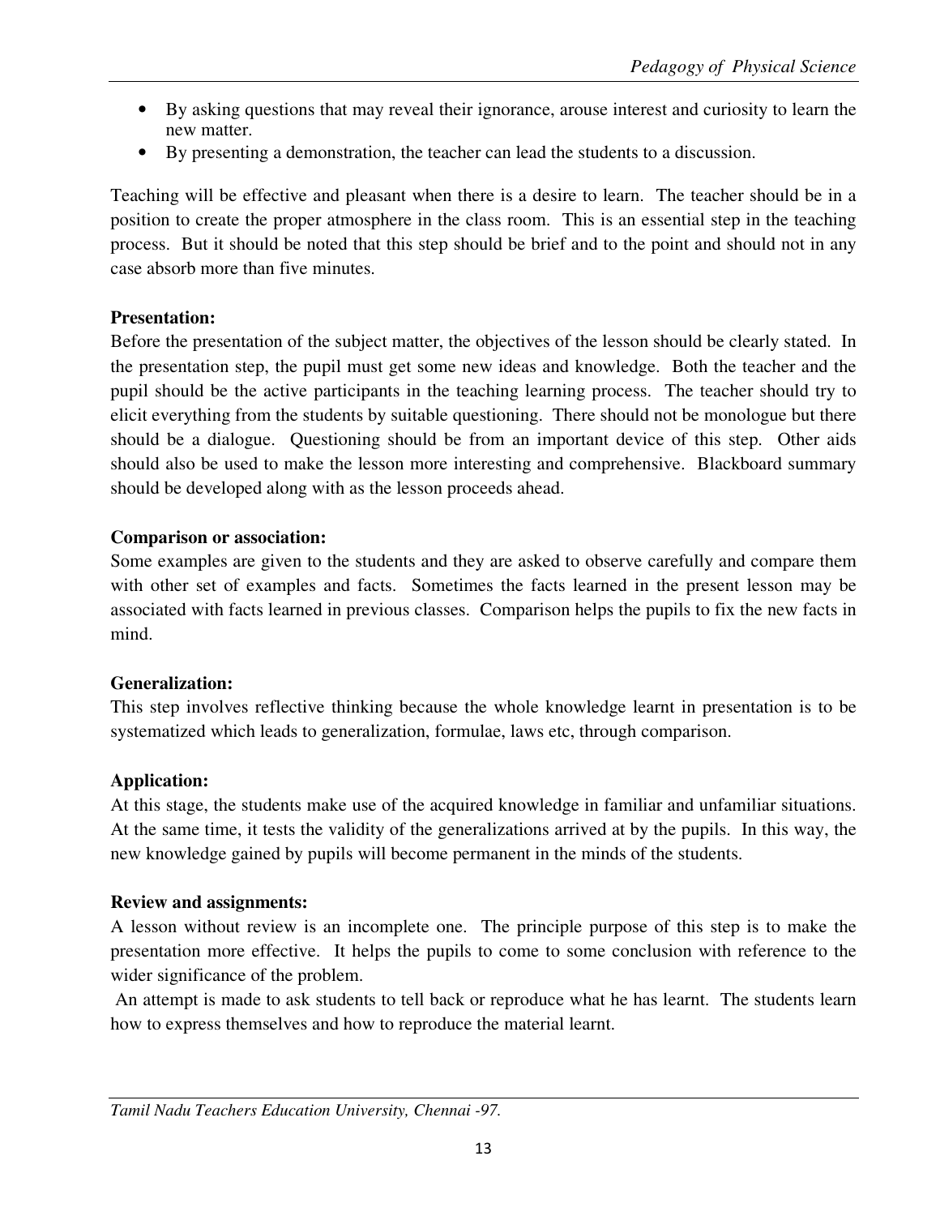- By asking questions that may reveal their ignorance, arouse interest and curiosity to learn the new matter.
- By presenting a demonstration, the teacher can lead the students to a discussion.

Teaching will be effective and pleasant when there is a desire to learn. The teacher should be in a position to create the proper atmosphere in the class room. This is an essential step in the teaching process. But it should be noted that this step should be brief and to the point and should not in any case absorb more than five minutes.

**Presentation:**

Before the presentation of the subject matter, the objectives of the lesson should be clearly stated. In the presentation step, the pupil must get some new ideas and knowledge. Both the teacher and the pupil should be the active participants in the teaching learning process. The teacher should try to elicit everything from the students by suitable questioning. There should not be monologue but there should be a dialogue. Questioning should be from an important device of this step. Other aids should also be used to make the lesson more interesting and comprehensive. Blackboard summary should be developed along with as the lesson proceeds ahead.

**Comparison or association:**

Some examples are given to the students and they are asked to observe carefully and compare them with other set of examples and facts. Sometimes the facts learned in the present lesson may be associated with facts learned in previous classes. Comparison helps the pupils to fix the new facts in mind.

**Generalization:**

This step involves reflective thinking because the whole knowledge learnt in presentation is to be systematized which leads to generalization, formulae, laws etc, through comparison.

**Application:**

At this stage, the students make use of the acquired knowledge in familiar and unfamiliar situations. At the same time, it tests the validity of the generalizations arrived at by the pupils. In this way, the new knowledge gained by pupils will become permanent in the minds of the students.

**Review and assignments:**

A lesson without review is an incomplete one. The principle purpose of this step is to make the presentation more effective. It helps the pupils to come to some conclusion with reference to the wider significance of the problem.

An attempt is made to ask students to tell back or reproduce what he has learnt. The students learn how to express themselves and how to reproduce the material learnt.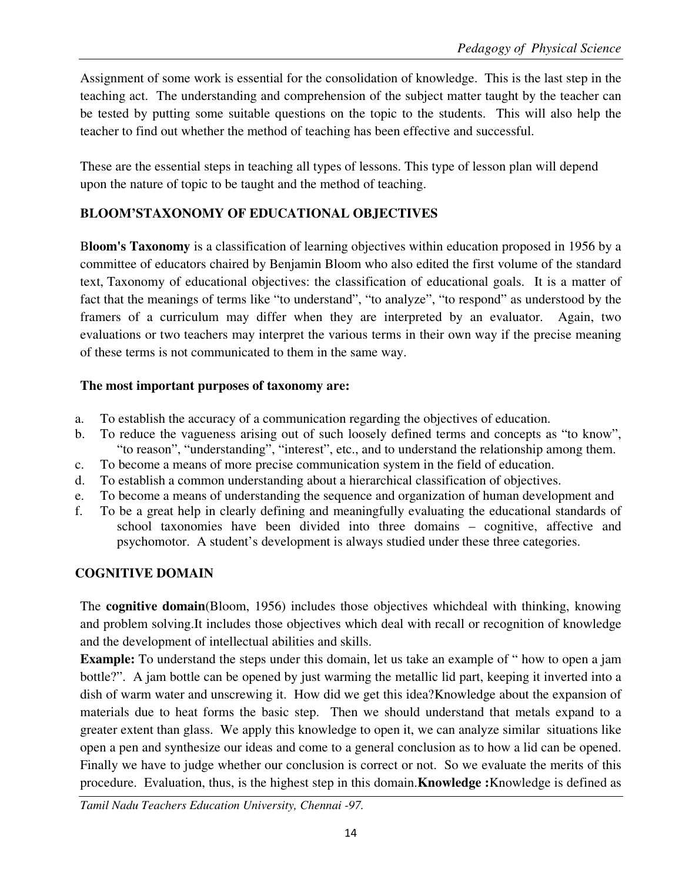Assignment of some work is essential for the consolidation of knowledge. This is the last step in the teaching act. The understanding and comprehension of the subject matter taught by the teacher can be tested by putting some suitable questions on the topic to the students. This will also help the teacher to find out whether the method of teaching has been effective and successful.

These are the essential steps in teaching all types of lessons. This type of lesson plan will depend upon the nature of topic to be taught and the method of teaching.

## BLOOM'STAXONOMY OF EDUCATIONAL OBJECTIVES

B**loom's Taxonomy** is a classification of learning objectives within education proposed in 1956 by a committee of educators chaired by Benjamin Bloom who also edited the first volume of the standard text, Taxonomy of educational objectives: the classification of educational goals. It is a matter of fact that the meanings of terms like "to understand", "to analyze", "to respond" as understood by the framers of a curriculum may differ when they are interpreted by an evaluator. Again, two evaluations or two teachers may interpret the various terms in their own way if the precise meaning of these terms is not communicated to them in the same way.

**The most important purposes of taxonomy are:**

a. To establish the accuracy of a communication regarding the objectives of education.
b. To reduce the vagueness arising out of such loosely defined terms and concepts as "to know", "to reason", "understanding", "interest", etc., and to understand the relationship among them.
c. To become a means of more precise communication system in the field of education.
d. To establish a common understanding about a hierarchical classification of objectives.
e. To become a means of understanding the sequence and organization of human development and
f. To be a great help in clearly defining and meaningfully evaluating the educational standards of school taxonomies have been divided into three domains – cognitive, affective and psychomotor. A student's development is always studied under these three categories.

## COGNITIVE DOMAIN

The **cognitive domain**(Bloom, 1956) includes those objectives whichdeal with thinking, knowing and problem solving.It includes those objectives which deal with recall or recognition of knowledge and the development of intellectual abilities and skills.

**Example:** To understand the steps under this domain, let us take an example of " how to open a jam bottle?". A jam bottle can be opened by just warming the metallic lid part, keeping it inverted into a dish of warm water and unscrewing it. How did we get this idea?Knowledge about the expansion of materials due to heat forms the basic step. Then we should understand that metals expand to a greater extent than glass. We apply this knowledge to open it, we can analyze similar situations like open a pen and synthesize our ideas and come to a general conclusion as to how a lid can be opened. Finally we have to judge whether our conclusion is correct or not. So we evaluate the merits of this procedure. Evaluation, thus, is the highest step in this domain.**Knowledge :**Knowledge is defined as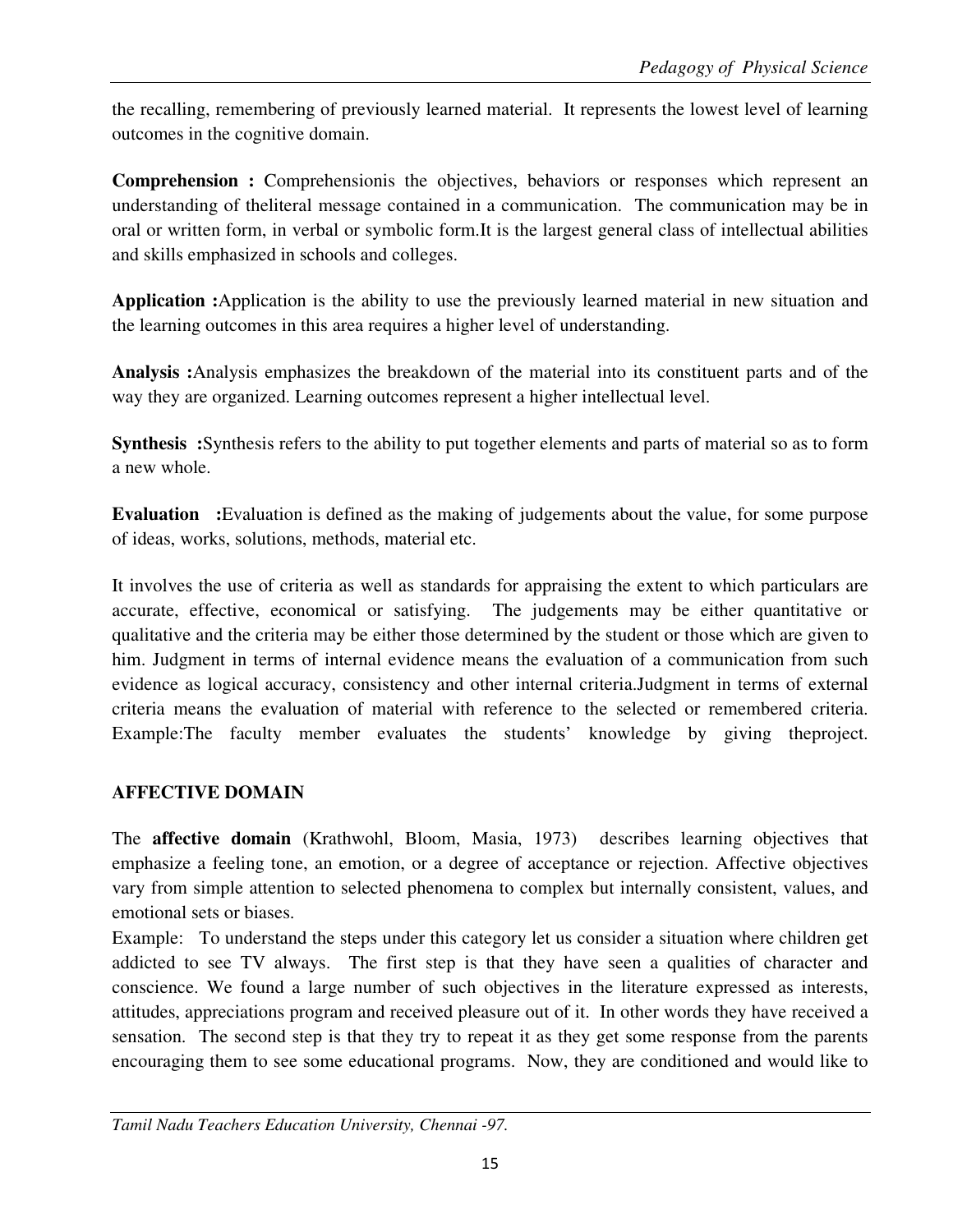the recalling, remembering of previously learned material. It represents the lowest level of learning outcomes in the cognitive domain.

**Comprehension :** Comprehensionis the objectives, behaviors or responses which represent an understanding of theliteral message contained in a communication. The communication may be in oral or written form, in verbal or symbolic form.It is the largest general class of intellectual abilities and skills emphasized in schools and colleges.

**Application :**Application is the ability to use the previously learned material in new situation and the learning outcomes in this area requires a higher level of understanding.

**Analysis :**Analysis emphasizes the breakdown of the material into its constituent parts and of the way they are organized. Learning outcomes represent a higher intellectual level.

**Synthesis :**Synthesis refers to the ability to put together elements and parts of material so as to form a new whole.

**Evaluation :**Evaluation is defined as the making of judgements about the value, for some purpose of ideas, works, solutions, methods, material etc.

It involves the use of criteria as well as standards for appraising the extent to which particulars are accurate, effective, economical or satisfying. The judgements may be either quantitative or qualitative and the criteria may be either those determined by the student or those which are given to him. Judgment in terms of internal evidence means the evaluation of a communication from such evidence as logical accuracy, consistency and other internal criteria.Judgment in terms of external criteria means the evaluation of material with reference to the selected or remembered criteria. Example:The faculty member evaluates the students' knowledge by giving theproject.

## AFFECTIVE DOMAIN

The **affective domain** (Krathwohl, Bloom, Masia, 1973) describes learning objectives that emphasize a feeling tone, an emotion, or a degree of acceptance or rejection. Affective objectives vary from simple attention to selected phenomena to complex but internally consistent, values, and emotional sets or biases.

Example: To understand the steps under this category let us consider a situation where children get addicted to see TV always. The first step is that they have seen a qualities of character and conscience. We found a large number of such objectives in the literature expressed as interests, attitudes, appreciations program and received pleasure out of it. In other words they have received a sensation. The second step is that they try to repeat it as they get some response from the parents encouraging them to see some educational programs. Now, they are conditioned and would like to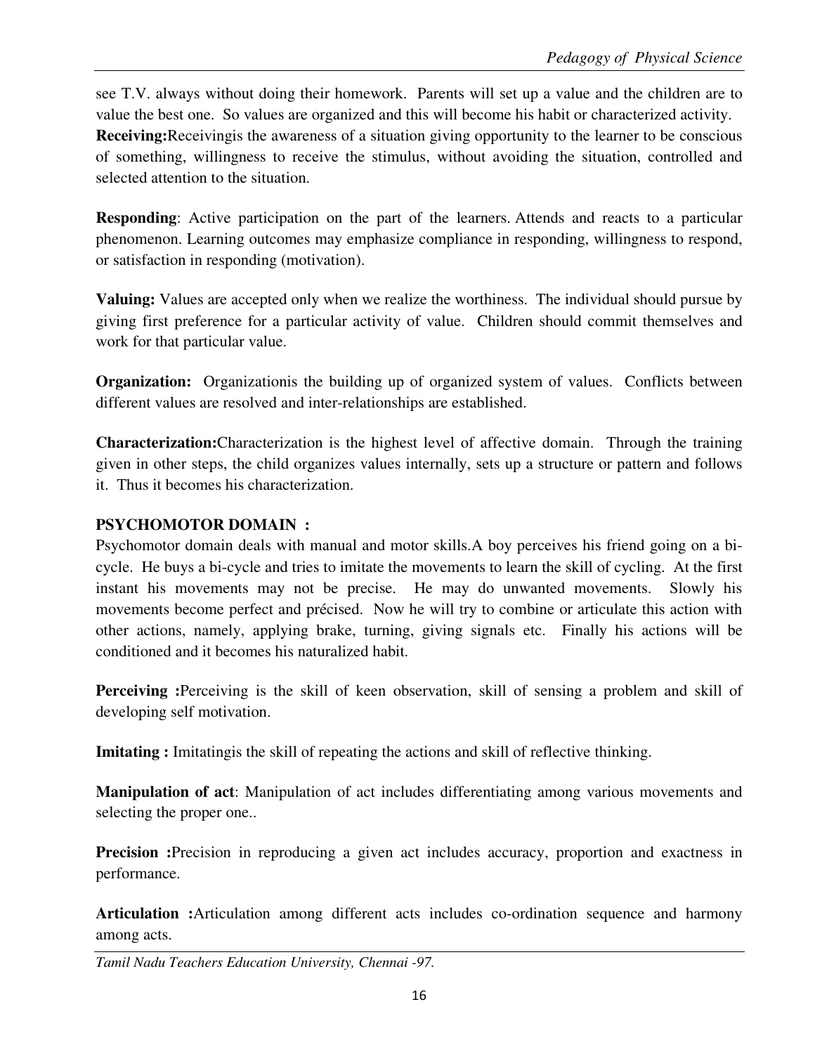see T.V. always without doing their homework. Parents will set up a value and the children are to value the best one. So values are organized and this will become his habit or characterized activity.

**Receiving:**Receivingis the awareness of a situation giving opportunity to the learner to be conscious of something, willingness to receive the stimulus, without avoiding the situation, controlled and selected attention to the situation.

**Responding**: Active participation on the part of the learners. Attends and reacts to a particular phenomenon. Learning outcomes may emphasize compliance in responding, willingness to respond, or satisfaction in responding (motivation).

**Valuing:** Values are accepted only when we realize the worthiness. The individual should pursue by giving first preference for a particular activity of value. Children should commit themselves and work for that particular value.

**Organization:** Organizationis the building up of organized system of values. Conflicts between different values are resolved and inter-relationships are established.

**Characterization:**Characterization is the highest level of affective domain. Through the training given in other steps, the child organizes values internally, sets up a structure or pattern and follows it. Thus it becomes his characterization.

## PSYCHOMOTOR DOMAIN :

Psychomotor domain deals with manual and motor skills.A boy perceives his friend going on a bi-cycle. He buys a bi-cycle and tries to imitate the movements to learn the skill of cycling. At the first instant his movements may not be precise. He may do unwanted movements. Slowly his movements become perfect and précised. Now he will try to combine or articulate this action with other actions, namely, applying brake, turning, giving signals etc. Finally his actions will be conditioned and it becomes his naturalized habit.

**Perceiving :**Perceiving is the skill of keen observation, skill of sensing a problem and skill of developing self motivation.

**Imitating :** Imitatingis the skill of repeating the actions and skill of reflective thinking.

**Manipulation of act**: Manipulation of act includes differentiating among various movements and selecting the proper one..

**Precision :**Precision in reproducing a given act includes accuracy, proportion and exactness in performance.

**Articulation :**Articulation among different acts includes co-ordination sequence and harmony among acts.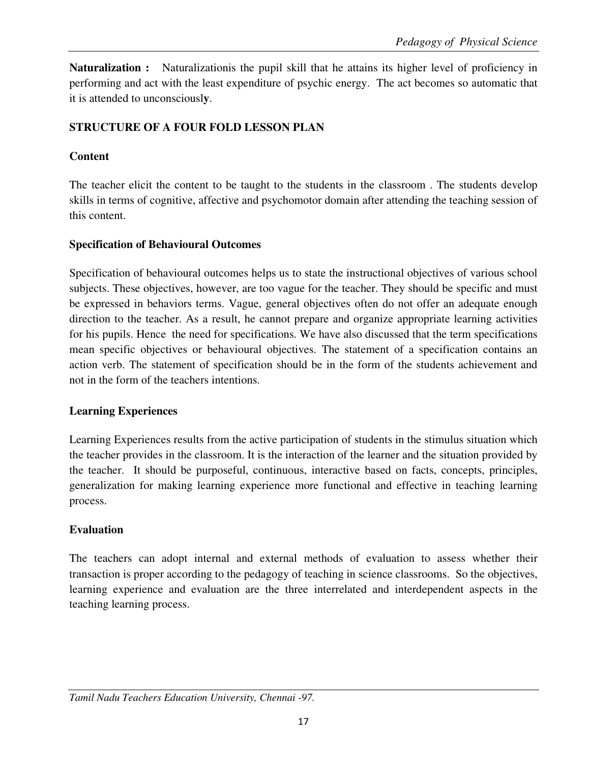**Naturalization :** Naturalizationis the pupil skill that he attains its higher level of proficiency in performing and act with the least expenditure of psychic energy. The act becomes so automatic that it is attended to unconsciously.

## STRUCTURE OF A FOUR FOLD LESSON PLAN

### Content

The teacher elicit the content to be taught to the students in the classroom . The students develop skills in terms of cognitive, affective and psychomotor domain after attending the teaching session of this content.

### Specification of Behavioural Outcomes

Specification of behavioural outcomes helps us to state the instructional objectives of various school subjects. These objectives, however, are too vague for the teacher. They should be specific and must be expressed in behaviors terms. Vague, general objectives often do not offer an adequate enough direction to the teacher. As a result, he cannot prepare and organize appropriate learning activities for his pupils. Hence the need for specifications. We have also discussed that the term specifications mean specific objectives or behavioural objectives. The statement of a specification contains an action verb. The statement of specification should be in the form of the students achievement and not in the form of the teachers intentions.

### Learning Experiences

Learning Experiences results from the active participation of students in the stimulus situation which the teacher provides in the classroom. It is the interaction of the learner and the situation provided by the teacher. It should be purposeful, continuous, interactive based on facts, concepts, principles, generalization for making learning experience more functional and effective in teaching learning process.

### Evaluation

The teachers can adopt internal and external methods of evaluation to assess whether their transaction is proper according to the pedagogy of teaching in science classrooms. So the objectives, learning experience and evaluation are the three interrelated and interdependent aspects in the teaching learning process.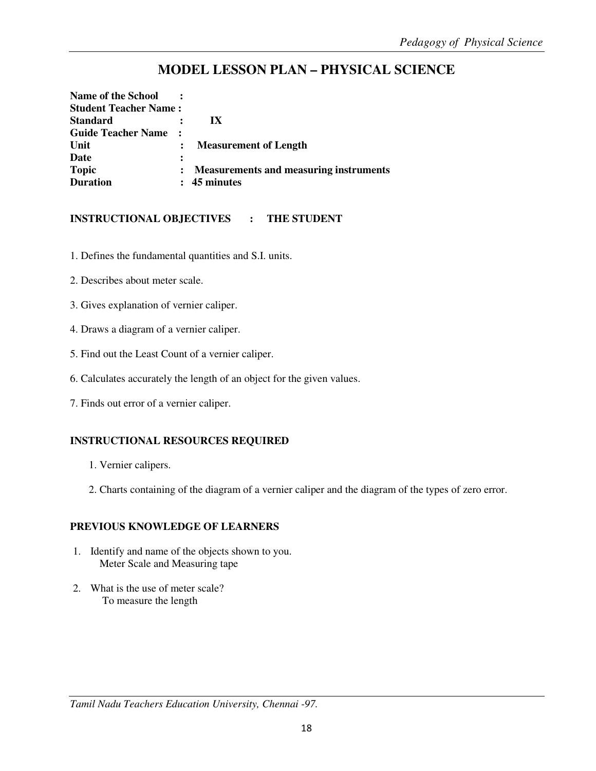# MODEL LESSON PLAN – PHYSICAL SCIENCE

**Name of the School :**
**Student Teacher Name :**
**Standard : IX**
**Guide Teacher Name :**
**Unit : Measurement of Length**
**Date :**
**Topic : Measurements and measuring instruments**
**Duration : 45 minutes**

**INSTRUCTIONAL OBJECTIVES : THE STUDENT**

1. Defines the fundamental quantities and S.I. units.

2. Describes about meter scale.

3. Gives explanation of vernier caliper.

4. Draws a diagram of a vernier caliper.

5. Find out the Least Count of a vernier caliper.

6. Calculates accurately the length of an object for the given values.

7. Finds out error of a vernier caliper.

**INSTRUCTIONAL RESOURCES REQUIRED**

1. Vernier calipers.

2. Charts containing of the diagram of a vernier caliper and the diagram of the types of zero error.

**PREVIOUS KNOWLEDGE OF LEARNERS**

1. Identify and name of the objects shown to you.
   Meter Scale and Measuring tape

2. What is the use of meter scale?
   To measure the length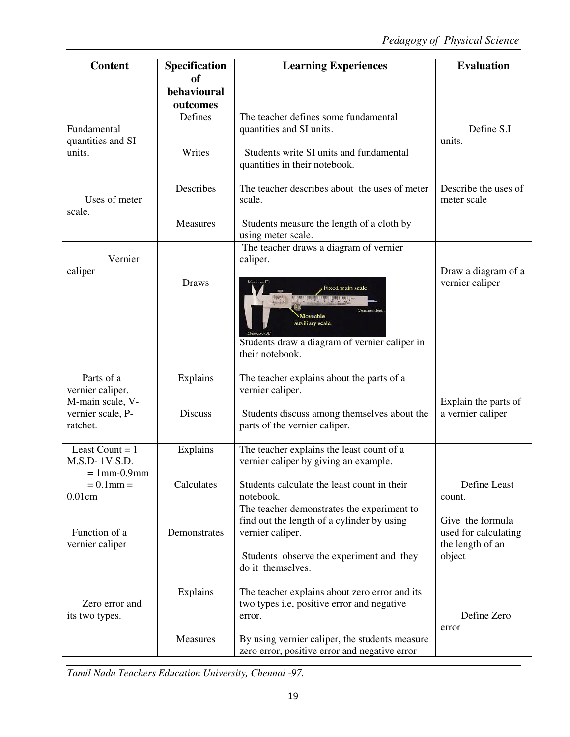| Content | Specification of behavioural outcomes | Learning Experiences | Evaluation |
|---|---|---|---|
| Fundamental quantities and SI units. | Defines<br><br>Writes | The teacher defines some fundamental quantities and SI units.<br><br>Students write SI units and fundamental quantities in their notebook. | Define S.I units. |
| Uses of meter scale. | Describes<br><br>Measures | The teacher describes about the uses of meter scale.<br><br>Students measure the length of a cloth by using meter scale. | Describe the uses of meter scale |
| Vernier caliper | Draws | The teacher draws a diagram of vernier caliper.<br><br>Students draw a diagram of vernier caliper in their notebook. | Draw a diagram of a vernier caliper |
| Parts of a vernier caliper. M-main scale, V-vernier scale, P-ratchet. | Explains<br><br>Discuss | The teacher explains about the parts of a vernier caliper.<br><br>Students discuss among themselves about the parts of the vernier caliper. | Explain the parts of a vernier caliper |
| Least Count = 1 M.S.D- 1V.S.D. = 1mm-0.9mm = 0.1mm = 0.01cm | Explains<br><br>Calculates | The teacher explains the least count of a vernier caliper by giving an example.<br><br>Students calculate the least count in their notebook. | Define Least count. |
| Function of a vernier caliper | Demonstrates | The teacher demonstrates the experiment to find out the length of a cylinder by using vernier caliper.<br><br>Students observe the experiment and they do it themselves. | Give the formula used for calculating the length of an object |
| Zero error and its two types. | Explains<br><br>Measures | The teacher explains about zero error and its two types i.e, positive error and negative error.<br><br>By using vernier caliper, the students measure zero error, positive error and negative error | Define Zero error |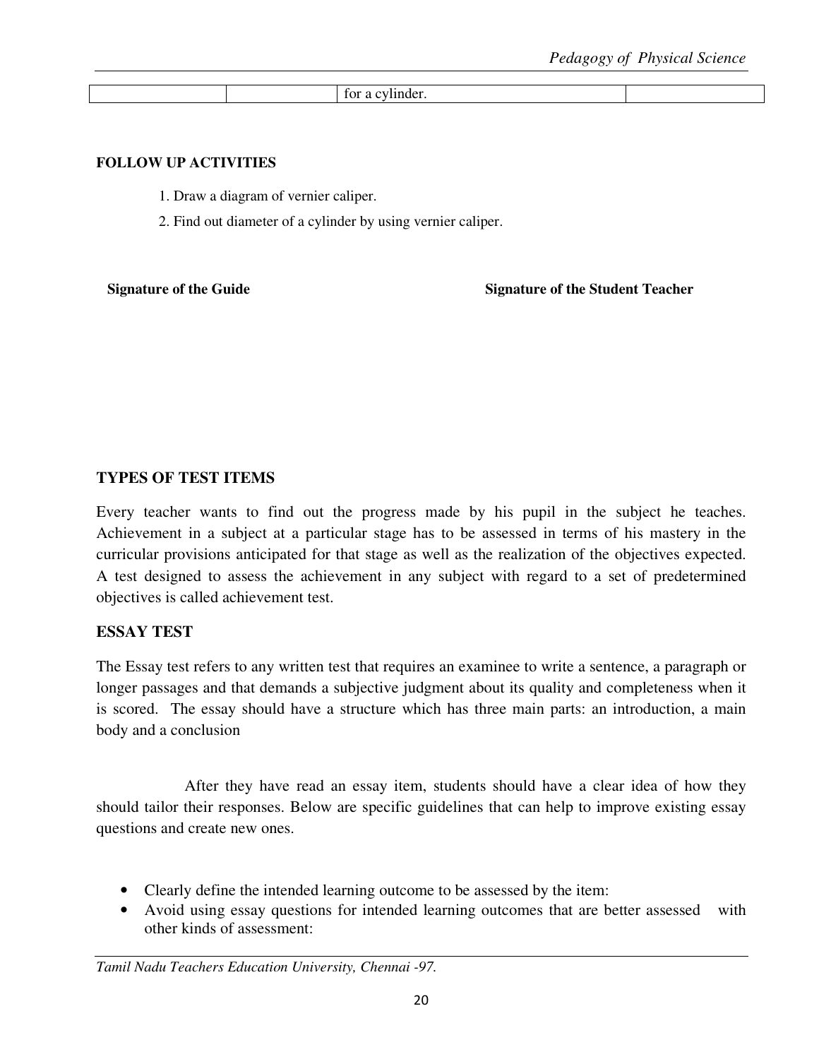| | | for a cylinder. | |
|---|---|---|---|

**FOLLOW UP ACTIVITIES**

1. Draw a diagram of vernier caliper.
2. Find out diameter of a cylinder by using vernier caliper.

**Signature of the Guide** **Signature of the Student Teacher**

## TYPES OF TEST ITEMS

Every teacher wants to find out the progress made by his pupil in the subject he teaches. Achievement in a subject at a particular stage has to be assessed in terms of his mastery in the curricular provisions anticipated for that stage as well as the realization of the objectives expected. A test designed to assess the achievement in any subject with regard to a set of predetermined objectives is called achievement test.

## ESSAY TEST

The Essay test refers to any written test that requires an examinee to write a sentence, a paragraph or longer passages and that demands a subjective judgment about its quality and completeness when it is scored. The essay should have a structure which has three main parts: an introduction, a main body and a conclusion

After they have read an essay item, students should have a clear idea of how they should tailor their responses. Below are specific guidelines that can help to improve existing essay questions and create new ones.

- Clearly define the intended learning outcome to be assessed by the item:
- Avoid using essay questions for intended learning outcomes that are better assessed with other kinds of assessment: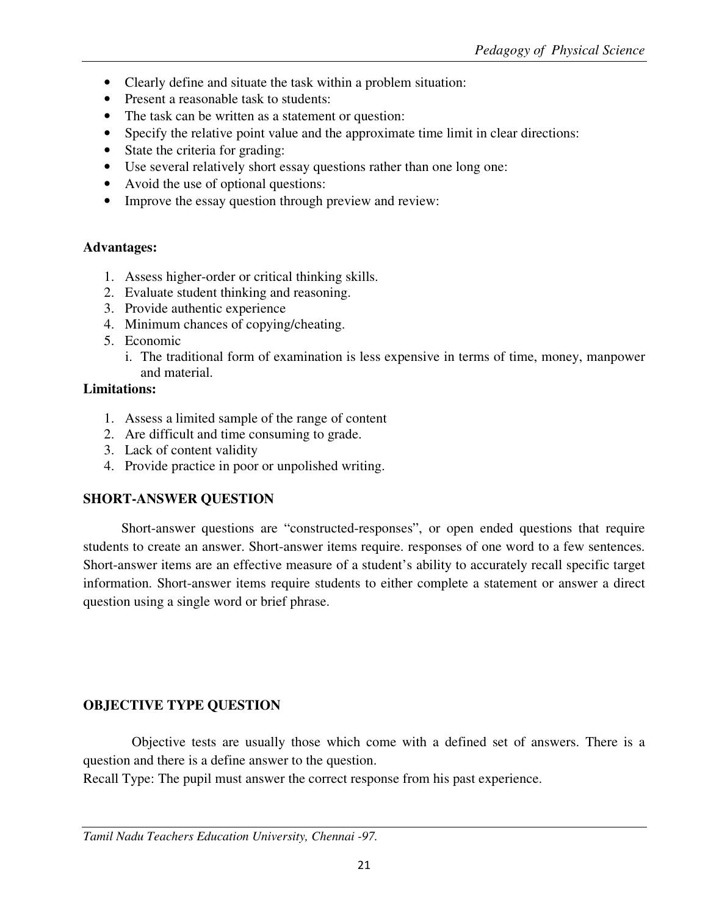- Clearly define and situate the task within a problem situation:
- Present a reasonable task to students:
- The task can be written as a statement or question:
- Specify the relative point value and the approximate time limit in clear directions:
- State the criteria for grading:
- Use several relatively short essay questions rather than one long one:
- Avoid the use of optional questions:
- Improve the essay question through preview and review:

**Advantages:**

1. Assess higher-order or critical thinking skills.
2. Evaluate student thinking and reasoning.
3. Provide authentic experience
4. Minimum chances of copying/cheating.
5. Economic
   i. The traditional form of examination is less expensive in terms of time, money, manpower and material.

**Limitations:**

1. Assess a limited sample of the range of content
2. Are difficult and time consuming to grade.
3. Lack of content validity
4. Provide practice in poor or unpolished writing.

**SHORT-ANSWER QUESTION**

Short-answer questions are "constructed-responses", or open ended questions that require students to create an answer. Short-answer items require. responses of one word to a few sentences. Short-answer items are an effective measure of a student's ability to accurately recall specific target information. Short-answer items require students to either complete a statement or answer a direct question using a single word or brief phrase.

**OBJECTIVE TYPE QUESTION**

Objective tests are usually those which come with a defined set of answers. There is a question and there is a define answer to the question.

Recall Type: The pupil must answer the correct response from his past experience.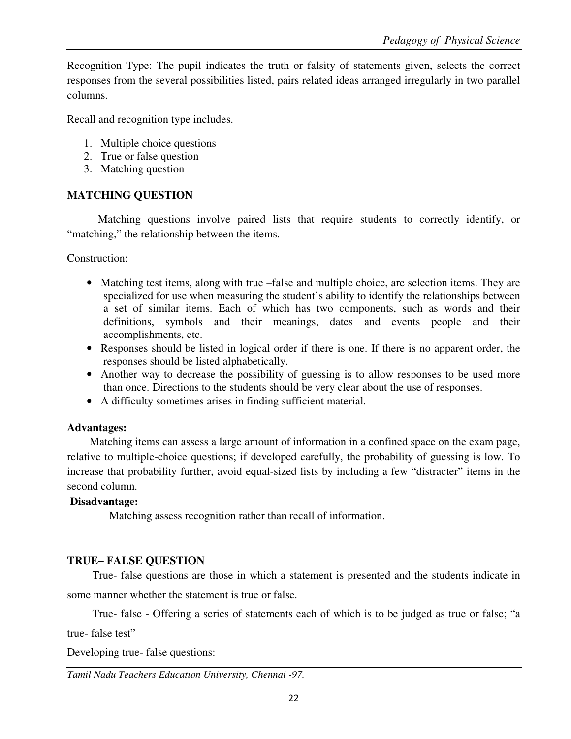Recognition Type: The pupil indicates the truth or falsity of statements given, selects the correct responses from the several possibilities listed, pairs related ideas arranged irregularly in two parallel columns.

Recall and recognition type includes.

1. Multiple choice questions
2. True or false question
3. Matching question

### MATCHING QUESTION

Matching questions involve paired lists that require students to correctly identify, or "matching," the relationship between the items.

Construction:

- Matching test items, along with true –false and multiple choice, are selection items. They are specialized for use when measuring the student's ability to identify the relationships between a set of similar items. Each of which has two components, such as words and their definitions, symbols and their meanings, dates and events people and their accomplishments, etc.
- Responses should be listed in logical order if there is one. If there is no apparent order, the responses should be listed alphabetically.
- Another way to decrease the possibility of guessing is to allow responses to be used more than once. Directions to the students should be very clear about the use of responses.
- A difficulty sometimes arises in finding sufficient material.

**Advantages:**

Matching items can assess a large amount of information in a confined space on the exam page, relative to multiple-choice questions; if developed carefully, the probability of guessing is low. To increase that probability further, avoid equal-sized lists by including a few "distracter" items in the second column.

**Disadvantage:**

Matching assess recognition rather than recall of information.

### TRUE– FALSE QUESTION

True- false questions are those in which a statement is presented and the students indicate in some manner whether the statement is true or false.

True- false - Offering a series of statements each of which is to be judged as true or false; "a true- false test"

Developing true- false questions: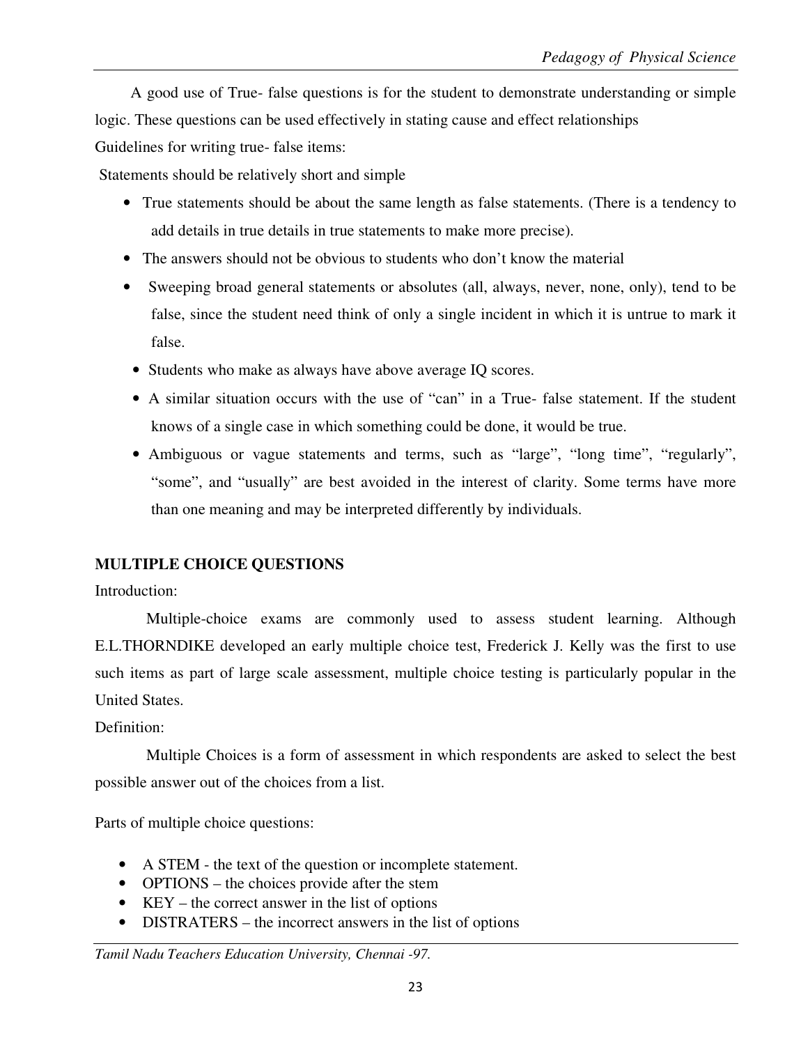A good use of True- false questions is for the student to demonstrate understanding or simple logic. These questions can be used effectively in stating cause and effect relationships

Guidelines for writing true- false items:

Statements should be relatively short and simple

- True statements should be about the same length as false statements. (There is a tendency to add details in true details in true statements to make more precise).
- The answers should not be obvious to students who don't know the material
- Sweeping broad general statements or absolutes (all, always, never, none, only), tend to be false, since the student need think of only a single incident in which it is untrue to mark it false.
- Students who make as always have above average IQ scores.
- A similar situation occurs with the use of "can" in a True- false statement. If the student knows of a single case in which something could be done, it would be true.
- Ambiguous or vague statements and terms, such as "large", "long time", "regularly", "some", and "usually" are best avoided in the interest of clarity. Some terms have more than one meaning and may be interpreted differently by individuals.

**MULTIPLE CHOICE QUESTIONS**

Introduction:

Multiple-choice exams are commonly used to assess student learning. Although E.L.THORNDIKE developed an early multiple choice test, Frederick J. Kelly was the first to use such items as part of large scale assessment, multiple choice testing is particularly popular in the United States.

Definition:

Multiple Choices is a form of assessment in which respondents are asked to select the best possible answer out of the choices from a list.

Parts of multiple choice questions:

- A STEM - the text of the question or incomplete statement.
- OPTIONS – the choices provide after the stem
- KEY – the correct answer in the list of options
- DISTRATERS – the incorrect answers in the list of options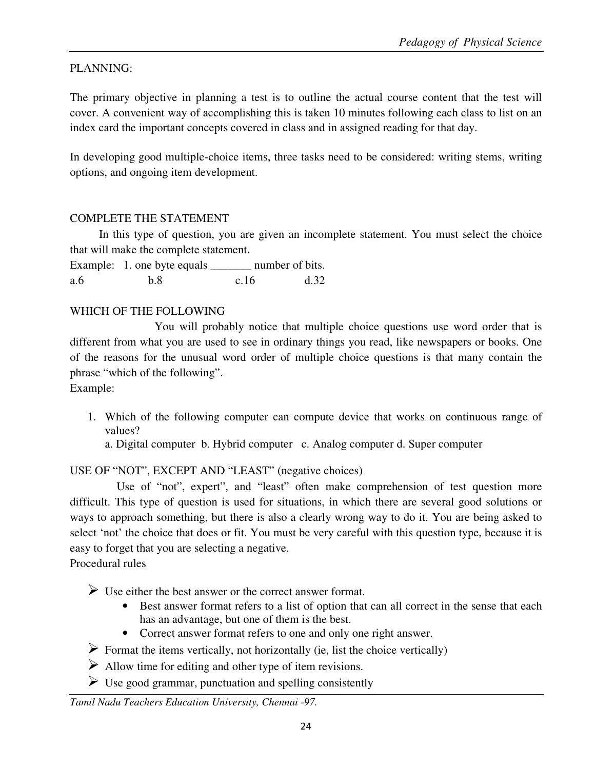PLANNING:

The primary objective in planning a test is to outline the actual course content that the test will cover. A convenient way of accomplishing this is taken 10 minutes following each class to list on an index card the important concepts covered in class and in assigned reading for that day.

In developing good multiple-choice items, three tasks need to be considered: writing stems, writing options, and ongoing item development.

COMPLETE THE STATEMENT

In this type of question, you are given an incomplete statement. You must select the choice that will make the complete statement.

Example: 1. one byte equals _______ number of bits.

a.6 b.8 c.16 d.32

WHICH OF THE FOLLOWING

You will probably notice that multiple choice questions use word order that is different from what you are used to see in ordinary things you read, like newspapers or books. One of the reasons for the unusual word order of multiple choice questions is that many contain the phrase "which of the following".

Example:

1. Which of the following computer can compute device that works on continuous range of values?
   a. Digital computer b. Hybrid computer c. Analog computer d. Super computer

USE OF "NOT", EXCEPT AND "LEAST" (negative choices)

Use of "not", expert", and "least" often make comprehension of test question more difficult. This type of question is used for situations, in which there are several good solutions or ways to approach something, but there is also a clearly wrong way to do it. You are being asked to select 'not' the choice that does or fit. You must be very careful with this question type, because it is easy to forget that you are selecting a negative.

Procedural rules

- Use either the best answer or the correct answer format.
  - Best answer format refers to a list of option that can all correct in the sense that each has an advantage, but one of them is the best.
  - Correct answer format refers to one and only one right answer.
- Format the items vertically, not horizontally (ie, list the choice vertically)
- Allow time for editing and other type of item revisions.
- Use good grammar, punctuation and spelling consistently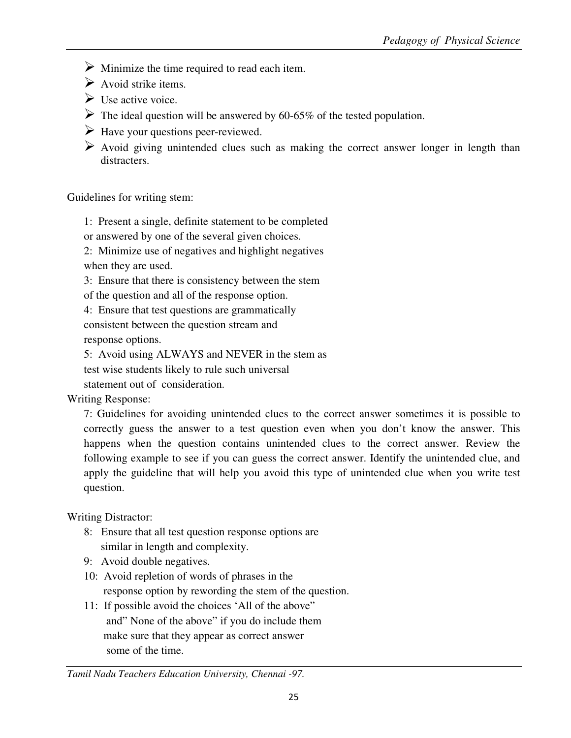- Minimize the time required to read each item.
- Avoid strike items.
- Use active voice.
- The ideal question will be answered by 60-65% of the tested population.
- Have your questions peer-reviewed.
- Avoid giving unintended clues such as making the correct answer longer in length than distracters.

Guidelines for writing stem:

1: Present a single, definite statement to be completed or answered by one of the several given choices.

2: Minimize use of negatives and highlight negatives when they are used.

3: Ensure that there is consistency between the stem of the question and all of the response option.

4: Ensure that test questions are grammatically consistent between the question stream and response options.

5: Avoid using ALWAYS and NEVER in the stem as test wise students likely to rule such universal statement out of consideration.

Writing Response:

7: Guidelines for avoiding unintended clues to the correct answer sometimes it is possible to correctly guess the answer to a test question even when you don't know the answer. This happens when the question contains unintended clues to the correct answer. Review the following example to see if you can guess the correct answer. Identify the unintended clue, and apply the guideline that will help you avoid this type of unintended clue when you write test question.

Writing Distractor:

8: Ensure that all test question response options are similar in length and complexity.

9: Avoid double negatives.

10: Avoid repletion of words of phrases in the response option by rewording the stem of the question.

11: If possible avoid the choices 'All of the above" and" None of the above" if you do include them make sure that they appear as correct answer some of the time.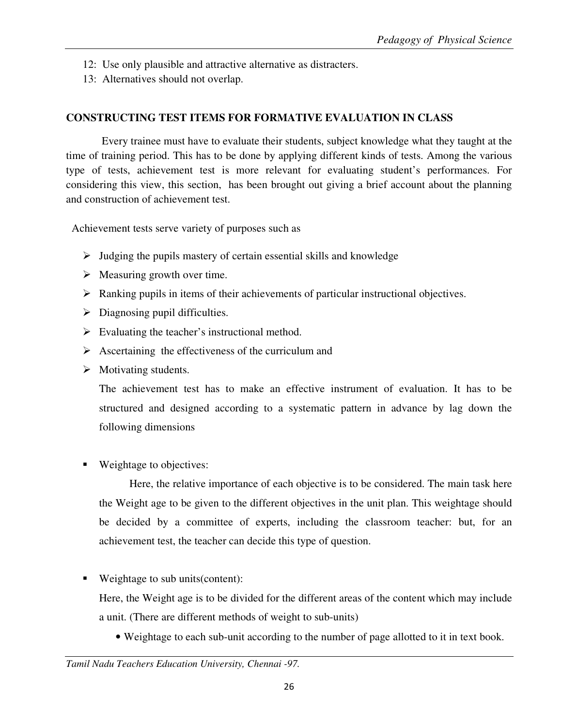12: Use only plausible and attractive alternative as distracters.
13: Alternatives should not overlap.

## CONSTRUCTING TEST ITEMS FOR FORMATIVE EVALUATION IN CLASS

Every trainee must have to evaluate their students, subject knowledge what they taught at the time of training period. This has to be done by applying different kinds of tests. Among the various type of tests, achievement test is more relevant for evaluating student's performances. For considering this view, this section, has been brought out giving a brief account about the planning and construction of achievement test.

Achievement tests serve variety of purposes such as

- Judging the pupils mastery of certain essential skills and knowledge
- Measuring growth over time.
- Ranking pupils in items of their achievements of particular instructional objectives.
- Diagnosing pupil difficulties.
- Evaluating the teacher's instructional method.
- Ascertaining the effectiveness of the curriculum and
- Motivating students.

The achievement test has to make an effective instrument of evaluation. It has to be structured and designed according to a systematic pattern in advance by lag down the following dimensions

- Weightage to objectives:

  Here, the relative importance of each objective is to be considered. The main task here the Weight age to be given to the different objectives in the unit plan. This weightage should be decided by a committee of experts, including the classroom teacher: but, for an achievement test, the teacher can decide this type of question.

- Weightage to sub units(content):

  Here, the Weight age is to be divided for the different areas of the content which may include a unit. (There are different methods of weight to sub-units)

  - Weightage to each sub-unit according to the number of page allotted to it in text book.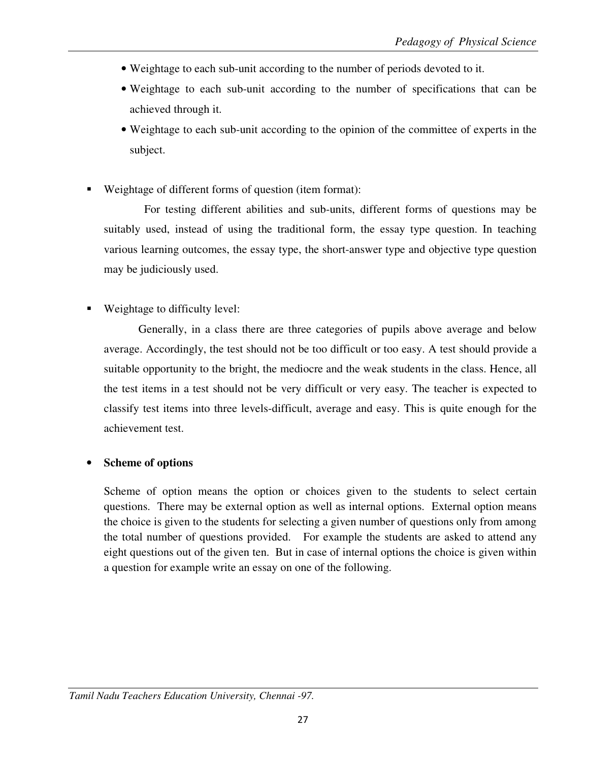- Weightage to each sub-unit according to the number of periods devoted to it.
- Weightage to each sub-unit according to the number of specifications that can be achieved through it.
- Weightage to each sub-unit according to the opinion of the committee of experts in the subject.

▪ Weightage of different forms of question (item format):

For testing different abilities and sub-units, different forms of questions may be suitably used, instead of using the traditional form, the essay type question. In teaching various learning outcomes, the essay type, the short-answer type and objective type question may be judiciously used.

▪ Weightage to difficulty level:

Generally, in a class there are three categories of pupils above average and below average. Accordingly, the test should not be too difficult or too easy. A test should provide a suitable opportunity to the bright, the mediocre and the weak students in the class. Hence, all the test items in a test should not be very difficult or very easy. The teacher is expected to classify test items into three levels-difficult, average and easy. This is quite enough for the achievement test.

- **Scheme of options**

Scheme of option means the option or choices given to the students to select certain questions. There may be external option as well as internal options. External option means the choice is given to the students for selecting a given number of questions only from among the total number of questions provided. For example the students are asked to attend any eight questions out of the given ten. But in case of internal options the choice is given within a question for example write an essay on one of the following.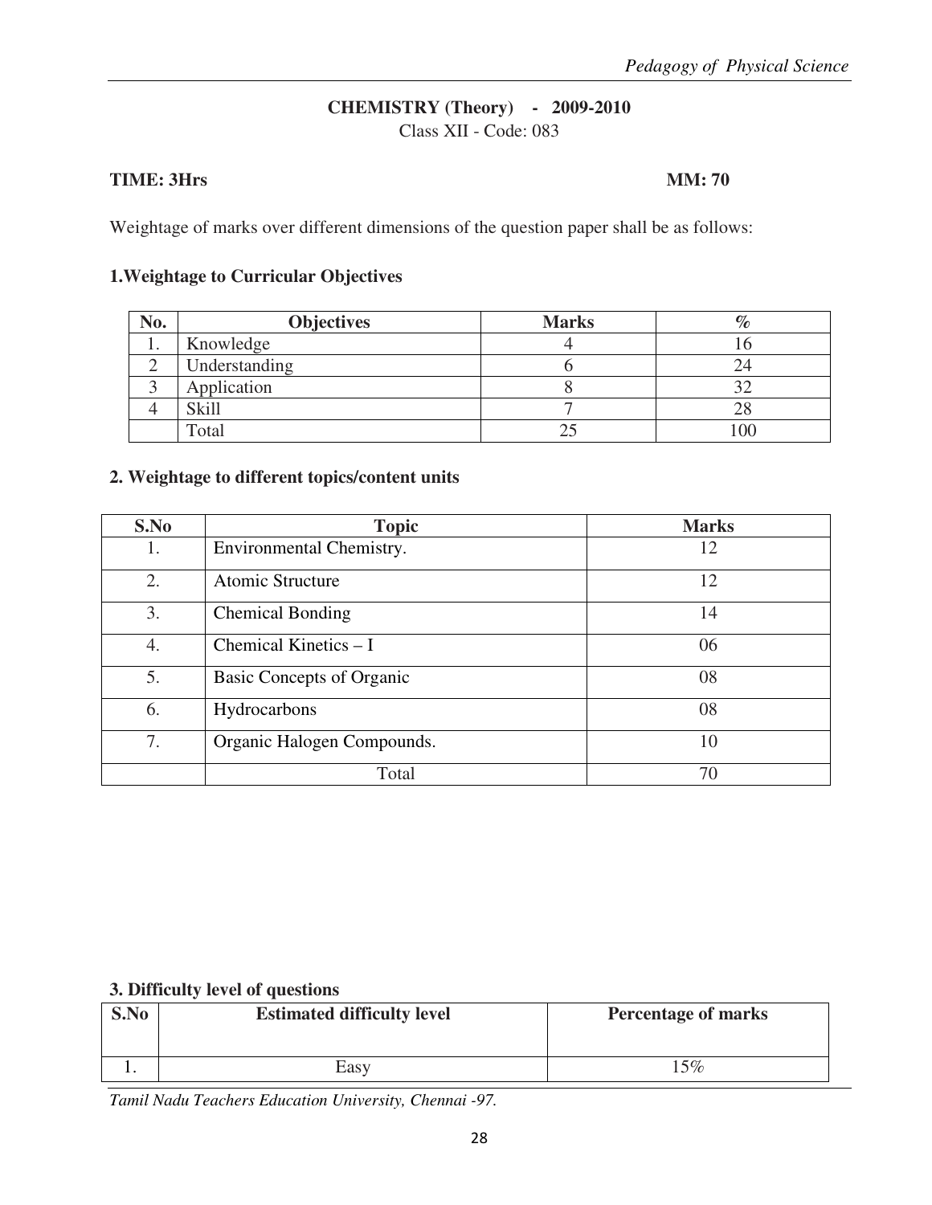**CHEMISTRY (Theory) - 2009-2010**

Class XII - Code: 083

**TIME: 3Hrs** **MM: 70**

Weightage of marks over different dimensions of the question paper shall be as follows:

**1.Weightage to Curricular Objectives**

| No. | Objectives | Marks | % |
|---|---|---|---|
| 1. | Knowledge | 4 | 16 |
| 2 | Understanding | 6 | 24 |
| 3 | Application | 8 | 32 |
| 4 | Skill | 7 | 28 |
| | Total | 25 | 100 |

**2. Weightage to different topics/content units**

| S.No | Topic | Marks |
|---|---|---|
| 1. | Environmental Chemistry. | 12 |
| 2. | Atomic Structure | 12 |
| 3. | Chemical Bonding | 14 |
| 4. | Chemical Kinetics – I | 06 |
| 5. | Basic Concepts of Organic | 08 |
| 6. | Hydrocarbons | 08 |
| 7. | Organic Halogen Compounds. | 10 |
| | Total | 70 |

**3. Difficulty level of questions**

| S.No | Estimated difficulty level | Percentage of marks |
|---|---|---|
| 1. | Easy | 15% |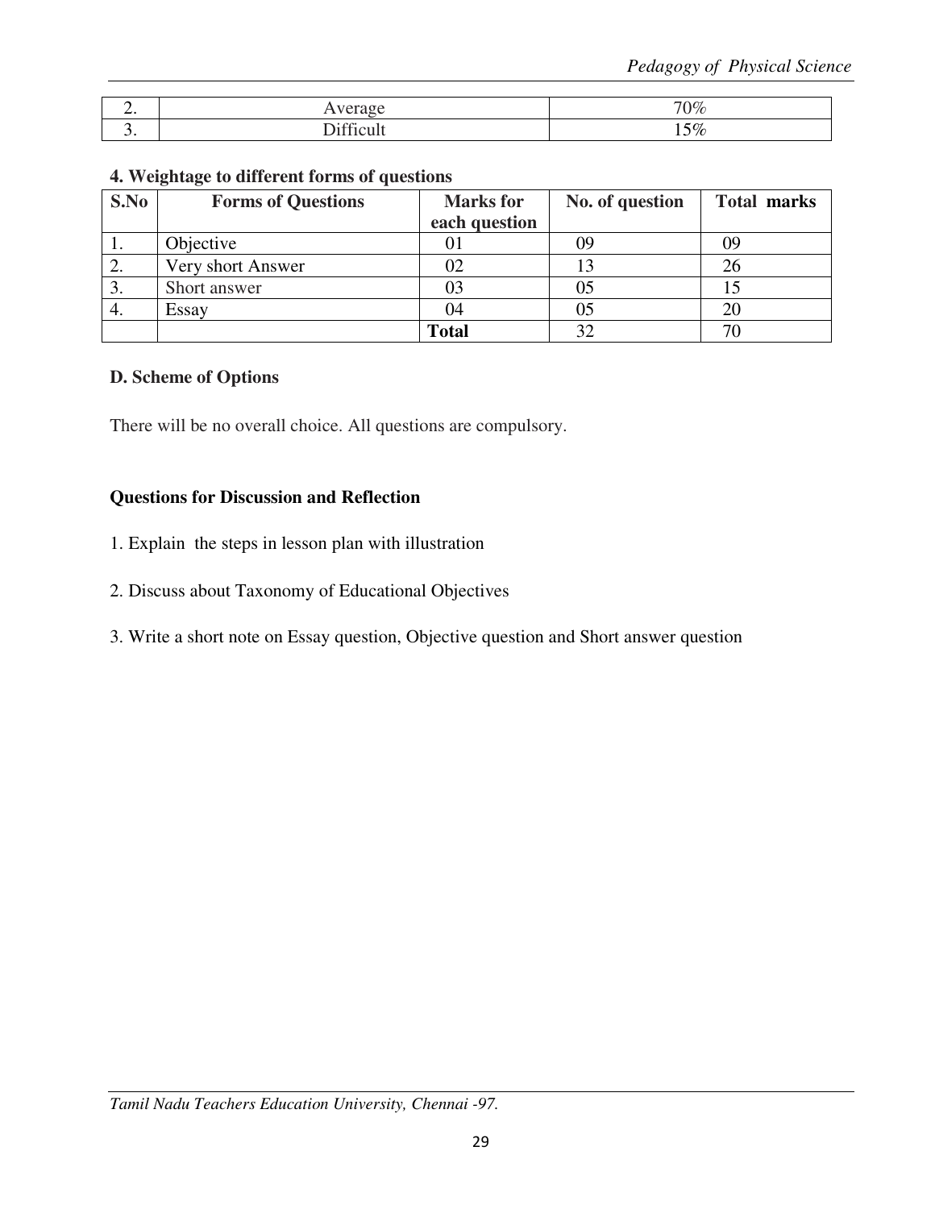| 2. | Average | 70% |
|---|---|---|
| 3. | Difficult | 15% |

**4. Weightage to different forms of questions**

| S.No | Forms of Questions | Marks for each question | No. of question | Total marks |
|---|---|---|---|---|
| 1. | Objective | 01 | 09 | 09 |
| 2. | Very short Answer | 02 | 13 | 26 |
| 3. | Short answer | 03 | 05 | 15 |
| 4. | Essay | 04 | 05 | 20 |
| | | **Total** | 32 | 70 |

**D. Scheme of Options**

There will be no overall choice. All questions are compulsory.

**Questions for Discussion and Reflection**

1. Explain the steps in lesson plan with illustration

2. Discuss about Taxonomy of Educational Objectives

3. Write a short note on Essay question, Objective question and Short answer question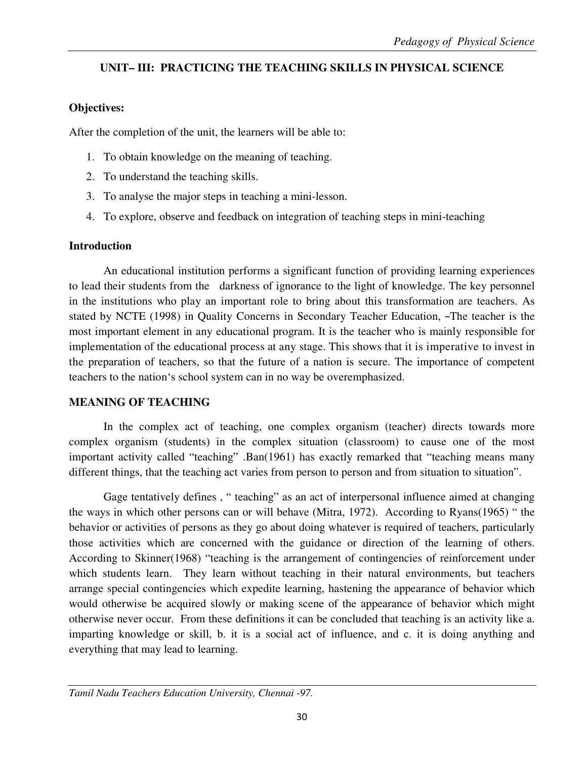## UNIT– III: PRACTICING THE TEACHING SKILLS IN PHYSICAL SCIENCE

**Objectives:**

After the completion of the unit, the learners will be able to:

1. To obtain knowledge on the meaning of teaching.
2. To understand the teaching skills.
3. To analyse the major steps in teaching a mini-lesson.
4. To explore, observe and feedback on integration of teaching steps in mini-teaching

**Introduction**

An educational institution performs a significant function of providing learning experiences to lead their students from the darkness of ignorance to the light of knowledge. The key personnel in the institutions who play an important role to bring about this transformation are teachers. As stated by NCTE (1998) in Quality Concerns in Secondary Teacher Education, –The teacher is the most important element in any educational program. It is the teacher who is mainly responsible for implementation of the educational process at any stage. This shows that it is imperative to invest in the preparation of teachers, so that the future of a nation is secure. The importance of competent teachers to the nation's school system can in no way be overemphasized.

**MEANING OF TEACHING**

In the complex act of teaching, one complex organism (teacher) directs towards more complex organism (students) in the complex situation (classroom) to cause one of the most important activity called "teaching" .Ban(1961) has exactly remarked that "teaching means many different things, that the teaching act varies from person to person and from situation to situation".

Gage tentatively defines , " teaching" as an act of interpersonal influence aimed at changing the ways in which other persons can or will behave (Mitra, 1972). According to Ryans(1965) " the behavior or activities of persons as they go about doing whatever is required of teachers, particularly those activities which are concerned with the guidance or direction of the learning of others. According to Skinner(1968) "teaching is the arrangement of contingencies of reinforcement under which students learn. They learn without teaching in their natural environments, but teachers arrange special contingencies which expedite learning, hastening the appearance of behavior which would otherwise be acquired slowly or making scene of the appearance of behavior which might otherwise never occur. From these definitions it can be concluded that teaching is an activity like a. imparting knowledge or skill, b. it is a social act of influence, and c. it is doing anything and everything that may lead to learning.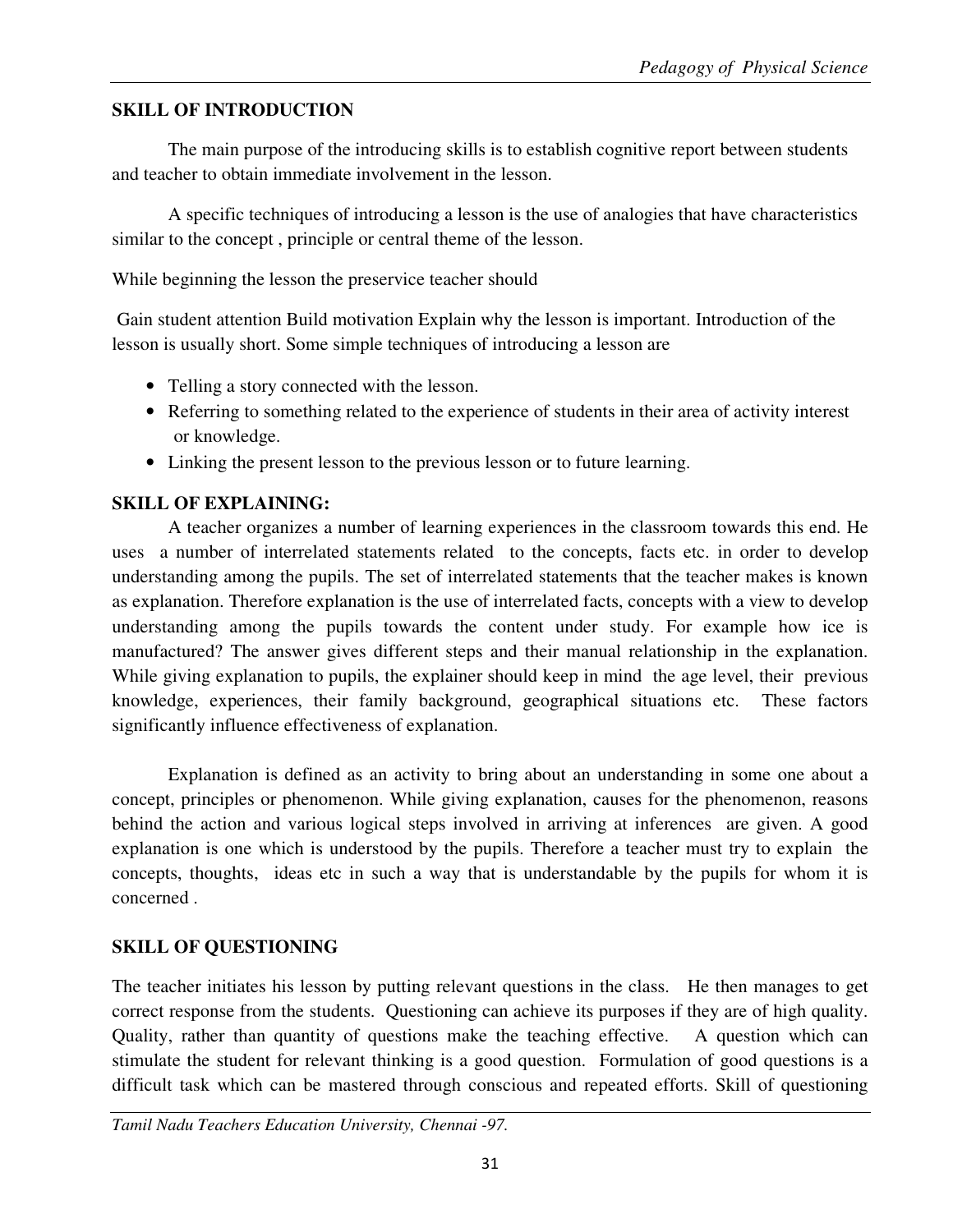## SKILL OF INTRODUCTION

The main purpose of the introducing skills is to establish cognitive report between students and teacher to obtain immediate involvement in the lesson.

A specific techniques of introducing a lesson is the use of analogies that have characteristics similar to the concept , principle or central theme of the lesson.

While beginning the lesson the preservice teacher should

Gain student attention Build motivation Explain why the lesson is important. Introduction of the lesson is usually short. Some simple techniques of introducing a lesson are

- Telling a story connected with the lesson.
- Referring to something related to the experience of students in their area of activity interest or knowledge.
- Linking the present lesson to the previous lesson or to future learning.

## SKILL OF EXPLAINING:

A teacher organizes a number of learning experiences in the classroom towards this end. He uses a number of interrelated statements related to the concepts, facts etc. in order to develop understanding among the pupils. The set of interrelated statements that the teacher makes is known as explanation. Therefore explanation is the use of interrelated facts, concepts with a view to develop understanding among the pupils towards the content under study. For example how ice is manufactured? The answer gives different steps and their manual relationship in the explanation. While giving explanation to pupils, the explainer should keep in mind the age level, their previous knowledge, experiences, their family background, geographical situations etc. These factors significantly influence effectiveness of explanation.

Explanation is defined as an activity to bring about an understanding in some one about a concept, principles or phenomenon. While giving explanation, causes for the phenomenon, reasons behind the action and various logical steps involved in arriving at inferences are given. A good explanation is one which is understood by the pupils. Therefore a teacher must try to explain the concepts, thoughts, ideas etc in such a way that is understandable by the pupils for whom it is concerned .

## SKILL OF QUESTIONING

The teacher initiates his lesson by putting relevant questions in the class. He then manages to get correct response from the students. Questioning can achieve its purposes if they are of high quality. Quality, rather than quantity of questions make the teaching effective. A question which can stimulate the student for relevant thinking is a good question. Formulation of good questions is a difficult task which can be mastered through conscious and repeated efforts. Skill of questioning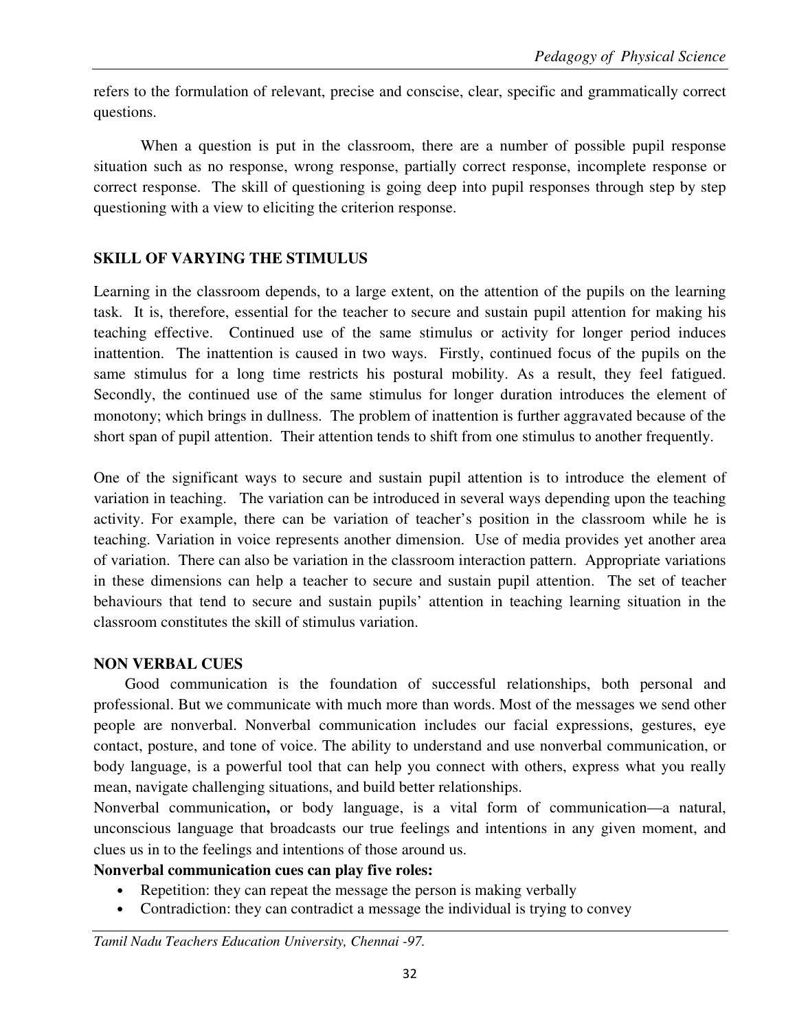refers to the formulation of relevant, precise and conscise, clear, specific and grammatically correct questions.

When a question is put in the classroom, there are a number of possible pupil response situation such as no response, wrong response, partially correct response, incomplete response or correct response. The skill of questioning is going deep into pupil responses through step by step questioning with a view to eliciting the criterion response.

## SKILL OF VARYING THE STIMULUS

Learning in the classroom depends, to a large extent, on the attention of the pupils on the learning task. It is, therefore, essential for the teacher to secure and sustain pupil attention for making his teaching effective. Continued use of the same stimulus or activity for longer period induces inattention. The inattention is caused in two ways. Firstly, continued focus of the pupils on the same stimulus for a long time restricts his postural mobility. As a result, they feel fatigued. Secondly, the continued use of the same stimulus for longer duration introduces the element of monotony; which brings in dullness. The problem of inattention is further aggravated because of the short span of pupil attention. Their attention tends to shift from one stimulus to another frequently.

One of the significant ways to secure and sustain pupil attention is to introduce the element of variation in teaching. The variation can be introduced in several ways depending upon the teaching activity. For example, there can be variation of teacher's position in the classroom while he is teaching. Variation in voice represents another dimension. Use of media provides yet another area of variation. There can also be variation in the classroom interaction pattern. Appropriate variations in these dimensions can help a teacher to secure and sustain pupil attention. The set of teacher behaviours that tend to secure and sustain pupils' attention in teaching learning situation in the classroom constitutes the skill of stimulus variation.

## NON VERBAL CUES

Good communication is the foundation of successful relationships, both personal and professional. But we communicate with much more than words. Most of the messages we send other people are nonverbal. Nonverbal communication includes our facial expressions, gestures, eye contact, posture, and tone of voice. The ability to understand and use nonverbal communication, or body language, is a powerful tool that can help you connect with others, express what you really mean, navigate challenging situations, and build better relationships.

Nonverbal communication**,** or body language, is a vital form of communication—a natural, unconscious language that broadcasts our true feelings and intentions in any given moment, and clues us in to the feelings and intentions of those around us.

**Nonverbal communication cues can play five roles:**

- Repetition: they can repeat the message the person is making verbally
- Contradiction: they can contradict a message the individual is trying to convey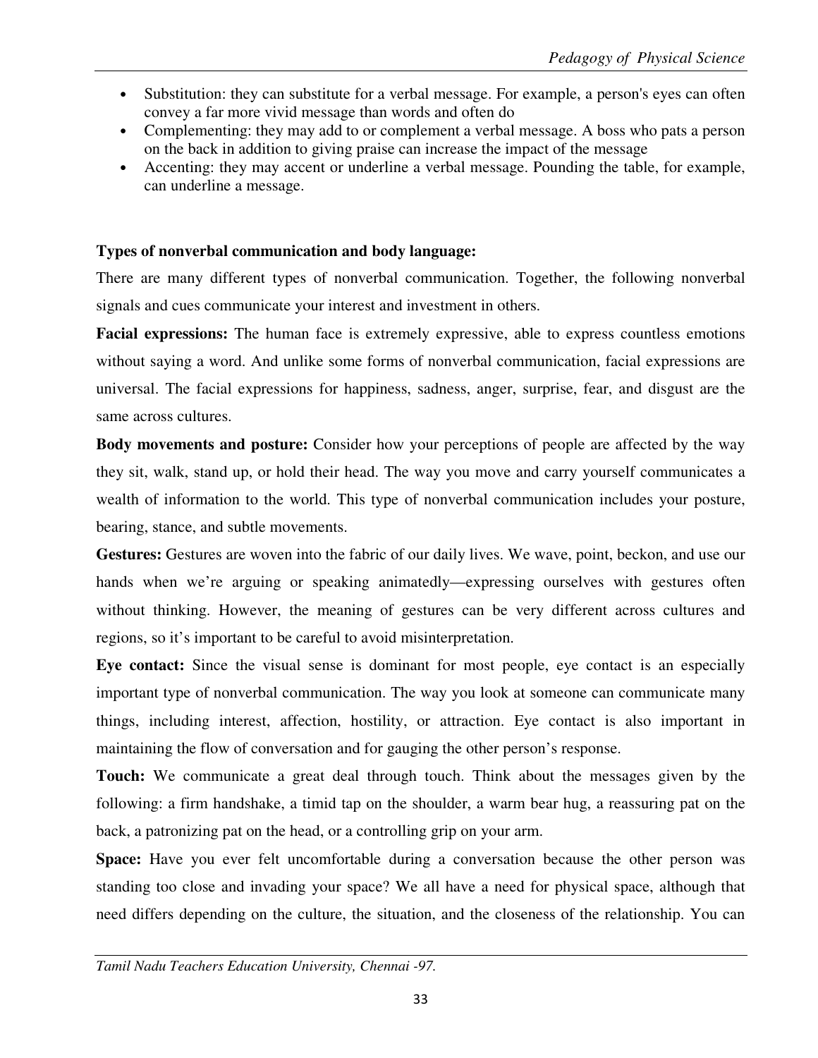- Substitution: they can substitute for a verbal message. For example, a person's eyes can often convey a far more vivid message than words and often do
- Complementing: they may add to or complement a verbal message. A boss who pats a person on the back in addition to giving praise can increase the impact of the message
- Accenting: they may accent or underline a verbal message. Pounding the table, for example, can underline a message.

**Types of nonverbal communication and body language:**

There are many different types of nonverbal communication. Together, the following nonverbal signals and cues communicate your interest and investment in others.

**Facial expressions:** The human face is extremely expressive, able to express countless emotions without saying a word. And unlike some forms of nonverbal communication, facial expressions are universal. The facial expressions for happiness, sadness, anger, surprise, fear, and disgust are the same across cultures.

**Body movements and posture:** Consider how your perceptions of people are affected by the way they sit, walk, stand up, or hold their head. The way you move and carry yourself communicates a wealth of information to the world. This type of nonverbal communication includes your posture, bearing, stance, and subtle movements.

**Gestures:** Gestures are woven into the fabric of our daily lives. We wave, point, beckon, and use our hands when we're arguing or speaking animatedly—expressing ourselves with gestures often without thinking. However, the meaning of gestures can be very different across cultures and regions, so it's important to be careful to avoid misinterpretation.

**Eye contact:** Since the visual sense is dominant for most people, eye contact is an especially important type of nonverbal communication. The way you look at someone can communicate many things, including interest, affection, hostility, or attraction. Eye contact is also important in maintaining the flow of conversation and for gauging the other person's response.

**Touch:** We communicate a great deal through touch. Think about the messages given by the following: a firm handshake, a timid tap on the shoulder, a warm bear hug, a reassuring pat on the back, a patronizing pat on the head, or a controlling grip on your arm.

**Space:** Have you ever felt uncomfortable during a conversation because the other person was standing too close and invading your space? We all have a need for physical space, although that need differs depending on the culture, the situation, and the closeness of the relationship. You can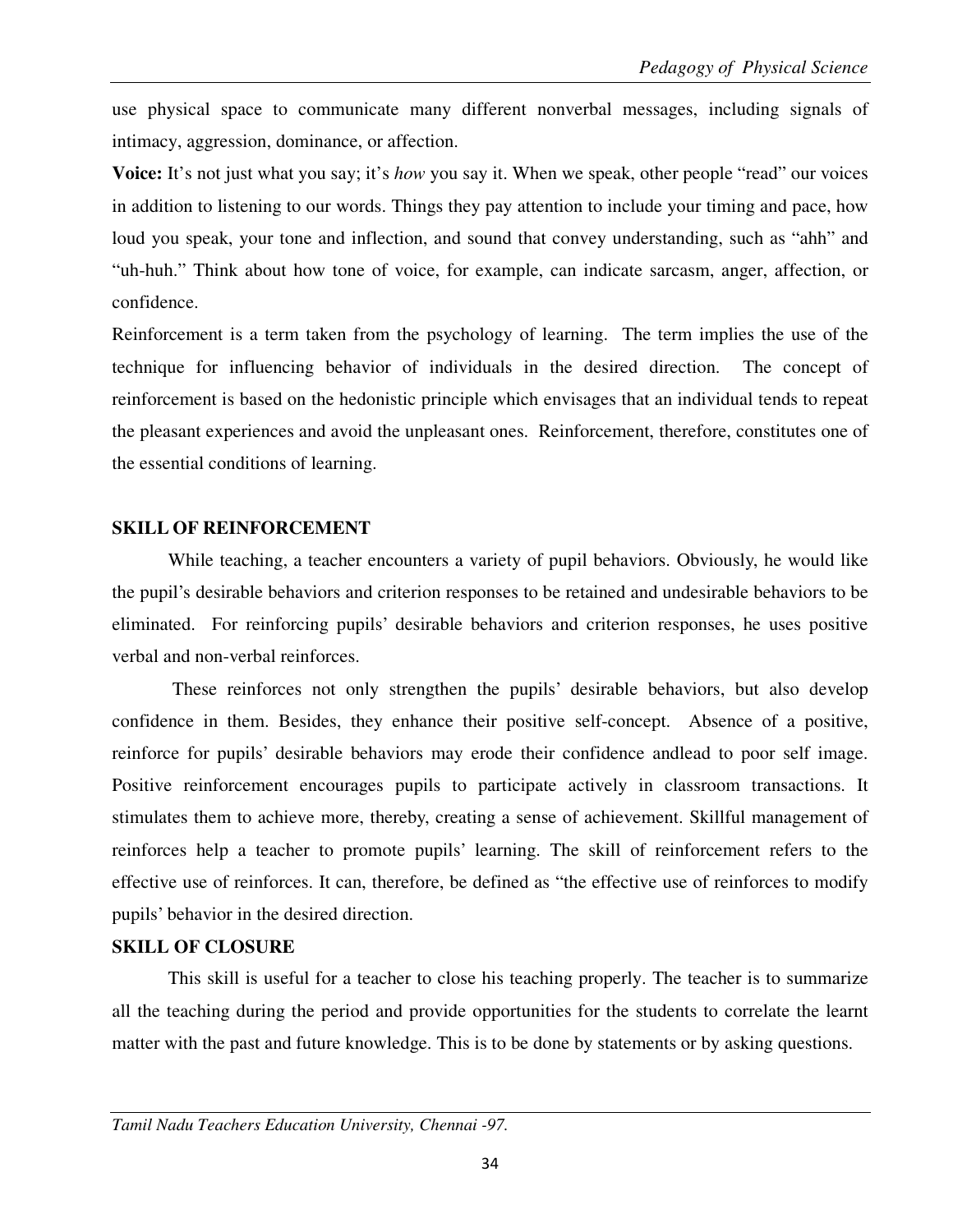use physical space to communicate many different nonverbal messages, including signals of intimacy, aggression, dominance, or affection.

**Voice:** It's not just what you say; it's *how* you say it. When we speak, other people "read" our voices in addition to listening to our words. Things they pay attention to include your timing and pace, how loud you speak, your tone and inflection, and sound that convey understanding, such as "ahh" and "uh-huh." Think about how tone of voice, for example, can indicate sarcasm, anger, affection, or confidence.

Reinforcement is a term taken from the psychology of learning. The term implies the use of the technique for influencing behavior of individuals in the desired direction. The concept of reinforcement is based on the hedonistic principle which envisages that an individual tends to repeat the pleasant experiences and avoid the unpleasant ones. Reinforcement, therefore, constitutes one of the essential conditions of learning.

## SKILL OF REINFORCEMENT

While teaching, a teacher encounters a variety of pupil behaviors. Obviously, he would like the pupil's desirable behaviors and criterion responses to be retained and undesirable behaviors to be eliminated. For reinforcing pupils' desirable behaviors and criterion responses, he uses positive verbal and non-verbal reinforces.

These reinforces not only strengthen the pupils' desirable behaviors, but also develop confidence in them. Besides, they enhance their positive self-concept. Absence of a positive, reinforce for pupils' desirable behaviors may erode their confidence andlead to poor self image. Positive reinforcement encourages pupils to participate actively in classroom transactions. It stimulates them to achieve more, thereby, creating a sense of achievement. Skillful management of reinforces help a teacher to promote pupils' learning. The skill of reinforcement refers to the effective use of reinforces. It can, therefore, be defined as "the effective use of reinforces to modify pupils' behavior in the desired direction.

## SKILL OF CLOSURE

This skill is useful for a teacher to close his teaching properly. The teacher is to summarize all the teaching during the period and provide opportunities for the students to correlate the learnt matter with the past and future knowledge. This is to be done by statements or by asking questions.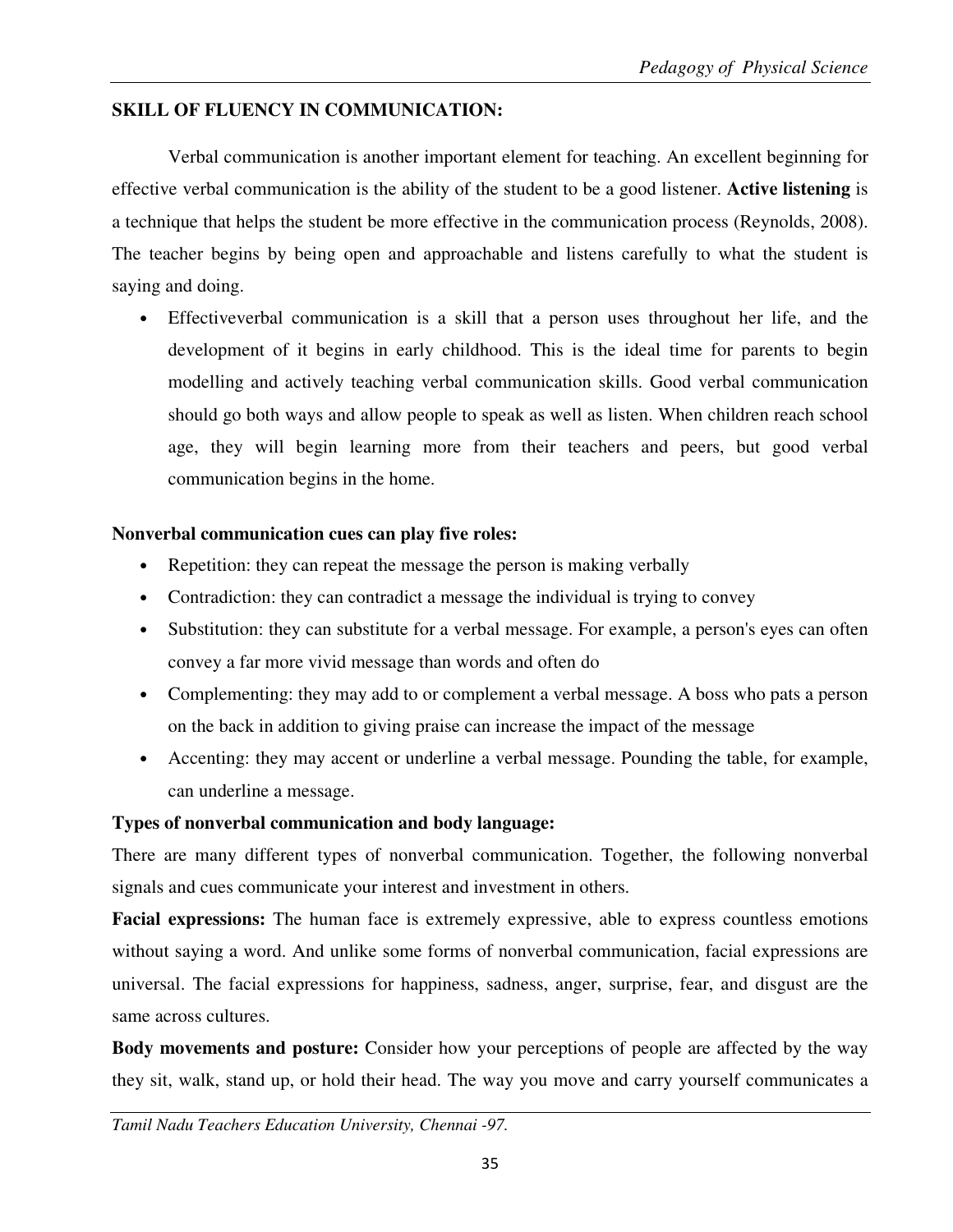**SKILL OF FLUENCY IN COMMUNICATION:**

Verbal communication is another important element for teaching. An excellent beginning for effective verbal communication is the ability of the student to be a good listener. **Active listening** is a technique that helps the student be more effective in the communication process (Reynolds, 2008). The teacher begins by being open and approachable and listens carefully to what the student is saying and doing.

- Effectiveverbal communication is a skill that a person uses throughout her life, and the development of it begins in early childhood. This is the ideal time for parents to begin modelling and actively teaching verbal communication skills. Good verbal communication should go both ways and allow people to speak as well as listen. When children reach school age, they will begin learning more from their teachers and peers, but good verbal communication begins in the home.

**Nonverbal communication cues can play five roles:**

- Repetition: they can repeat the message the person is making verbally
- Contradiction: they can contradict a message the individual is trying to convey
- Substitution: they can substitute for a verbal message. For example, a person's eyes can often convey a far more vivid message than words and often do
- Complementing: they may add to or complement a verbal message. A boss who pats a person on the back in addition to giving praise can increase the impact of the message
- Accenting: they may accent or underline a verbal message. Pounding the table, for example, can underline a message.

**Types of nonverbal communication and body language:**

There are many different types of nonverbal communication. Together, the following nonverbal signals and cues communicate your interest and investment in others.

**Facial expressions:** The human face is extremely expressive, able to express countless emotions without saying a word. And unlike some forms of nonverbal communication, facial expressions are universal. The facial expressions for happiness, sadness, anger, surprise, fear, and disgust are the same across cultures.

**Body movements and posture:** Consider how your perceptions of people are affected by the way they sit, walk, stand up, or hold their head. The way you move and carry yourself communicates a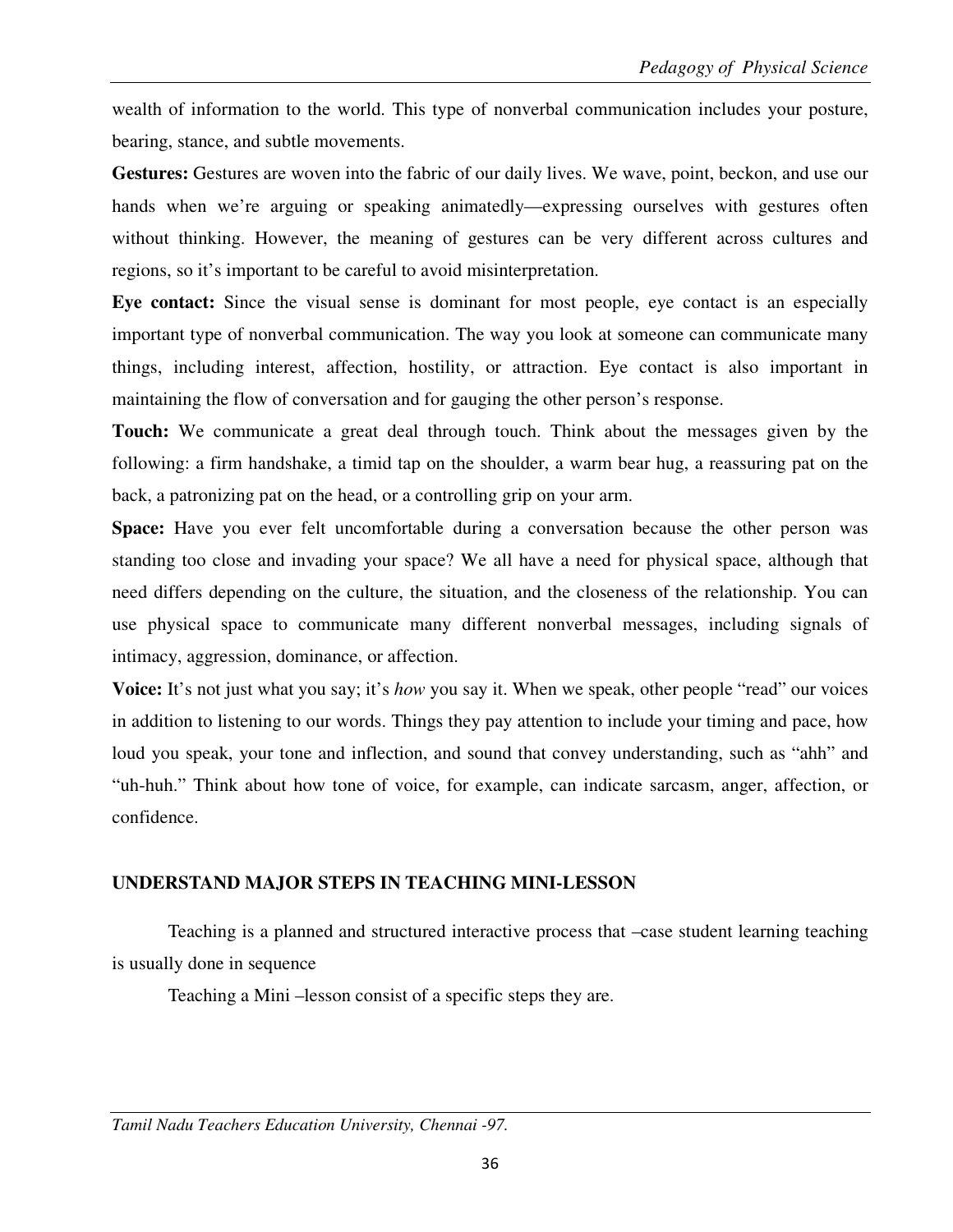wealth of information to the world. This type of nonverbal communication includes your posture, bearing, stance, and subtle movements.

**Gestures:** Gestures are woven into the fabric of our daily lives. We wave, point, beckon, and use our hands when we're arguing or speaking animatedly—expressing ourselves with gestures often without thinking. However, the meaning of gestures can be very different across cultures and regions, so it's important to be careful to avoid misinterpretation.

**Eye contact:** Since the visual sense is dominant for most people, eye contact is an especially important type of nonverbal communication. The way you look at someone can communicate many things, including interest, affection, hostility, or attraction. Eye contact is also important in maintaining the flow of conversation and for gauging the other person's response.

**Touch:** We communicate a great deal through touch. Think about the messages given by the following: a firm handshake, a timid tap on the shoulder, a warm bear hug, a reassuring pat on the back, a patronizing pat on the head, or a controlling grip on your arm.

**Space:** Have you ever felt uncomfortable during a conversation because the other person was standing too close and invading your space? We all have a need for physical space, although that need differs depending on the culture, the situation, and the closeness of the relationship. You can use physical space to communicate many different nonverbal messages, including signals of intimacy, aggression, dominance, or affection.

**Voice:** It's not just what you say; it's *how* you say it. When we speak, other people "read" our voices in addition to listening to our words. Things they pay attention to include your timing and pace, how loud you speak, your tone and inflection, and sound that convey understanding, such as "ahh" and "uh-huh." Think about how tone of voice, for example, can indicate sarcasm, anger, affection, or confidence.

## UNDERSTAND MAJOR STEPS IN TEACHING MINI-LESSON

Teaching is a planned and structured interactive process that –case student learning teaching is usually done in sequence

Teaching a Mini –lesson consist of a specific steps they are.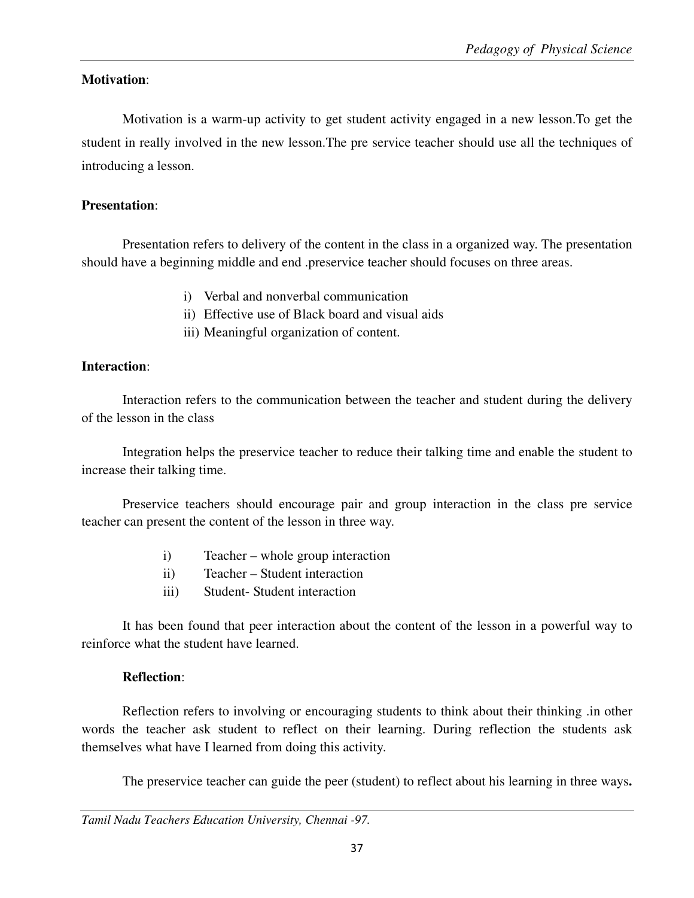**Motivation**:

Motivation is a warm-up activity to get student activity engaged in a new lesson.To get the student in really involved in the new lesson.The pre service teacher should use all the techniques of introducing a lesson.

**Presentation**:

Presentation refers to delivery of the content in the class in a organized way. The presentation should have a beginning middle and end .preservice teacher should focuses on three areas.

i) Verbal and nonverbal communication
ii) Effective use of Black board and visual aids
iii) Meaningful organization of content.

**Interaction**:

Interaction refers to the communication between the teacher and student during the delivery of the lesson in the class

Integration helps the preservice teacher to reduce their talking time and enable the student to increase their talking time.

Preservice teachers should encourage pair and group interaction in the class pre service teacher can present the content of the lesson in three way.

i) Teacher – whole group interaction
ii) Teacher – Student interaction
iii) Student- Student interaction

It has been found that peer interaction about the content of the lesson in a powerful way to reinforce what the student have learned.

**Reflection**:

Reflection refers to involving or encouraging students to think about their thinking .in other words the teacher ask student to reflect on their learning. During reflection the students ask themselves what have I learned from doing this activity.

The preservice teacher can guide the peer (student) to reflect about his learning in three ways**.**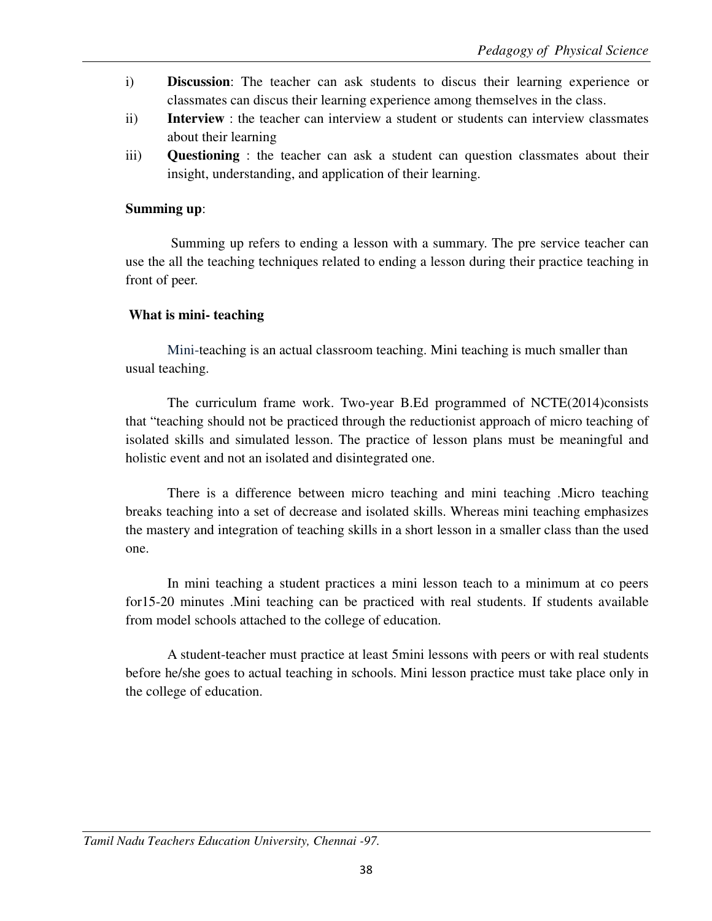i) **Discussion**: The teacher can ask students to discus their learning experience or classmates can discus their learning experience among themselves in the class.

ii) **Interview** : the teacher can interview a student or students can interview classmates about their learning

iii) **Questioning** : the teacher can ask a student can question classmates about their insight, understanding, and application of their learning.

**Summing up**:

Summing up refers to ending a lesson with a summary. The pre service teacher can use the all the teaching techniques related to ending a lesson during their practice teaching in front of peer.

**What is mini- teaching**

Mini-teaching is an actual classroom teaching. Mini teaching is much smaller than usual teaching.

The curriculum frame work. Two-year B.Ed programmed of NCTE(2014)consists that "teaching should not be practiced through the reductionist approach of micro teaching of isolated skills and simulated lesson. The practice of lesson plans must be meaningful and holistic event and not an isolated and disintegrated one.

There is a difference between micro teaching and mini teaching .Micro teaching breaks teaching into a set of decrease and isolated skills. Whereas mini teaching emphasizes the mastery and integration of teaching skills in a short lesson in a smaller class than the used one.

In mini teaching a student practices a mini lesson teach to a minimum at co peers for15-20 minutes .Mini teaching can be practiced with real students. If students available from model schools attached to the college of education.

A student-teacher must practice at least 5mini lessons with peers or with real students before he/she goes to actual teaching in schools. Mini lesson practice must take place only in the college of education.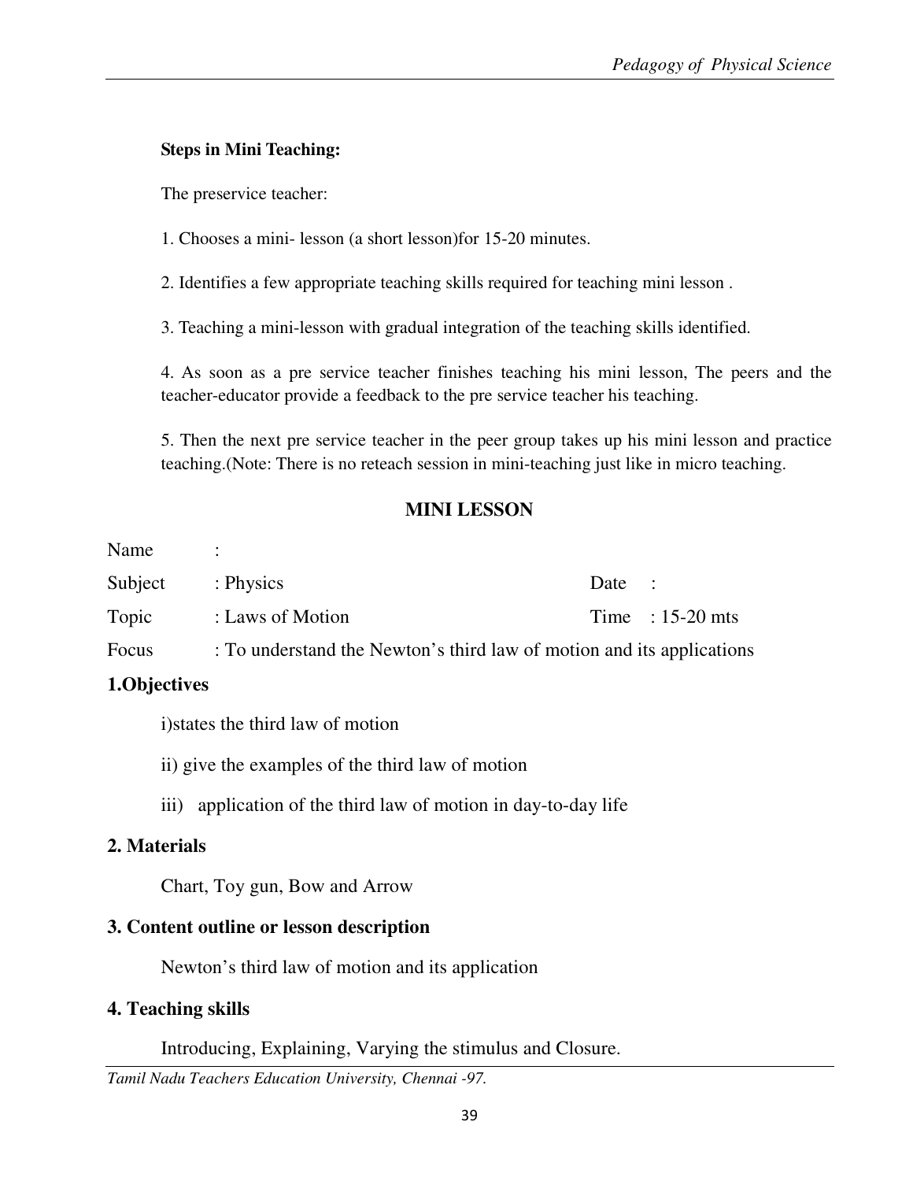**Steps in Mini Teaching:**

The preservice teacher:

1. Chooses a mini- lesson (a short lesson)for 15-20 minutes.

2. Identifies a few appropriate teaching skills required for teaching mini lesson .

3. Teaching a mini-lesson with gradual integration of the teaching skills identified.

4. As soon as a pre service teacher finishes teaching his mini lesson, The peers and the teacher-educator provide a feedback to the pre service teacher his teaching.

5. Then the next pre service teacher in the peer group takes up his mini lesson and practice teaching.(Note: There is no reteach session in mini-teaching just like in micro teaching.

## MINI LESSON

Name :

Subject : Physics &nbsp;&nbsp;&nbsp;&nbsp;&nbsp;&nbsp;&nbsp;&nbsp; Date :

Topic : Laws of Motion &nbsp;&nbsp;&nbsp;&nbsp;&nbsp;&nbsp;&nbsp;&nbsp; Time : 15-20 mts

Focus : To understand the Newton's third law of motion and its applications

### 1.Objectives

i)states the third law of motion

ii) give the examples of the third law of motion

iii) application of the third law of motion in day-to-day life

### 2. Materials

Chart, Toy gun, Bow and Arrow

### 3. Content outline or lesson description

Newton's third law of motion and its application

### 4. Teaching skills

Introducing, Explaining, Varying the stimulus and Closure.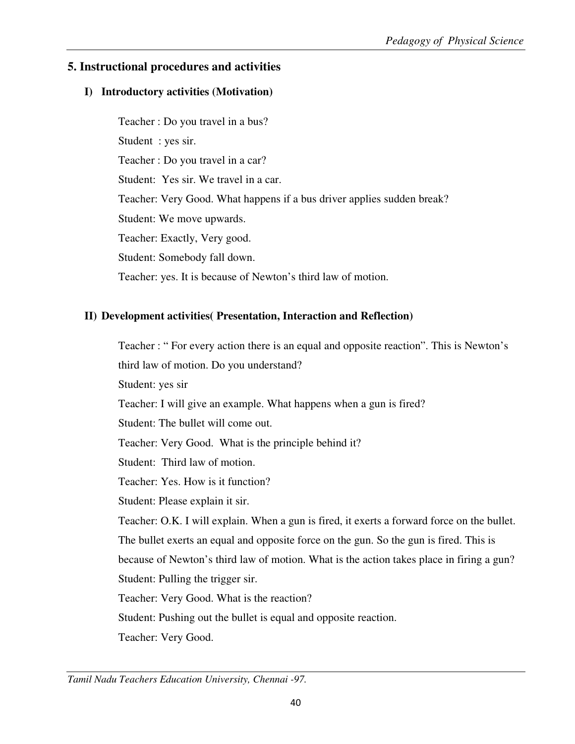## 5. Instructional procedures and activities

### I) Introductory activities (Motivation)

Teacher : Do you travel in a bus?

Student : yes sir.

Teacher : Do you travel in a car?

Student: Yes sir. We travel in a car.

Teacher: Very Good. What happens if a bus driver applies sudden break?

Student: We move upwards.

Teacher: Exactly, Very good.

Student: Somebody fall down.

Teacher: yes. It is because of Newton's third law of motion.

### II) Development activities( Presentation, Interaction and Reflection)

Teacher : " For every action there is an equal and opposite reaction". This is Newton's third law of motion. Do you understand?

Student: yes sir

Teacher: I will give an example. What happens when a gun is fired?

Student: The bullet will come out.

Teacher: Very Good. What is the principle behind it?

Student: Third law of motion.

Teacher: Yes. How is it function?

Student: Please explain it sir.

Teacher: O.K. I will explain. When a gun is fired, it exerts a forward force on the bullet. The bullet exerts an equal and opposite force on the gun. So the gun is fired. This is because of Newton's third law of motion. What is the action takes place in firing a gun?

Student: Pulling the trigger sir.

Teacher: Very Good. What is the reaction?

Student: Pushing out the bullet is equal and opposite reaction.

Teacher: Very Good.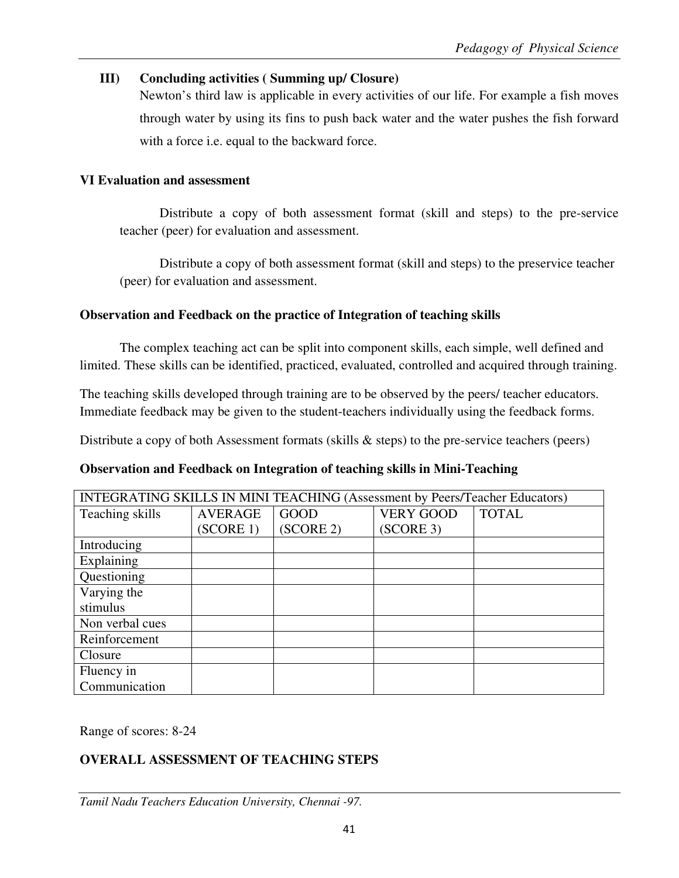**III) Concluding activities ( Summing up/ Closure)**

Newton's third law is applicable in every activities of our life. For example a fish moves through water by using its fins to push back water and the water pushes the fish forward with a force i.e. equal to the backward force.

**VI Evaluation and assessment**

Distribute a copy of both assessment format (skill and steps) to the pre-service teacher (peer) for evaluation and assessment.

Distribute a copy of both assessment format (skill and steps) to the preservice teacher (peer) for evaluation and assessment.

**Observation and Feedback on the practice of Integration of teaching skills**

The complex teaching act can be split into component skills, each simple, well defined and limited. These skills can be identified, practiced, evaluated, controlled and acquired through training.

The teaching skills developed through training are to be observed by the peers/ teacher educators. Immediate feedback may be given to the student-teachers individually using the feedback forms.

Distribute a copy of both Assessment formats (skills & steps) to the pre-service teachers (peers)

**Observation and Feedback on Integration of teaching skills in Mini-Teaching**

| INTEGRATING SKILLS IN MINI TEACHING (Assessment by Peers/Teacher Educators) | | | | |
|---|---|---|---|---|
| Teaching skills | AVERAGE (SCORE 1) | GOOD (SCORE 2) | VERY GOOD (SCORE 3) | TOTAL |
| Introducing | | | | |
| Explaining | | | | |
| Questioning | | | | |
| Varying the stimulus | | | | |
| Non verbal cues | | | | |
| Reinforcement | | | | |
| Closure | | | | |
| Fluency in Communication | | | | |

Range of scores: 8-24

**OVERALL ASSESSMENT OF TEACHING STEPS**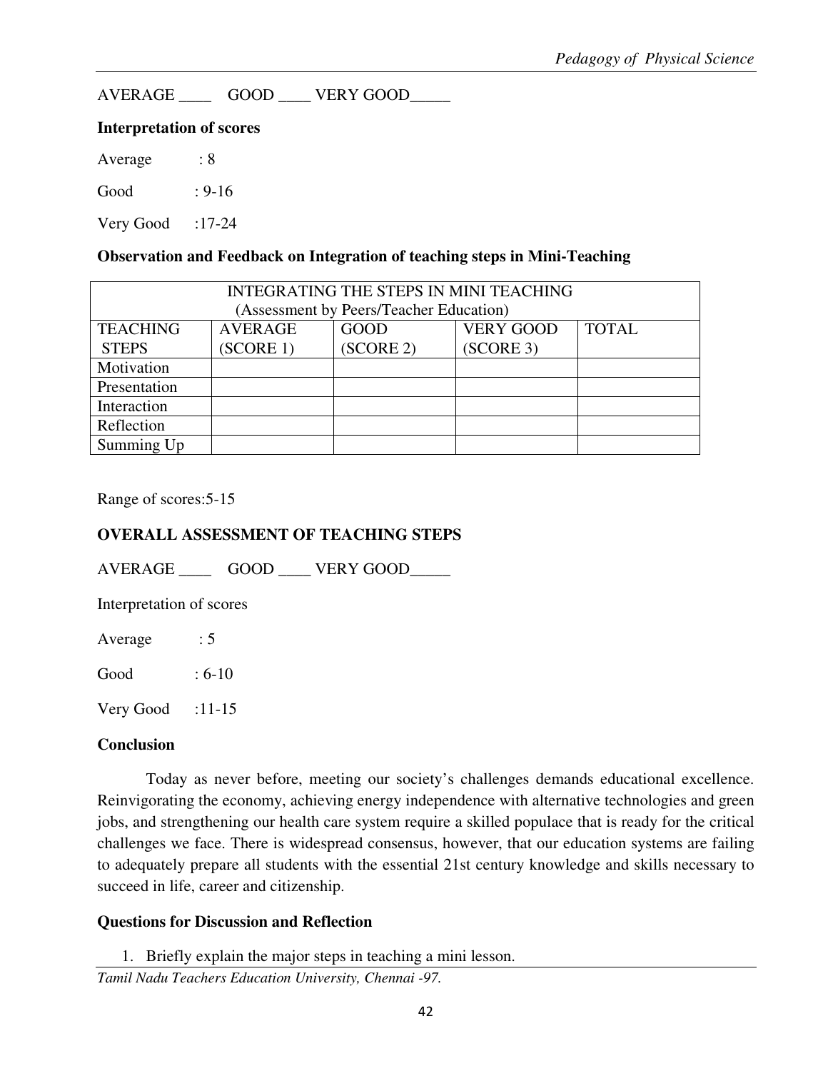AVERAGE ____ GOOD ____ VERY GOOD_____

**Interpretation of scores**

Average : 8

Good : 9-16

Very Good :17-24

**Observation and Feedback on Integration of teaching steps in Mini-Teaching**

| INTEGRATING THE STEPS IN MINI TEACHING (Assessment by Peers/Teacher Education) | | | | |
|---|---|---|---|---|
| TEACHING STEPS | AVERAGE (SCORE 1) | GOOD (SCORE 2) | VERY GOOD (SCORE 3) | TOTAL |
| Motivation | | | | |
| Presentation | | | | |
| Interaction | | | | |
| Reflection | | | | |
| Summing Up | | | | |

Range of scores:5-15

**OVERALL ASSESSMENT OF TEACHING STEPS**

AVERAGE ____ GOOD ____ VERY GOOD_____

Interpretation of scores

Average : 5

Good : 6-10

Very Good :11-15

**Conclusion**

Today as never before, meeting our society's challenges demands educational excellence. Reinvigorating the economy, achieving energy independence with alternative technologies and green jobs, and strengthening our health care system require a skilled populace that is ready for the critical challenges we face. There is widespread consensus, however, that our education systems are failing to adequately prepare all students with the essential 21st century knowledge and skills necessary to succeed in life, career and citizenship.

**Questions for Discussion and Reflection**

1. Briefly explain the major steps in teaching a mini lesson.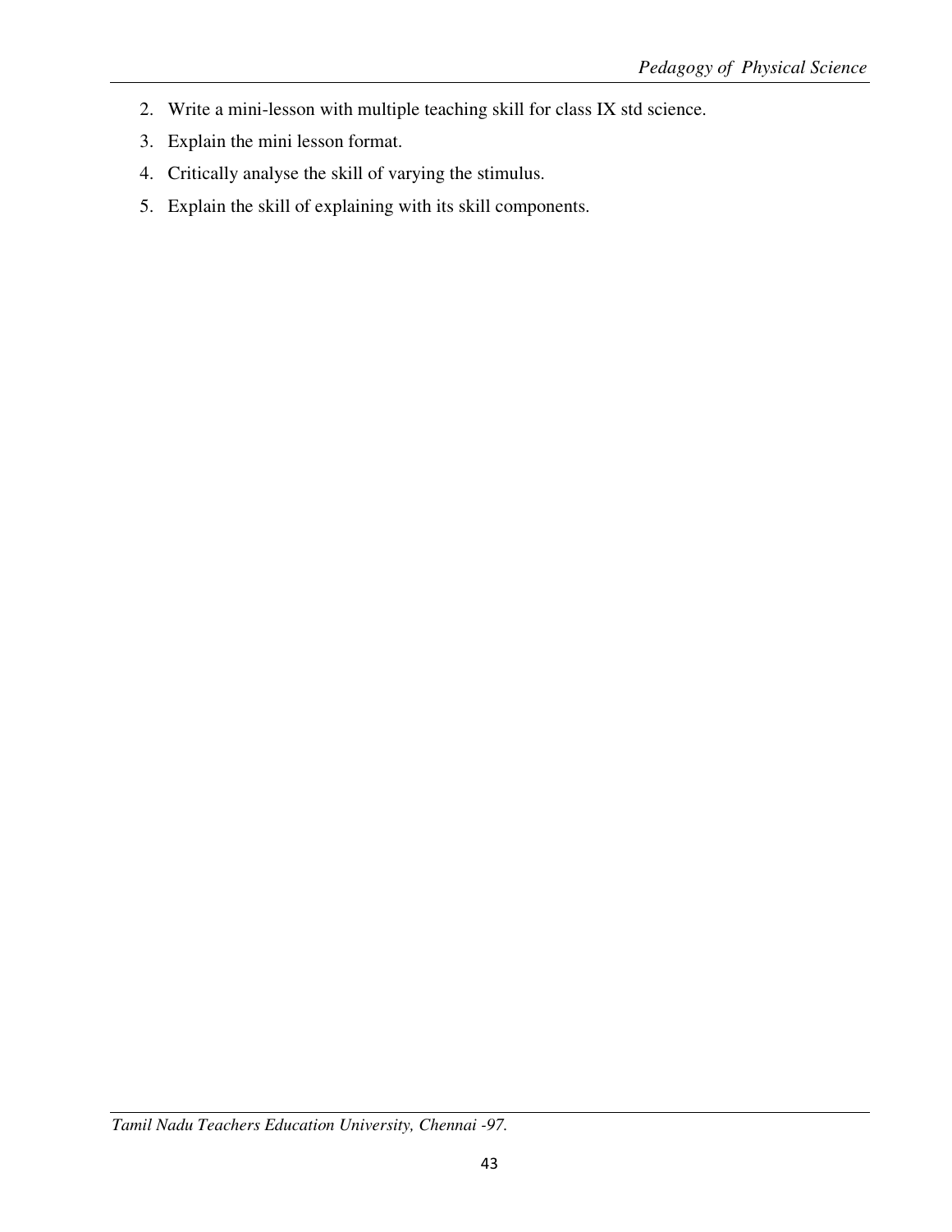2. Write a mini-lesson with multiple teaching skill for class IX std science.
3. Explain the mini lesson format.
4. Critically analyse the skill of varying the stimulus.
5. Explain the skill of explaining with its skill components.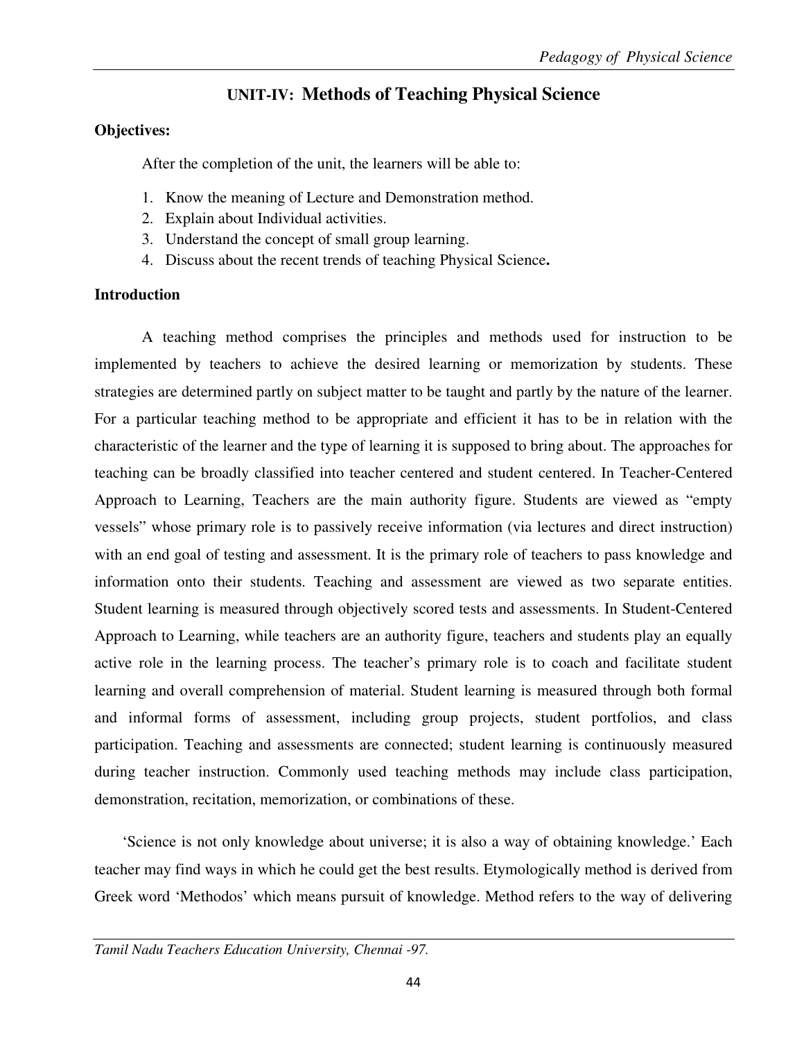## UNIT-IV: Methods of Teaching Physical Science

**Objectives:**

After the completion of the unit, the learners will be able to:

1. Know the meaning of Lecture and Demonstration method.
2. Explain about Individual activities.
3. Understand the concept of small group learning.
4. Discuss about the recent trends of teaching Physical Science**.**

**Introduction**

A teaching method comprises the principles and methods used for instruction to be implemented by teachers to achieve the desired learning or memorization by students. These strategies are determined partly on subject matter to be taught and partly by the nature of the learner. For a particular teaching method to be appropriate and efficient it has to be in relation with the characteristic of the learner and the type of learning it is supposed to bring about. The approaches for teaching can be broadly classified into teacher centered and student centered. In Teacher-Centered Approach to Learning, Teachers are the main authority figure. Students are viewed as "empty vessels" whose primary role is to passively receive information (via lectures and direct instruction) with an end goal of testing and assessment. It is the primary role of teachers to pass knowledge and information onto their students. Teaching and assessment are viewed as two separate entities. Student learning is measured through objectively scored tests and assessments. In Student-Centered Approach to Learning, while teachers are an authority figure, teachers and students play an equally active role in the learning process. The teacher's primary role is to coach and facilitate student learning and overall comprehension of material. Student learning is measured through both formal and informal forms of assessment, including group projects, student portfolios, and class participation. Teaching and assessments are connected; student learning is continuously measured during teacher instruction. Commonly used teaching methods may include class participation, demonstration, recitation, memorization, or combinations of these.

'Science is not only knowledge about universe; it is also a way of obtaining knowledge.' Each teacher may find ways in which he could get the best results. Etymologically method is derived from Greek word 'Methodos' which means pursuit of knowledge. Method refers to the way of delivering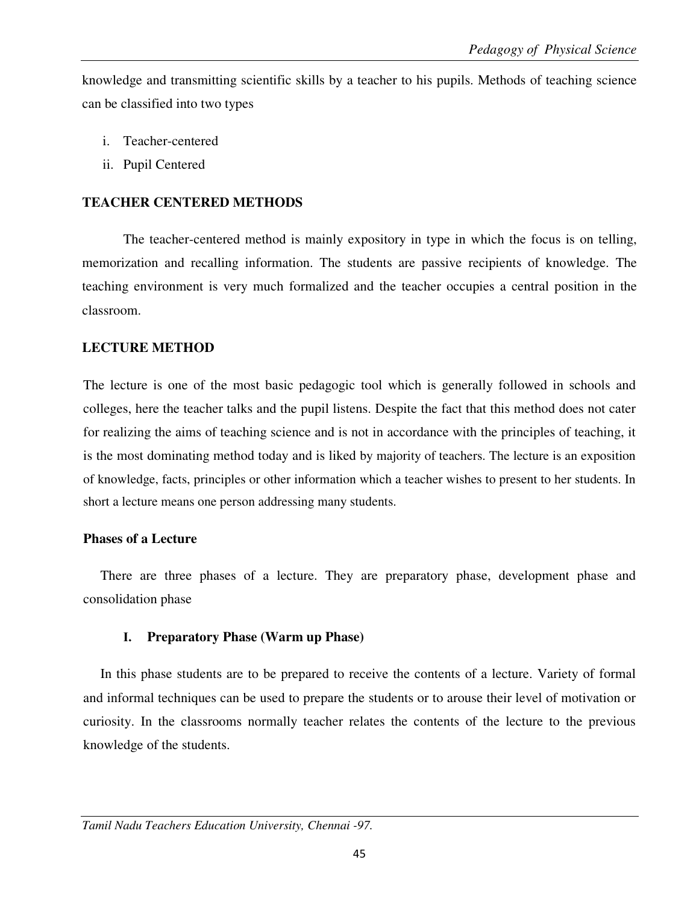knowledge and transmitting scientific skills by a teacher to his pupils. Methods of teaching science can be classified into two types

i. Teacher-centered
ii. Pupil Centered

## TEACHER CENTERED METHODS

The teacher-centered method is mainly expository in type in which the focus is on telling, memorization and recalling information. The students are passive recipients of knowledge. The teaching environment is very much formalized and the teacher occupies a central position in the classroom.

## LECTURE METHOD

The lecture is one of the most basic pedagogic tool which is generally followed in schools and colleges, here the teacher talks and the pupil listens. Despite the fact that this method does not cater for realizing the aims of teaching science and is not in accordance with the principles of teaching, it is the most dominating method today and is liked by majority of teachers. The lecture is an exposition of knowledge, facts, principles or other information which a teacher wishes to present to her students. In short a lecture means one person addressing many students.

### Phases of a Lecture

There are three phases of a lecture. They are preparatory phase, development phase and consolidation phase

#### I. Preparatory Phase (Warm up Phase)

In this phase students are to be prepared to receive the contents of a lecture. Variety of formal and informal techniques can be used to prepare the students or to arouse their level of motivation or curiosity. In the classrooms normally teacher relates the contents of the lecture to the previous knowledge of the students.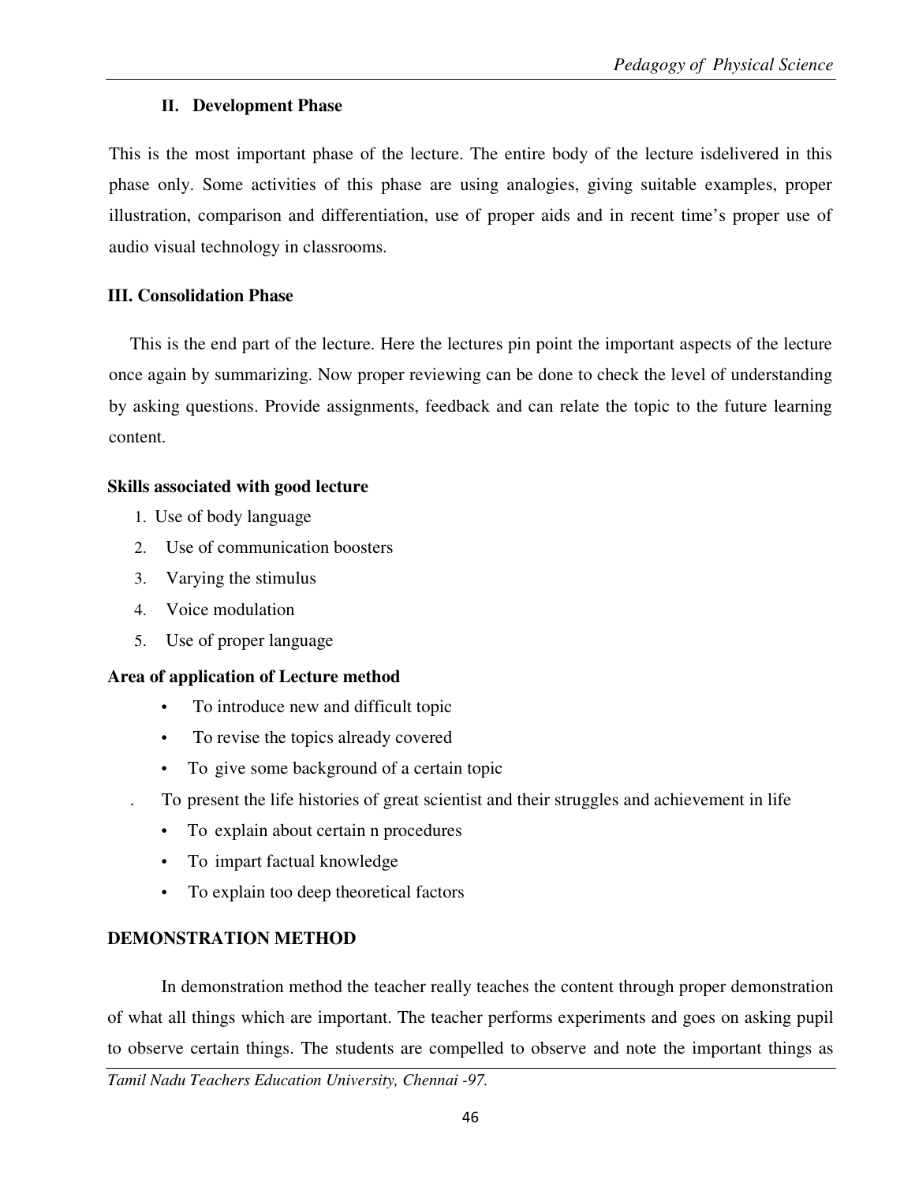### II. Development Phase

This is the most important phase of the lecture. The entire body of the lecture isdelivered in this phase only. Some activities of this phase are using analogies, giving suitable examples, proper illustration, comparison and differentiation, use of proper aids and in recent time's proper use of audio visual technology in classrooms.

### III. Consolidation Phase

This is the end part of the lecture. Here the lectures pin point the important aspects of the lecture once again by summarizing. Now proper reviewing can be done to check the level of understanding by asking questions. Provide assignments, feedback and can relate the topic to the future learning content.

**Skills associated with good lecture**

1. Use of body language
2. Use of communication boosters
3. Varying the stimulus
4. Voice modulation
5. Use of proper language

**Area of application of Lecture method**

- To introduce new and difficult topic
- To revise the topics already covered
- To give some background of a certain topic

. To present the life histories of great scientist and their struggles and achievement in life

- To explain about certain n procedures
- To impart factual knowledge
- To explain too deep theoretical factors

## DEMONSTRATION METHOD

In demonstration method the teacher really teaches the content through proper demonstration of what all things which are important. The teacher performs experiments and goes on asking pupil to observe certain things. The students are compelled to observe and note the important things as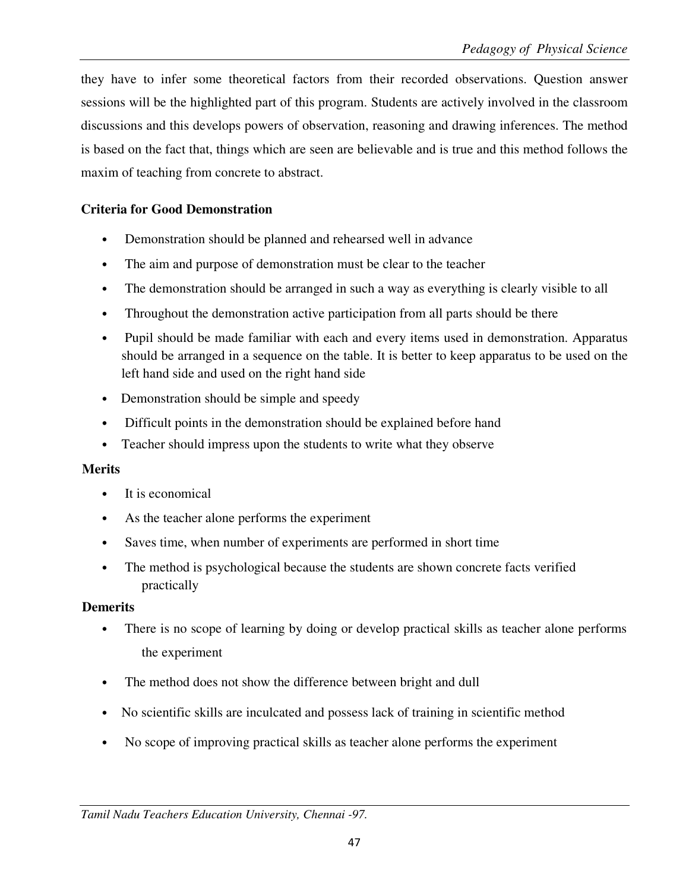they have to infer some theoretical factors from their recorded observations. Question answer sessions will be the highlighted part of this program. Students are actively involved in the classroom discussions and this develops powers of observation, reasoning and drawing inferences. The method is based on the fact that, things which are seen are believable and is true and this method follows the maxim of teaching from concrete to abstract.

**Criteria for Good Demonstration**

- Demonstration should be planned and rehearsed well in advance
- The aim and purpose of demonstration must be clear to the teacher
- The demonstration should be arranged in such a way as everything is clearly visible to all
- Throughout the demonstration active participation from all parts should be there
- Pupil should be made familiar with each and every items used in demonstration. Apparatus should be arranged in a sequence on the table. It is better to keep apparatus to be used on the left hand side and used on the right hand side
- Demonstration should be simple and speedy
- Difficult points in the demonstration should be explained before hand
- Teacher should impress upon the students to write what they observe

**Merits**

- It is economical
- As the teacher alone performs the experiment
- Saves time, when number of experiments are performed in short time
- The method is psychological because the students are shown concrete facts verified practically

**Demerits**

- There is no scope of learning by doing or develop practical skills as teacher alone performs the experiment
- The method does not show the difference between bright and dull
- No scientific skills are inculcated and possess lack of training in scientific method
- No scope of improving practical skills as teacher alone performs the experiment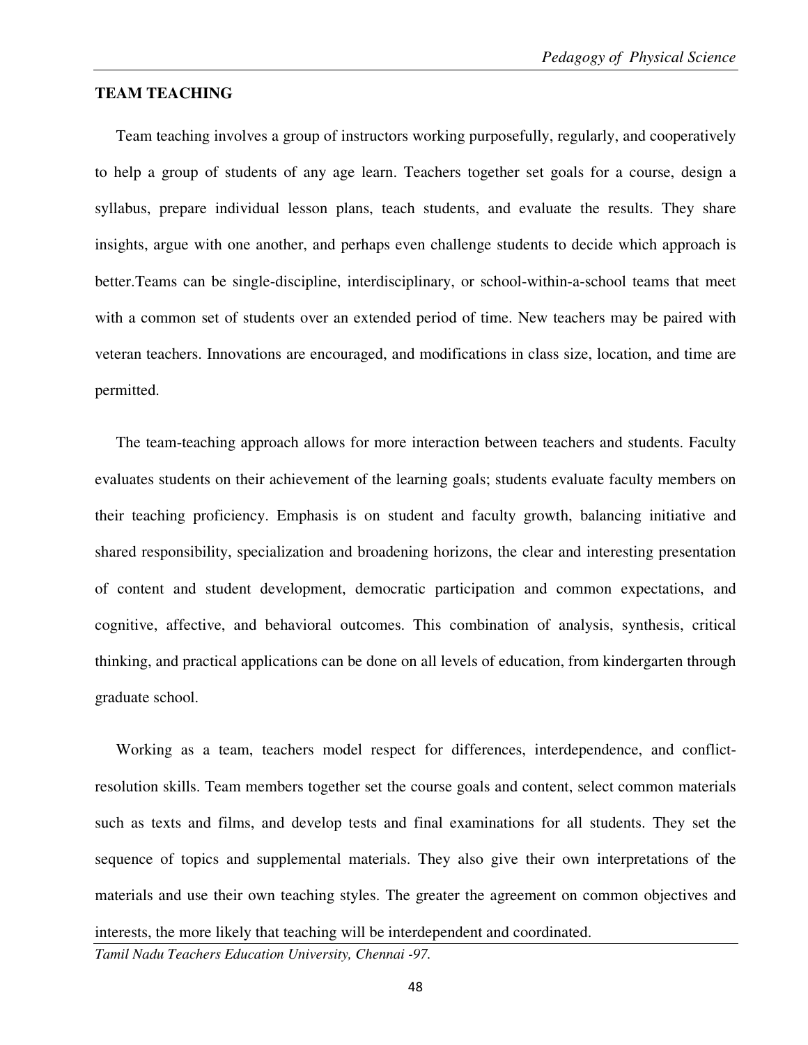## TEAM TEACHING

Team teaching involves a group of instructors working purposefully, regularly, and cooperatively to help a group of students of any age learn. Teachers together set goals for a course, design a syllabus, prepare individual lesson plans, teach students, and evaluate the results. They share insights, argue with one another, and perhaps even challenge students to decide which approach is better.Teams can be single-discipline, interdisciplinary, or school-within-a-school teams that meet with a common set of students over an extended period of time. New teachers may be paired with veteran teachers. Innovations are encouraged, and modifications in class size, location, and time are permitted.

The team-teaching approach allows for more interaction between teachers and students. Faculty evaluates students on their achievement of the learning goals; students evaluate faculty members on their teaching proficiency. Emphasis is on student and faculty growth, balancing initiative and shared responsibility, specialization and broadening horizons, the clear and interesting presentation of content and student development, democratic participation and common expectations, and cognitive, affective, and behavioral outcomes. This combination of analysis, synthesis, critical thinking, and practical applications can be done on all levels of education, from kindergarten through graduate school.

Working as a team, teachers model respect for differences, interdependence, and conflict-resolution skills. Team members together set the course goals and content, select common materials such as texts and films, and develop tests and final examinations for all students. They set the sequence of topics and supplemental materials. They also give their own interpretations of the materials and use their own teaching styles. The greater the agreement on common objectives and interests, the more likely that teaching will be interdependent and coordinated.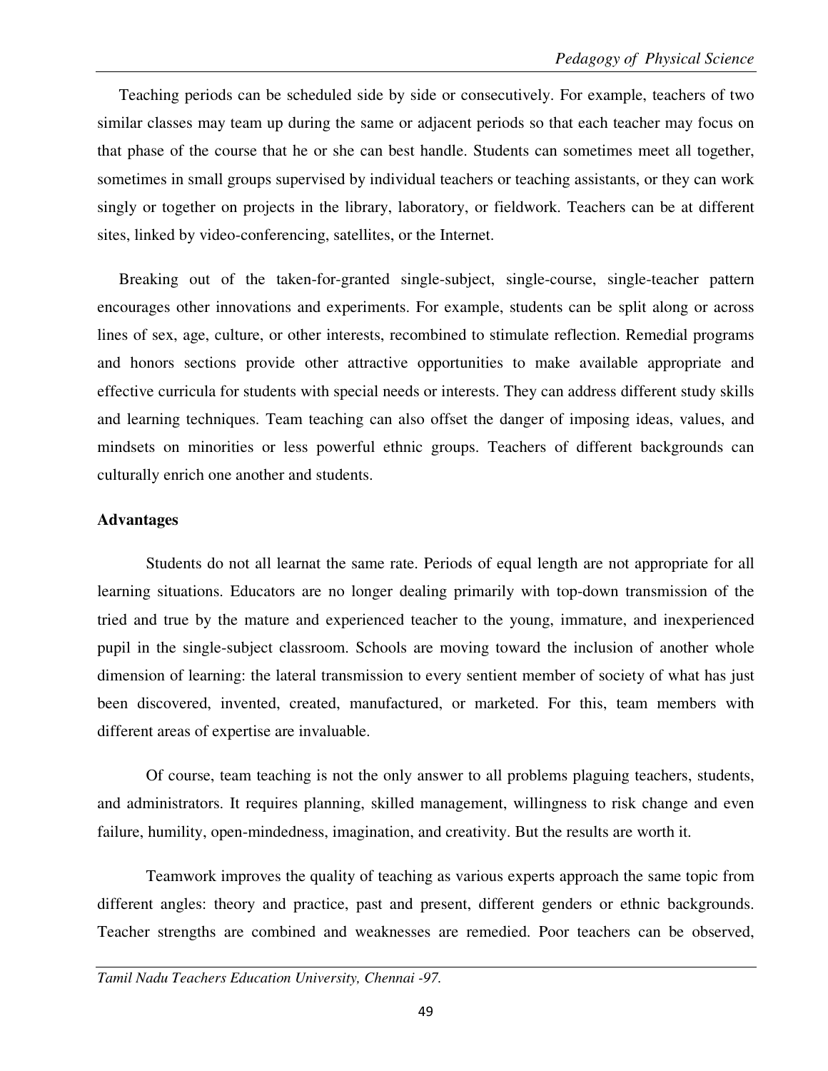Teaching periods can be scheduled side by side or consecutively. For example, teachers of two similar classes may team up during the same or adjacent periods so that each teacher may focus on that phase of the course that he or she can best handle. Students can sometimes meet all together, sometimes in small groups supervised by individual teachers or teaching assistants, or they can work singly or together on projects in the library, laboratory, or fieldwork. Teachers can be at different sites, linked by video-conferencing, satellites, or the Internet.

Breaking out of the taken-for-granted single-subject, single-course, single-teacher pattern encourages other innovations and experiments. For example, students can be split along or across lines of sex, age, culture, or other interests, recombined to stimulate reflection. Remedial programs and honors sections provide other attractive opportunities to make available appropriate and effective curricula for students with special needs or interests. They can address different study skills and learning techniques. Team teaching can also offset the danger of imposing ideas, values, and mindsets on minorities or less powerful ethnic groups. Teachers of different backgrounds can culturally enrich one another and students.

**Advantages**

Students do not all learnat the same rate. Periods of equal length are not appropriate for all learning situations. Educators are no longer dealing primarily with top-down transmission of the tried and true by the mature and experienced teacher to the young, immature, and inexperienced pupil in the single-subject classroom. Schools are moving toward the inclusion of another whole dimension of learning: the lateral transmission to every sentient member of society of what has just been discovered, invented, created, manufactured, or marketed. For this, team members with different areas of expertise are invaluable.

Of course, team teaching is not the only answer to all problems plaguing teachers, students, and administrators. It requires planning, skilled management, willingness to risk change and even failure, humility, open-mindedness, imagination, and creativity. But the results are worth it.

Teamwork improves the quality of teaching as various experts approach the same topic from different angles: theory and practice, past and present, different genders or ethnic backgrounds. Teacher strengths are combined and weaknesses are remedied. Poor teachers can be observed,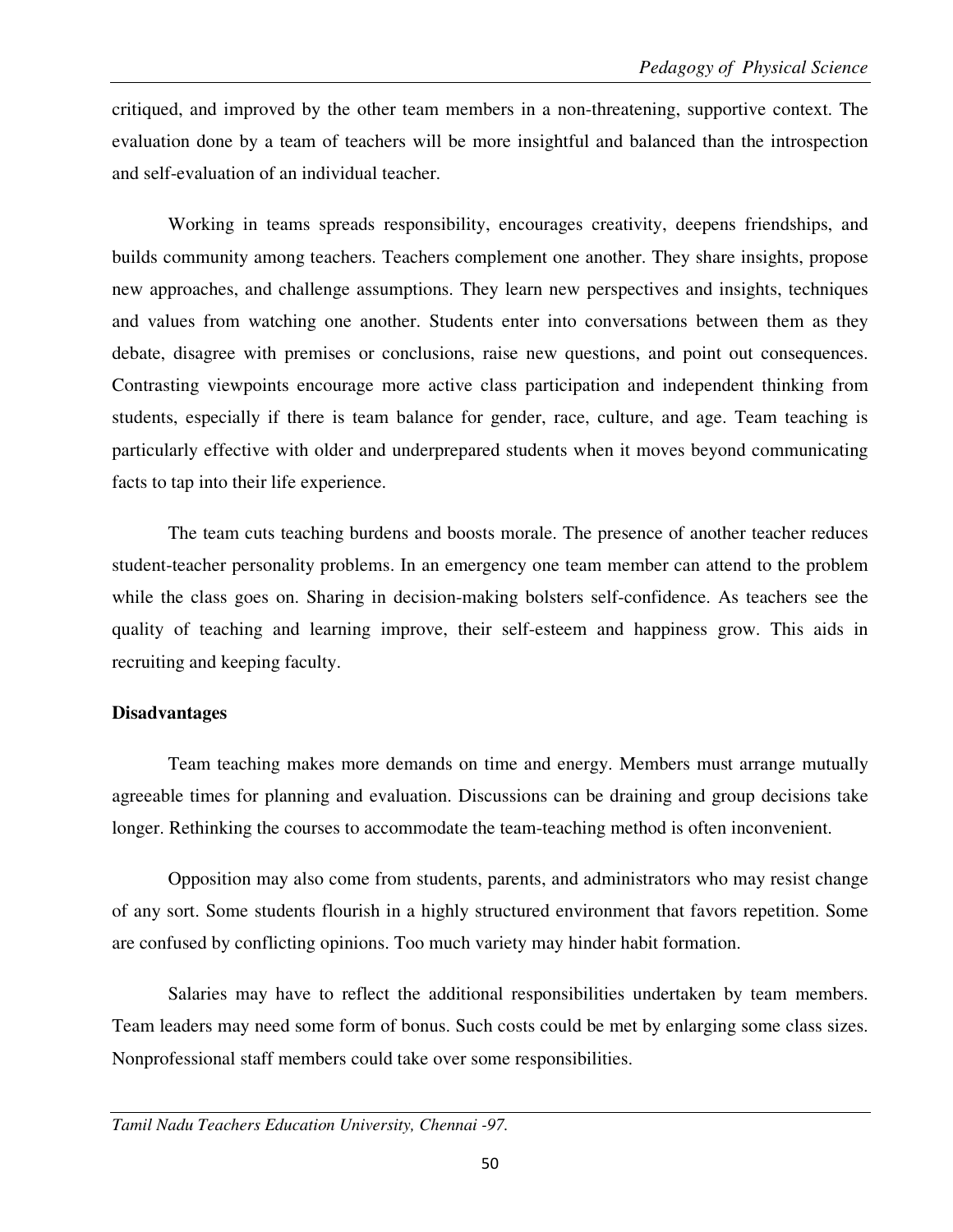critiqued, and improved by the other team members in a non-threatening, supportive context. The evaluation done by a team of teachers will be more insightful and balanced than the introspection and self-evaluation of an individual teacher.

Working in teams spreads responsibility, encourages creativity, deepens friendships, and builds community among teachers. Teachers complement one another. They share insights, propose new approaches, and challenge assumptions. They learn new perspectives and insights, techniques and values from watching one another. Students enter into conversations between them as they debate, disagree with premises or conclusions, raise new questions, and point out consequences. Contrasting viewpoints encourage more active class participation and independent thinking from students, especially if there is team balance for gender, race, culture, and age. Team teaching is particularly effective with older and underprepared students when it moves beyond communicating facts to tap into their life experience.

The team cuts teaching burdens and boosts morale. The presence of another teacher reduces student-teacher personality problems. In an emergency one team member can attend to the problem while the class goes on. Sharing in decision-making bolsters self-confidence. As teachers see the quality of teaching and learning improve, their self-esteem and happiness grow. This aids in recruiting and keeping faculty.

**Disadvantages**

Team teaching makes more demands on time and energy. Members must arrange mutually agreeable times for planning and evaluation. Discussions can be draining and group decisions take longer. Rethinking the courses to accommodate the team-teaching method is often inconvenient.

Opposition may also come from students, parents, and administrators who may resist change of any sort. Some students flourish in a highly structured environment that favors repetition. Some are confused by conflicting opinions. Too much variety may hinder habit formation.

Salaries may have to reflect the additional responsibilities undertaken by team members. Team leaders may need some form of bonus. Such costs could be met by enlarging some class sizes. Nonprofessional staff members could take over some responsibilities.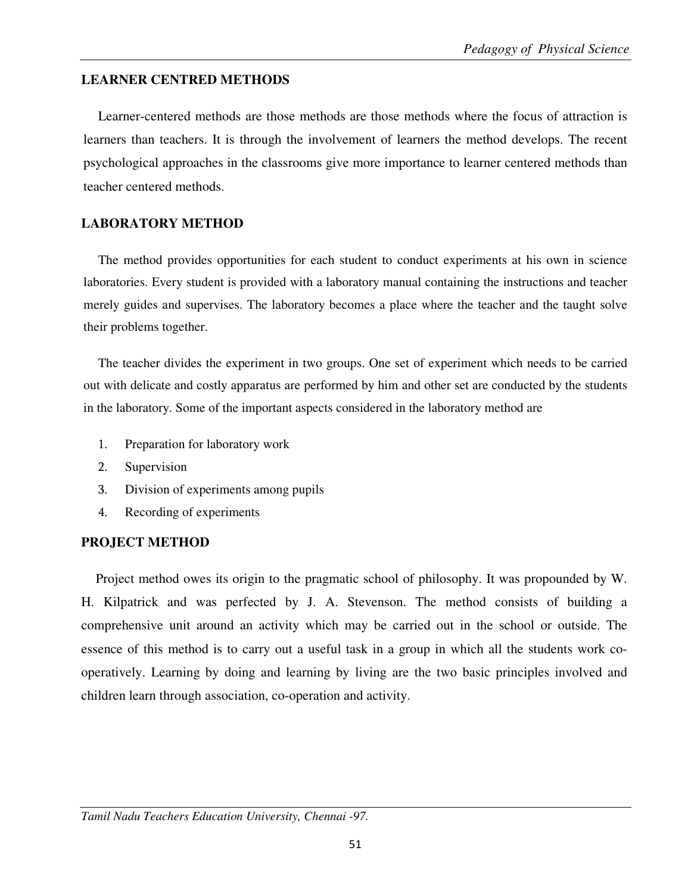## LEARNER CENTRED METHODS

Learner-centered methods are those methods are those methods where the focus of attraction is learners than teachers. It is through the involvement of learners the method develops. The recent psychological approaches in the classrooms give more importance to learner centered methods than teacher centered methods.

## LABORATORY METHOD

The method provides opportunities for each student to conduct experiments at his own in science laboratories. Every student is provided with a laboratory manual containing the instructions and teacher merely guides and supervises. The laboratory becomes a place where the teacher and the taught solve their problems together.

The teacher divides the experiment in two groups. One set of experiment which needs to be carried out with delicate and costly apparatus are performed by him and other set are conducted by the students in the laboratory. Some of the important aspects considered in the laboratory method are

1. Preparation for laboratory work
2. Supervision
3. Division of experiments among pupils
4. Recording of experiments

## PROJECT METHOD

Project method owes its origin to the pragmatic school of philosophy. It was propounded by W. H. Kilpatrick and was perfected by J. A. Stevenson. The method consists of building a comprehensive unit around an activity which may be carried out in the school or outside. The essence of this method is to carry out a useful task in a group in which all the students work co-operatively. Learning by doing and learning by living are the two basic principles involved and children learn through association, co-operation and activity.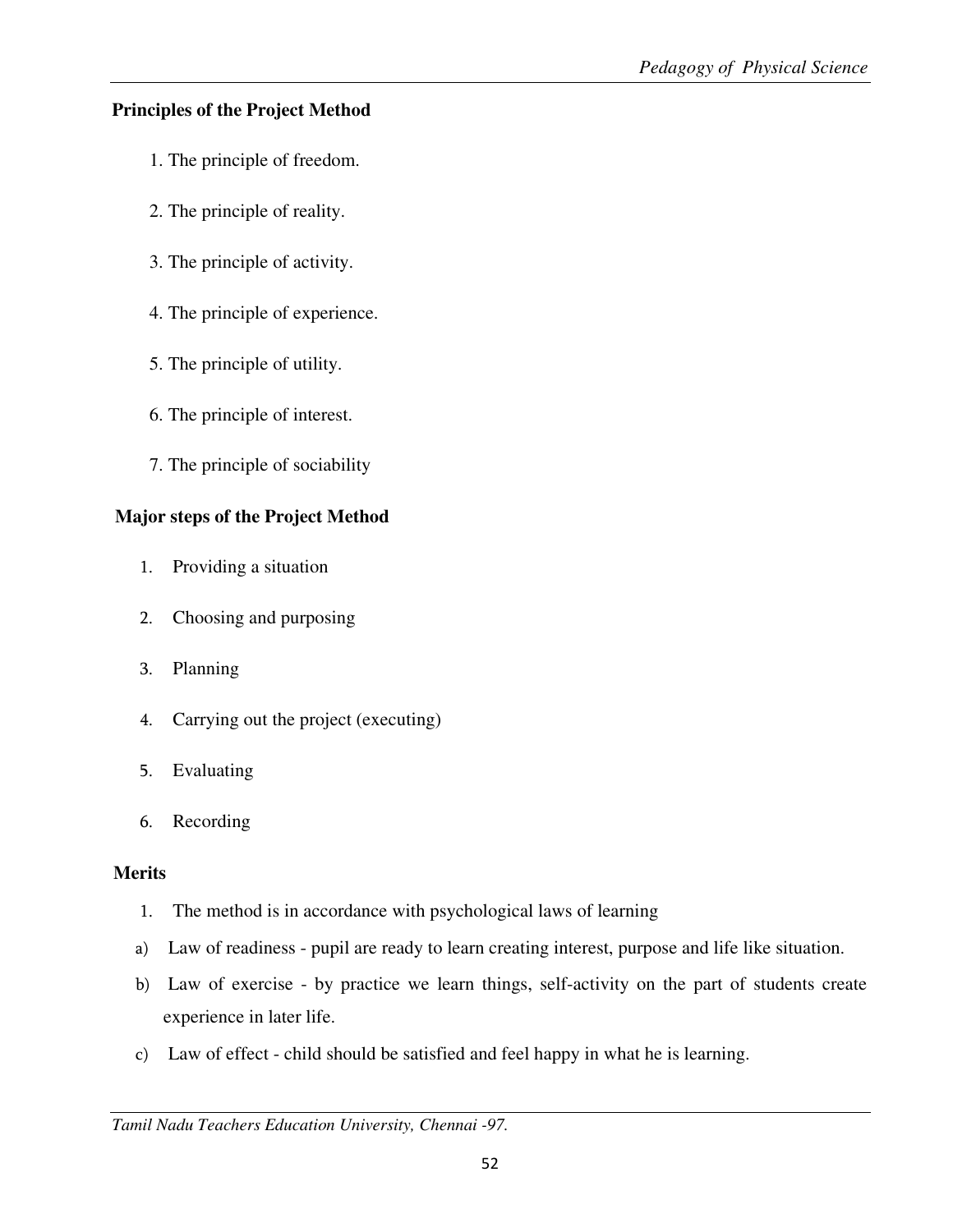**Principles of the Project Method**

1. The principle of freedom.
2. The principle of reality.
3. The principle of activity.
4. The principle of experience.
5. The principle of utility.
6. The principle of interest.
7. The principle of sociability

**Major steps of the Project Method**

1. Providing a situation
2. Choosing and purposing
3. Planning
4. Carrying out the project (executing)
5. Evaluating
6. Recording

**Merits**

1. The method is in accordance with psychological laws of learning

a) Law of readiness - pupil are ready to learn creating interest, purpose and life like situation.

b) Law of exercise - by practice we learn things, self-activity on the part of students create experience in later life.

c) Law of effect - child should be satisfied and feel happy in what he is learning.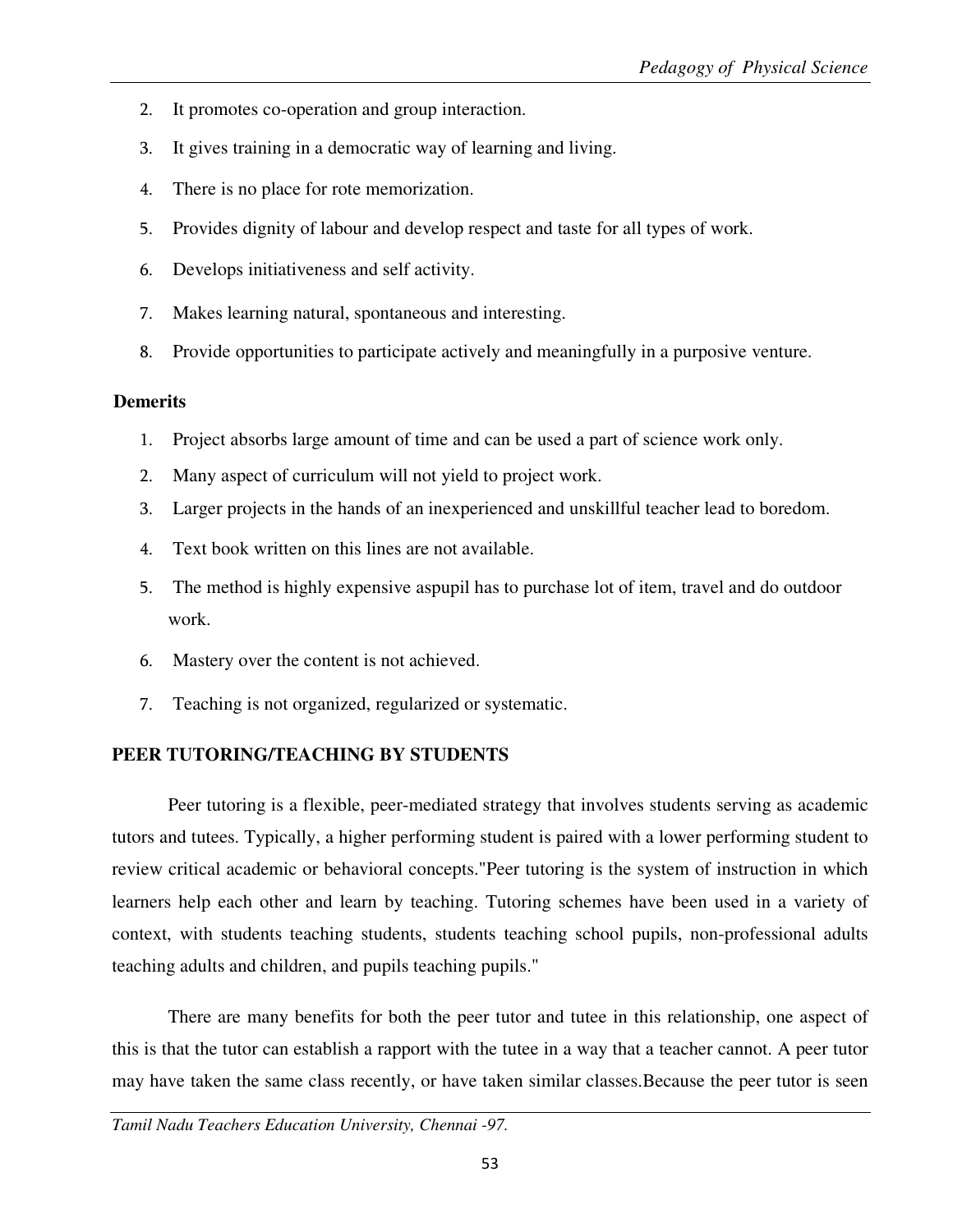2. It promotes co-operation and group interaction.
3. It gives training in a democratic way of learning and living.
4. There is no place for rote memorization.
5. Provides dignity of labour and develop respect and taste for all types of work.
6. Develops initiativeness and self activity.
7. Makes learning natural, spontaneous and interesting.
8. Provide opportunities to participate actively and meaningfully in a purposive venture.

**Demerits**

1. Project absorbs large amount of time and can be used a part of science work only.
2. Many aspect of curriculum will not yield to project work.
3. Larger projects in the hands of an inexperienced and unskillful teacher lead to boredom.
4. Text book written on this lines are not available.
5. The method is highly expensive aspupil has to purchase lot of item, travel and do outdoor work.
6. Mastery over the content is not achieved.
7. Teaching is not organized, regularized or systematic.

**PEER TUTORING/TEACHING BY STUDENTS**

Peer tutoring is a flexible, peer-mediated strategy that involves students serving as academic tutors and tutees. Typically, a higher performing student is paired with a lower performing student to review critical academic or behavioral concepts."Peer tutoring is the system of instruction in which learners help each other and learn by teaching. Tutoring schemes have been used in a variety of context, with students teaching students, students teaching school pupils, non-professional adults teaching adults and children, and pupils teaching pupils."

There are many benefits for both the peer tutor and tutee in this relationship, one aspect of this is that the tutor can establish a rapport with the tutee in a way that a teacher cannot. A peer tutor may have taken the same class recently, or have taken similar classes.Because the peer tutor is seen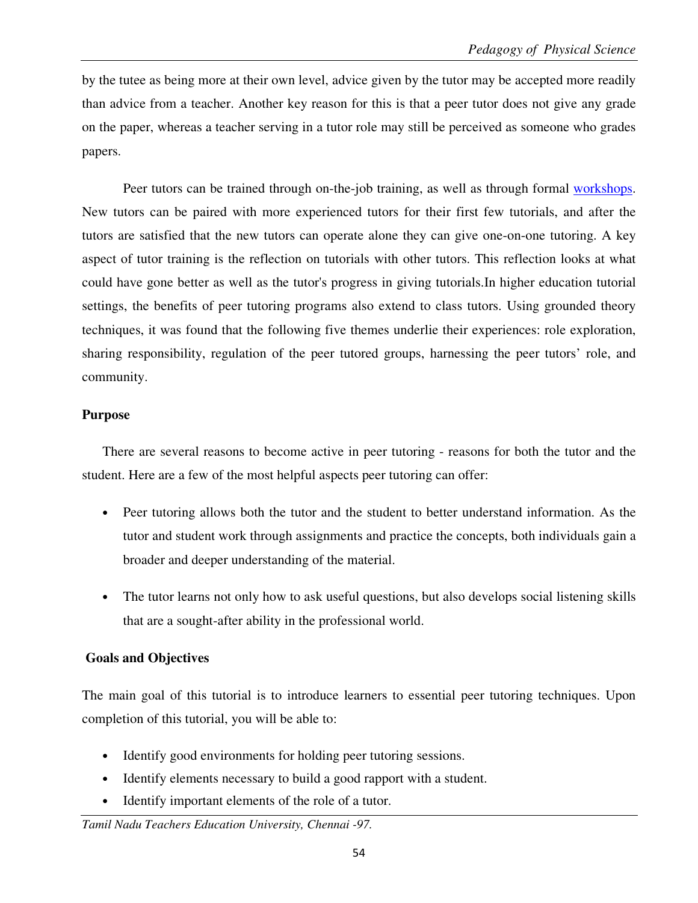by the tutee as being more at their own level, advice given by the tutor may be accepted more readily than advice from a teacher. Another key reason for this is that a peer tutor does not give any grade on the paper, whereas a teacher serving in a tutor role may still be perceived as someone who grades papers.

Peer tutors can be trained through on-the-job training, as well as through formal workshops. New tutors can be paired with more experienced tutors for their first few tutorials, and after the tutors are satisfied that the new tutors can operate alone they can give one-on-one tutoring. A key aspect of tutor training is the reflection on tutorials with other tutors. This reflection looks at what could have gone better as well as the tutor's progress in giving tutorials.In higher education tutorial settings, the benefits of peer tutoring programs also extend to class tutors. Using grounded theory techniques, it was found that the following five themes underlie their experiences: role exploration, sharing responsibility, regulation of the peer tutored groups, harnessing the peer tutors' role, and community.

**Purpose**

There are several reasons to become active in peer tutoring - reasons for both the tutor and the student. Here are a few of the most helpful aspects peer tutoring can offer:

- Peer tutoring allows both the tutor and the student to better understand information. As the tutor and student work through assignments and practice the concepts, both individuals gain a broader and deeper understanding of the material.
- The tutor learns not only how to ask useful questions, but also develops social listening skills that are a sought-after ability in the professional world.

**Goals and Objectives**

The main goal of this tutorial is to introduce learners to essential peer tutoring techniques. Upon completion of this tutorial, you will be able to:

- Identify good environments for holding peer tutoring sessions.
- Identify elements necessary to build a good rapport with a student.
- Identify important elements of the role of a tutor.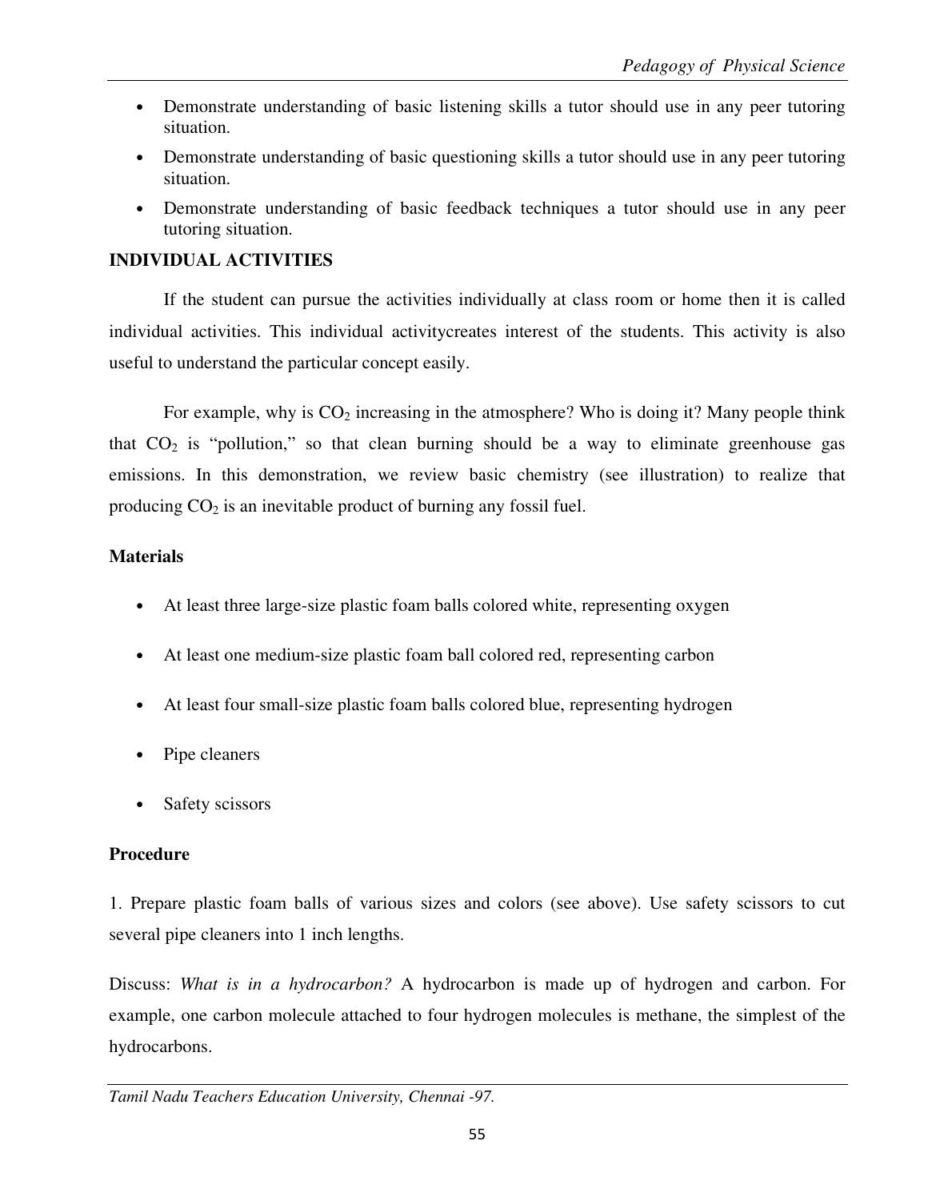- Demonstrate understanding of basic listening skills a tutor should use in any peer tutoring situation.
- Demonstrate understanding of basic questioning skills a tutor should use in any peer tutoring situation.
- Demonstrate understanding of basic feedback techniques a tutor should use in any peer tutoring situation.

**INDIVIDUAL ACTIVITIES**

If the student can pursue the activities individually at class room or home then it is called individual activities. This individual activitycreates interest of the students. This activity is also useful to understand the particular concept easily.

For example, why is $CO_2$ increasing in the atmosphere? Who is doing it? Many people think that $CO_2$ is "pollution," so that clean burning should be a way to eliminate greenhouse gas emissions. In this demonstration, we review basic chemistry (see illustration) to realize that producing $CO_2$ is an inevitable product of burning any fossil fuel.

**Materials**

- At least three large-size plastic foam balls colored white, representing oxygen
- At least one medium-size plastic foam ball colored red, representing carbon
- At least four small-size plastic foam balls colored blue, representing hydrogen
- Pipe cleaners
- Safety scissors

**Procedure**

1. Prepare plastic foam balls of various sizes and colors (see above). Use safety scissors to cut several pipe cleaners into 1 inch lengths.

Discuss: *What is in a hydrocarbon?* A hydrocarbon is made up of hydrogen and carbon. For example, one carbon molecule attached to four hydrogen molecules is methane, the simplest of the hydrocarbons.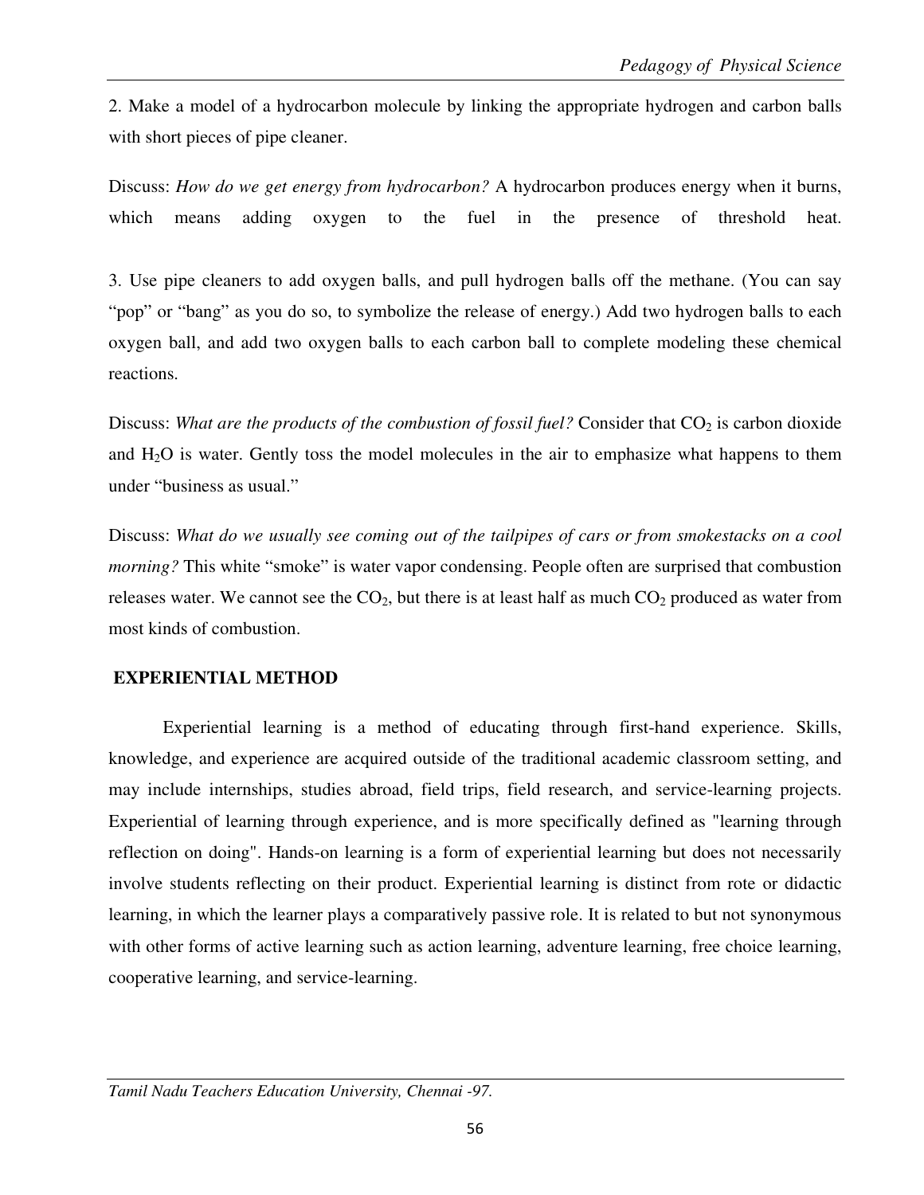2. Make a model of a hydrocarbon molecule by linking the appropriate hydrogen and carbon balls with short pieces of pipe cleaner.

Discuss: *How do we get energy from hydrocarbon?* A hydrocarbon produces energy when it burns, which means adding oxygen to the fuel in the presence of threshold heat.

3. Use pipe cleaners to add oxygen balls, and pull hydrogen balls off the methane. (You can say "pop" or "bang" as you do so, to symbolize the release of energy.) Add two hydrogen balls to each oxygen ball, and add two oxygen balls to each carbon ball to complete modeling these chemical reactions.

Discuss: *What are the products of the combustion of fossil fuel?* Consider that $CO_2$ is carbon dioxide and $H_2O$ is water. Gently toss the model molecules in the air to emphasize what happens to them under "business as usual."

Discuss: *What do we usually see coming out of the tailpipes of cars or from smokestacks on a cool morning?* This white "smoke" is water vapor condensing. People often are surprised that combustion releases water. We cannot see the $CO_2$, but there is at least half as much $CO_2$ produced as water from most kinds of combustion.

## EXPERIENTIAL METHOD

Experiential learning is a method of educating through first-hand experience. Skills, knowledge, and experience are acquired outside of the traditional academic classroom setting, and may include internships, studies abroad, field trips, field research, and service-learning projects. Experiential of learning through experience, and is more specifically defined as "learning through reflection on doing". Hands-on learning is a form of experiential learning but does not necessarily involve students reflecting on their product. Experiential learning is distinct from rote or didactic learning, in which the learner plays a comparatively passive role. It is related to but not synonymous with other forms of active learning such as action learning, adventure learning, free choice learning, cooperative learning, and service-learning.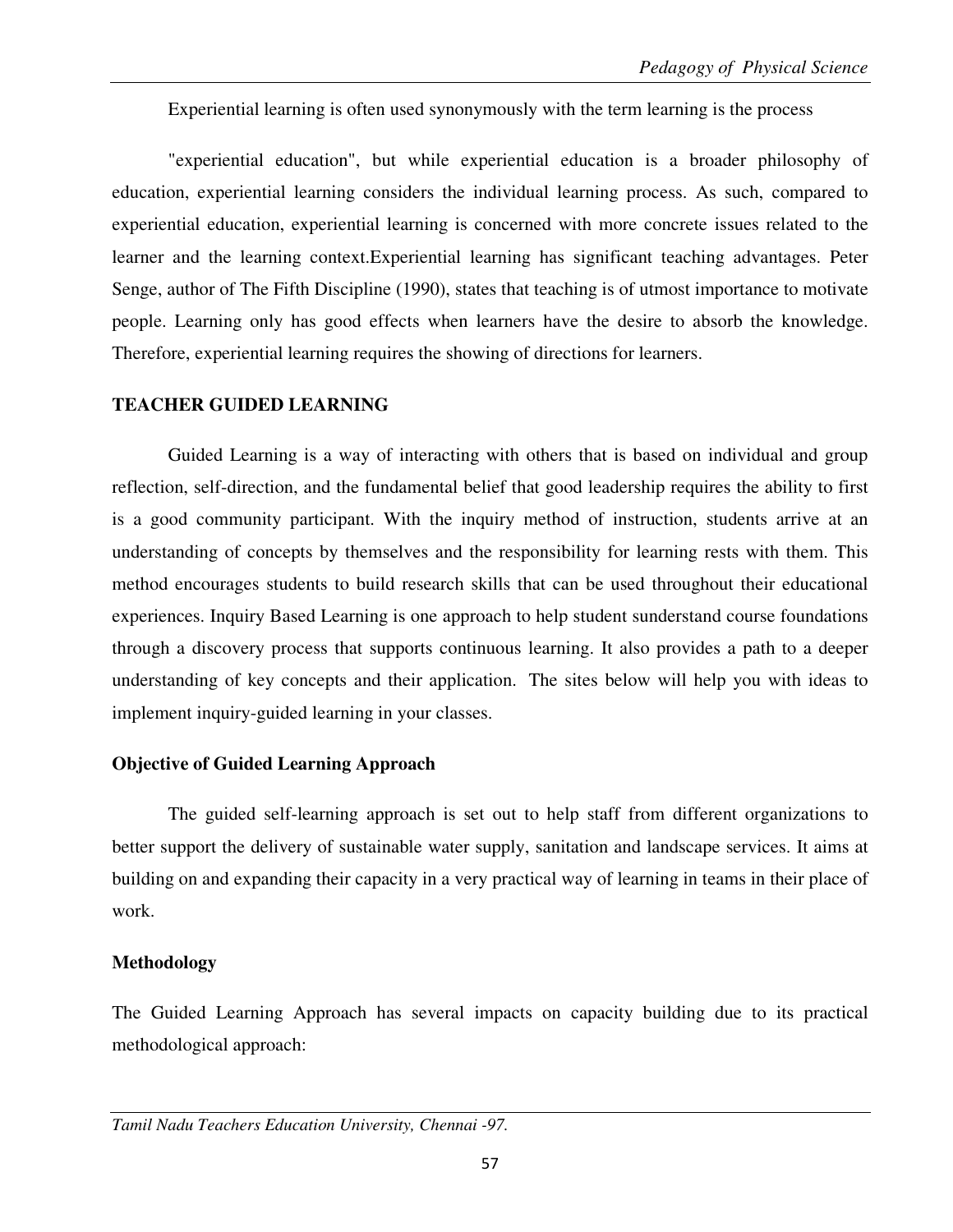Experiential learning is often used synonymously with the term learning is the process

"experiential education", but while experiential education is a broader philosophy of education, experiential learning considers the individual learning process. As such, compared to experiential education, experiential learning is concerned with more concrete issues related to the learner and the learning context.Experiential learning has significant teaching advantages. Peter Senge, author of The Fifth Discipline (1990), states that teaching is of utmost importance to motivate people. Learning only has good effects when learners have the desire to absorb the knowledge. Therefore, experiential learning requires the showing of directions for learners.

**TEACHER GUIDED LEARNING**

Guided Learning is a way of interacting with others that is based on individual and group reflection, self-direction, and the fundamental belief that good leadership requires the ability to first is a good community participant. With the inquiry method of instruction, students arrive at an understanding of concepts by themselves and the responsibility for learning rests with them. This method encourages students to build research skills that can be used throughout their educational experiences. Inquiry Based Learning is one approach to help student sunderstand course foundations through a discovery process that supports continuous learning. It also provides a path to a deeper understanding of key concepts and their application. The sites below will help you with ideas to implement inquiry-guided learning in your classes.

**Objective of Guided Learning Approach**

The guided self-learning approach is set out to help staff from different organizations to better support the delivery of sustainable water supply, sanitation and landscape services. It aims at building on and expanding their capacity in a very practical way of learning in teams in their place of work.

**Methodology**

The Guided Learning Approach has several impacts on capacity building due to its practical methodological approach: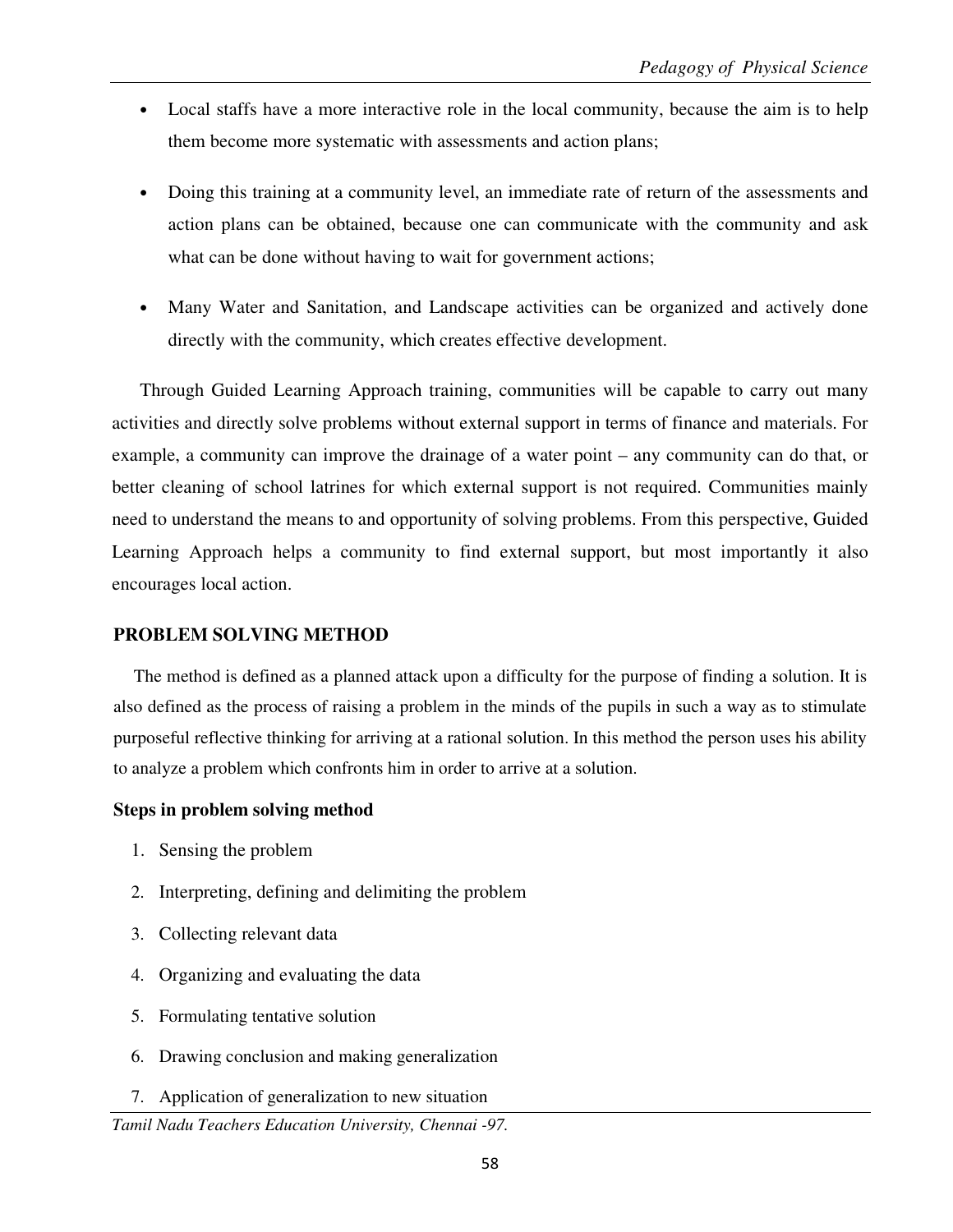- Local staffs have a more interactive role in the local community, because the aim is to help them become more systematic with assessments and action plans;
- Doing this training at a community level, an immediate rate of return of the assessments and action plans can be obtained, because one can communicate with the community and ask what can be done without having to wait for government actions;
- Many Water and Sanitation, and Landscape activities can be organized and actively done directly with the community, which creates effective development.

Through Guided Learning Approach training, communities will be capable to carry out many activities and directly solve problems without external support in terms of finance and materials. For example, a community can improve the drainage of a water point – any community can do that, or better cleaning of school latrines for which external support is not required. Communities mainly need to understand the means to and opportunity of solving problems. From this perspective, Guided Learning Approach helps a community to find external support, but most importantly it also encourages local action.

## PROBLEM SOLVING METHOD

The method is defined as a planned attack upon a difficulty for the purpose of finding a solution. It is also defined as the process of raising a problem in the minds of the pupils in such a way as to stimulate purposeful reflective thinking for arriving at a rational solution. In this method the person uses his ability to analyze a problem which confronts him in order to arrive at a solution.

### Steps in problem solving method

1. Sensing the problem
2. Interpreting, defining and delimiting the problem
3. Collecting relevant data
4. Organizing and evaluating the data
5. Formulating tentative solution
6. Drawing conclusion and making generalization
7. Application of generalization to new situation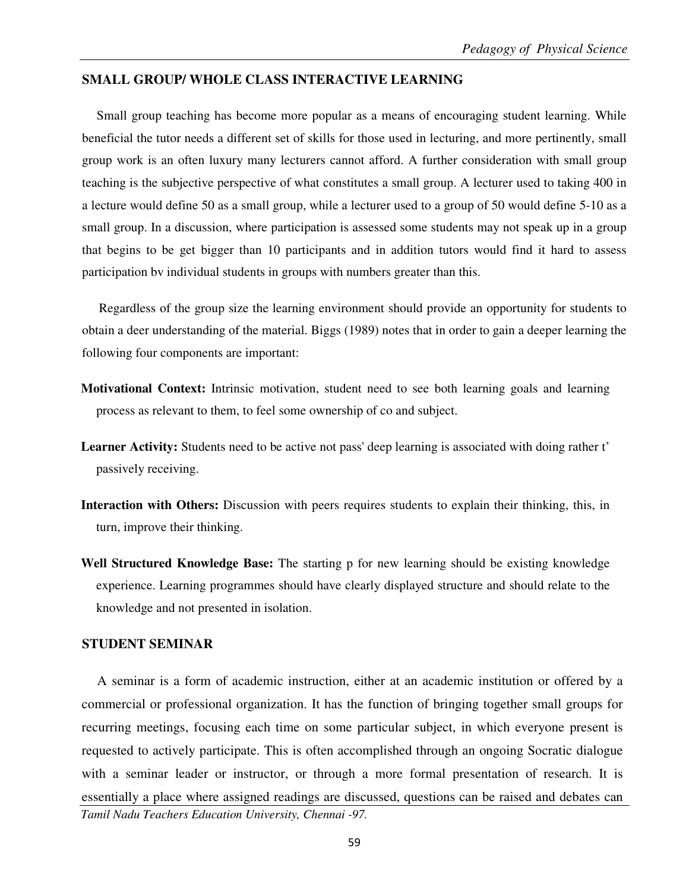## SMALL GROUP/ WHOLE CLASS INTERACTIVE LEARNING

Small group teaching has become more popular as a means of encouraging student learning. While beneficial the tutor needs a different set of skills for those used in lecturing, and more pertinently, small group work is an often luxury many lecturers cannot afford. A further consideration with small group teaching is the subjective perspective of what constitutes a small group. A lecturer used to taking 400 in a lecture would define 50 as a small group, while a lecturer used to a group of 50 would define 5-10 as a small group. In a discussion, where participation is assessed some students may not speak up in a group that begins to be get bigger than 10 participants and in addition tutors would find it hard to assess participation bv individual students in groups with numbers greater than this.

Regardless of the group size the learning environment should provide an opportunity for students to obtain a deer understanding of the material. Biggs (1989) notes that in order to gain a deeper learning the following four components are important:

**Motivational Context:** Intrinsic motivation, student need to see both learning goals and learning process as relevant to them, to feel some ownership of co and subject.

**Learner Activity:** Students need to be active not pass' deep learning is associated with doing rather t' passively receiving.

**Interaction with Others:** Discussion with peers requires students to explain their thinking, this, in turn, improve their thinking.

**Well Structured Knowledge Base:** The starting p for new learning should be existing knowledge experience. Learning programmes should have clearly displayed structure and should relate to the knowledge and not presented in isolation.

## STUDENT SEMINAR

A seminar is a form of academic instruction, either at an academic institution or offered by a commercial or professional organization. It has the function of bringing together small groups for recurring meetings, focusing each time on some particular subject, in which everyone present is requested to actively participate. This is often accomplished through an ongoing Socratic dialogue with a seminar leader or instructor, or through a more formal presentation of research. It is essentially a place where assigned readings are discussed, questions can be raised and debates can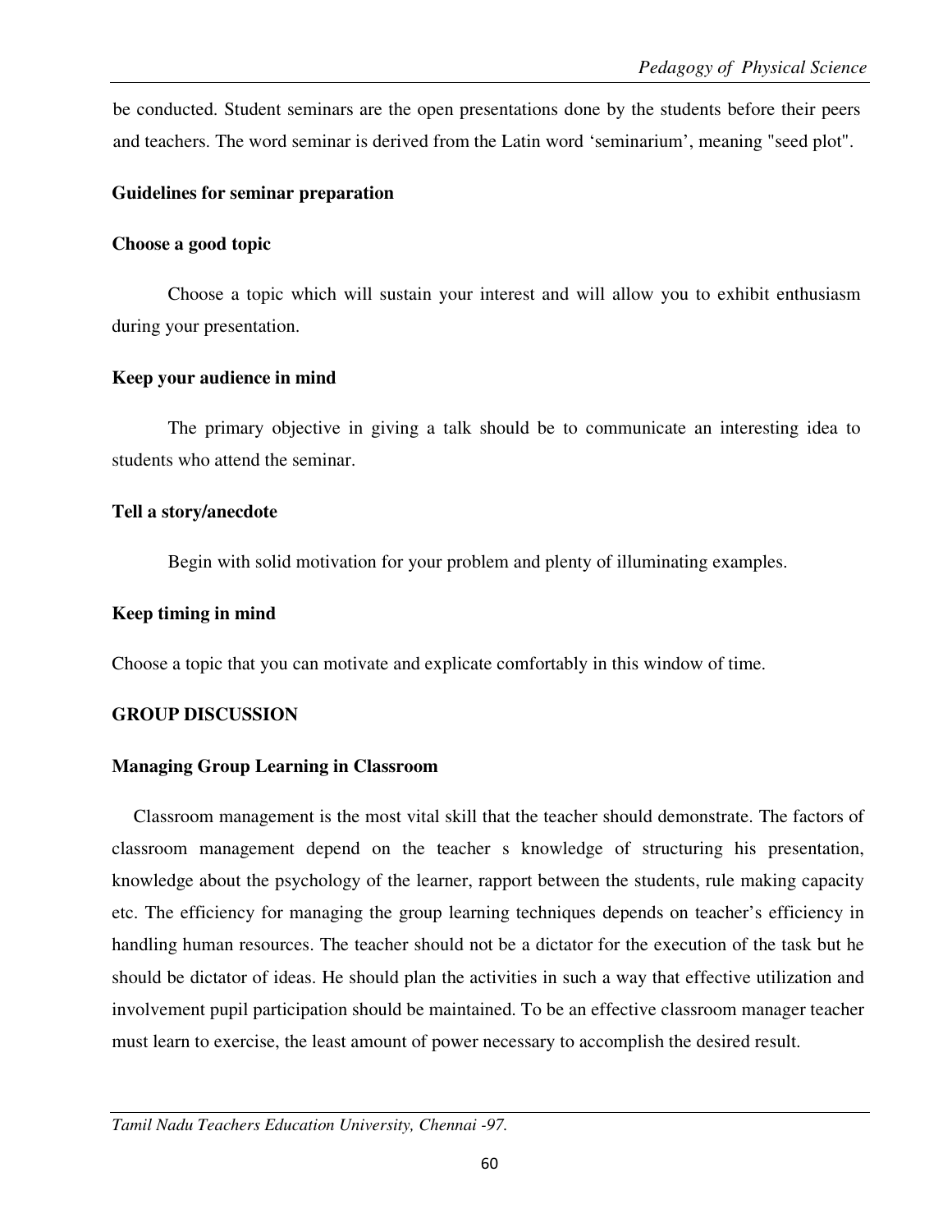be conducted. Student seminars are the open presentations done by the students before their peers and teachers. The word seminar is derived from the Latin word 'seminarium', meaning "seed plot".

**Guidelines for seminar preparation**

**Choose a good topic**

Choose a topic which will sustain your interest and will allow you to exhibit enthusiasm during your presentation.

**Keep your audience in mind**

The primary objective in giving a talk should be to communicate an interesting idea to students who attend the seminar.

**Tell a story/anecdote**

Begin with solid motivation for your problem and plenty of illuminating examples.

**Keep timing in mind**

Choose a topic that you can motivate and explicate comfortably in this window of time.

## GROUP DISCUSSION

### Managing Group Learning in Classroom

Classroom management is the most vital skill that the teacher should demonstrate. The factors of classroom management depend on the teacher s knowledge of structuring his presentation, knowledge about the psychology of the learner, rapport between the students, rule making capacity etc. The efficiency for managing the group learning techniques depends on teacher's efficiency in handling human resources. The teacher should not be a dictator for the execution of the task but he should be dictator of ideas. He should plan the activities in such a way that effective utilization and involvement pupil participation should be maintained. To be an effective classroom manager teacher must learn to exercise, the least amount of power necessary to accomplish the desired result.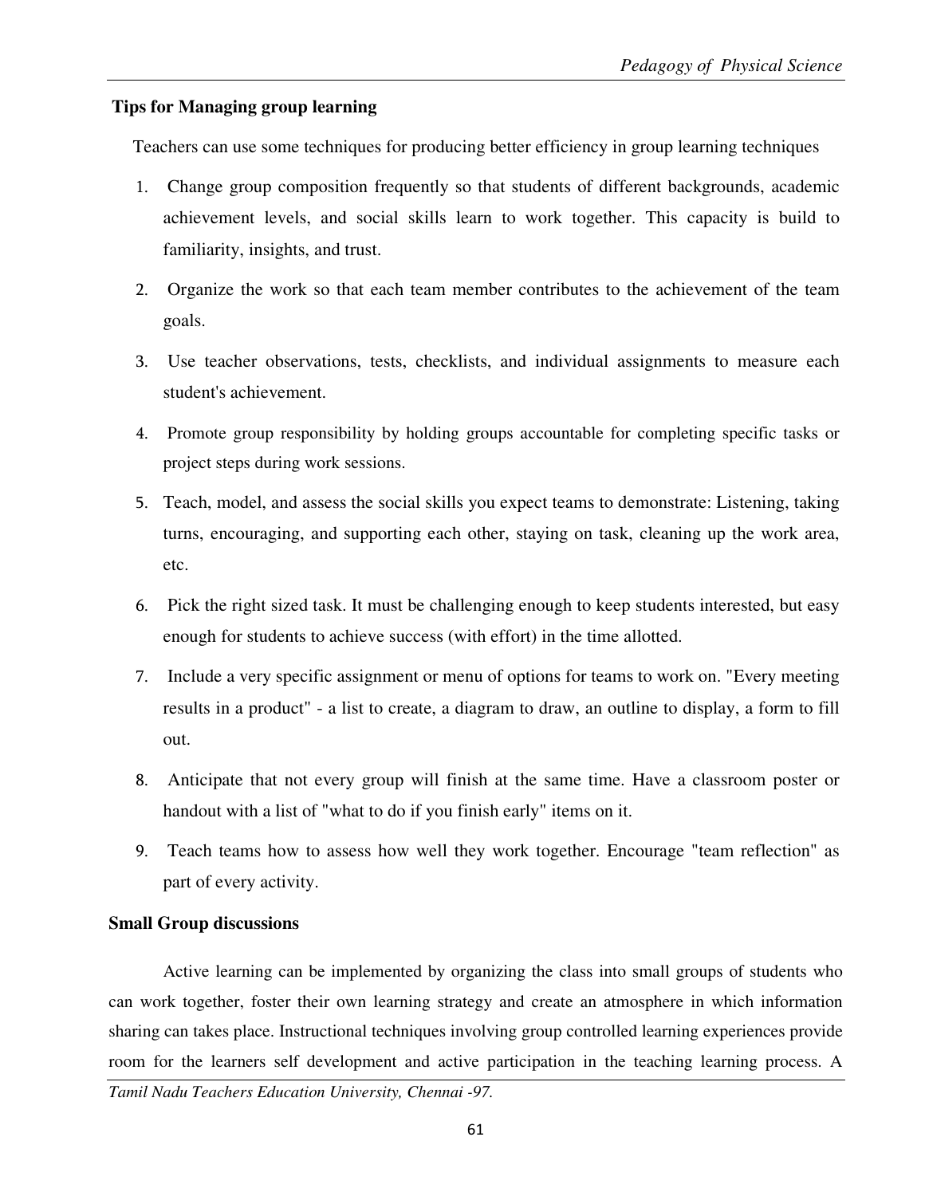**Tips for Managing group learning**

Teachers can use some techniques for producing better efficiency in group learning techniques

1. Change group composition frequently so that students of different backgrounds, academic achievement levels, and social skills learn to work together. This capacity is build to familiarity, insights, and trust.
2. Organize the work so that each team member contributes to the achievement of the team goals.
3. Use teacher observations, tests, checklists, and individual assignments to measure each student's achievement.
4. Promote group responsibility by holding groups accountable for completing specific tasks or project steps during work sessions.
5. Teach, model, and assess the social skills you expect teams to demonstrate: Listening, taking turns, encouraging, and supporting each other, staying on task, cleaning up the work area, etc.
6. Pick the right sized task. It must be challenging enough to keep students interested, but easy enough for students to achieve success (with effort) in the time allotted.
7. Include a very specific assignment or menu of options for teams to work on. "Every meeting results in a product" - a list to create, a diagram to draw, an outline to display, a form to fill out.
8. Anticipate that not every group will finish at the same time. Have a classroom poster or handout with a list of "what to do if you finish early" items on it.
9. Teach teams how to assess how well they work together. Encourage "team reflection" as part of every activity.

**Small Group discussions**

Active learning can be implemented by organizing the class into small groups of students who can work together, foster their own learning strategy and create an atmosphere in which information sharing can takes place. Instructional techniques involving group controlled learning experiences provide room for the learners self development and active participation in the teaching learning process. A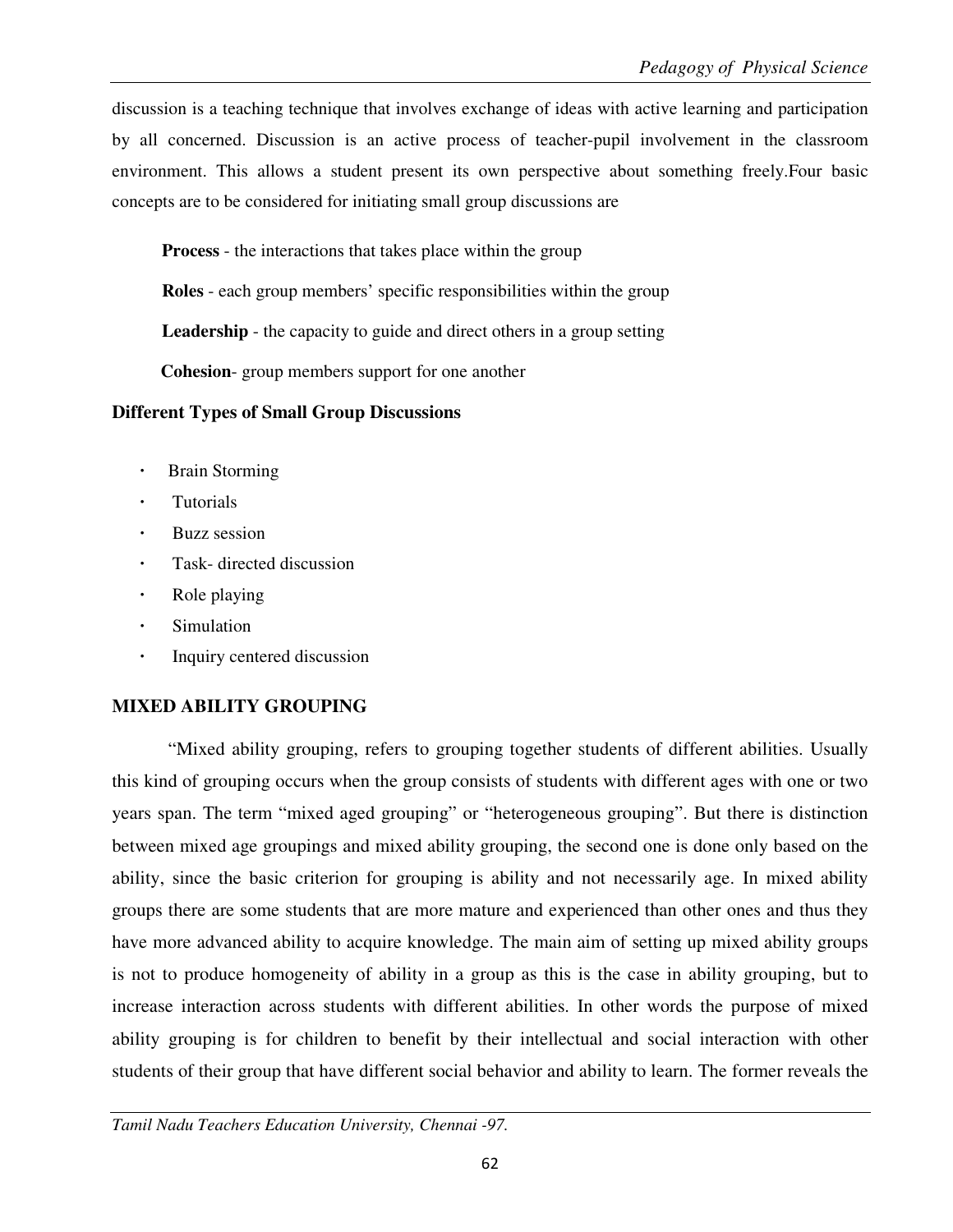discussion is a teaching technique that involves exchange of ideas with active learning and participation by all concerned. Discussion is an active process of teacher-pupil involvement in the classroom environment. This allows a student present its own perspective about something freely.Four basic concepts are to be considered for initiating small group discussions are

**Process** - the interactions that takes place within the group

**Roles** - each group members' specific responsibilities within the group

**Leadership** - the capacity to guide and direct others in a group setting

**Cohesion**- group members support for one another

### Different Types of Small Group Discussions

- Brain Storming
- Tutorials
- Buzz session
- Task- directed discussion
- Role playing
- Simulation
- Inquiry centered discussion

### MIXED ABILITY GROUPING

"Mixed ability grouping, refers to grouping together students of different abilities. Usually this kind of grouping occurs when the group consists of students with different ages with one or two years span. The term "mixed aged grouping" or "heterogeneous grouping". But there is distinction between mixed age groupings and mixed ability grouping, the second one is done only based on the ability, since the basic criterion for grouping is ability and not necessarily age. In mixed ability groups there are some students that are more mature and experienced than other ones and thus they have more advanced ability to acquire knowledge. The main aim of setting up mixed ability groups is not to produce homogeneity of ability in a group as this is the case in ability grouping, but to increase interaction across students with different abilities. In other words the purpose of mixed ability grouping is for children to benefit by their intellectual and social interaction with other students of their group that have different social behavior and ability to learn. The former reveals the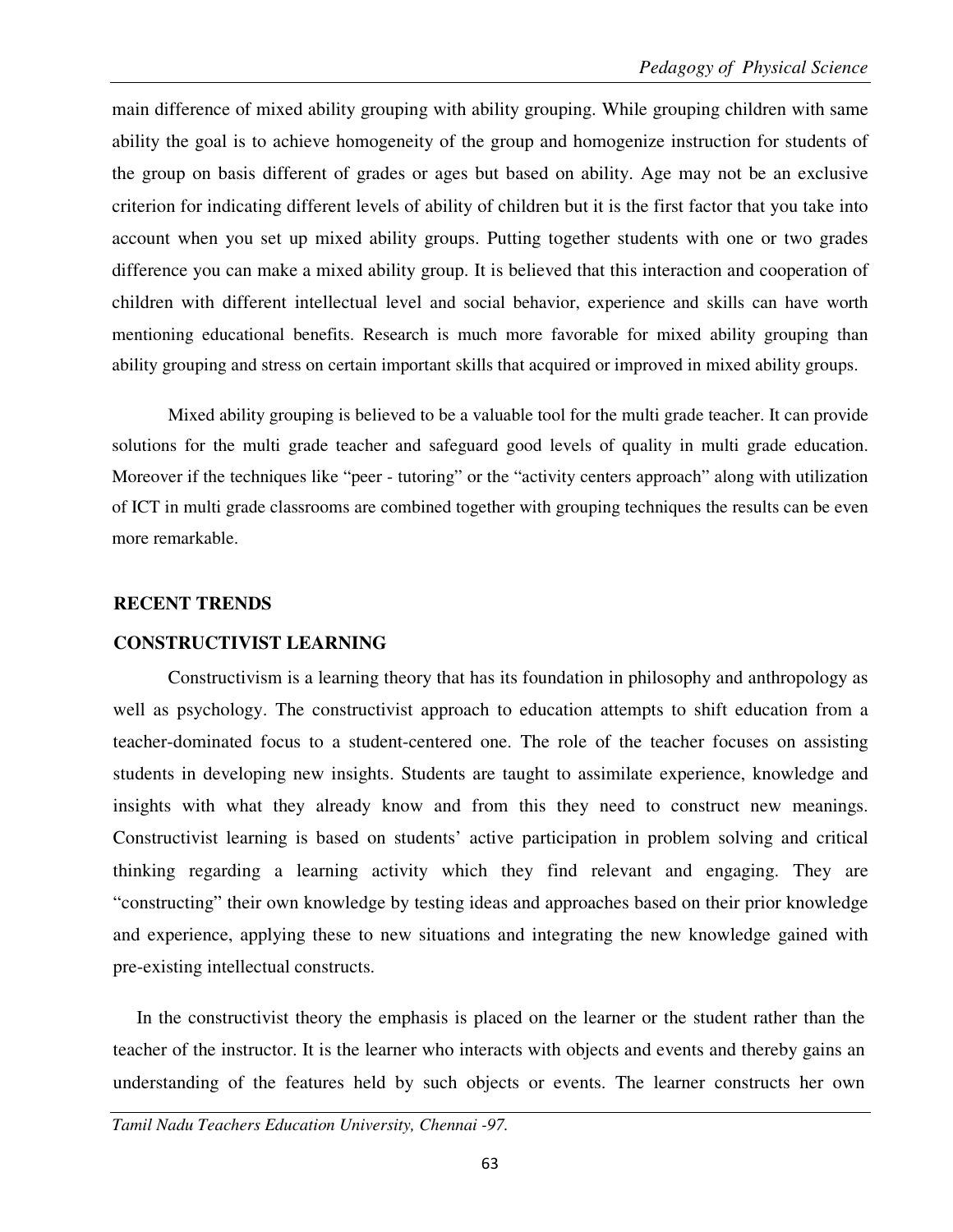main difference of mixed ability grouping with ability grouping. While grouping children with same ability the goal is to achieve homogeneity of the group and homogenize instruction for students of the group on basis different of grades or ages but based on ability. Age may not be an exclusive criterion for indicating different levels of ability of children but it is the first factor that you take into account when you set up mixed ability groups. Putting together students with one or two grades difference you can make a mixed ability group. It is believed that this interaction and cooperation of children with different intellectual level and social behavior, experience and skills can have worth mentioning educational benefits. Research is much more favorable for mixed ability grouping than ability grouping and stress on certain important skills that acquired or improved in mixed ability groups.

Mixed ability grouping is believed to be a valuable tool for the multi grade teacher. It can provide solutions for the multi grade teacher and safeguard good levels of quality in multi grade education. Moreover if the techniques like "peer - tutoring" or the "activity centers approach" along with utilization of ICT in multi grade classrooms are combined together with grouping techniques the results can be even more remarkable.

## RECENT TRENDS

### CONSTRUCTIVIST LEARNING

Constructivism is a learning theory that has its foundation in philosophy and anthropology as well as psychology. The constructivist approach to education attempts to shift education from a teacher-dominated focus to a student-centered one. The role of the teacher focuses on assisting students in developing new insights. Students are taught to assimilate experience, knowledge and insights with what they already know and from this they need to construct new meanings. Constructivist learning is based on students' active participation in problem solving and critical thinking regarding a learning activity which they find relevant and engaging. They are "constructing" their own knowledge by testing ideas and approaches based on their prior knowledge and experience, applying these to new situations and integrating the new knowledge gained with pre-existing intellectual constructs.

In the constructivist theory the emphasis is placed on the learner or the student rather than the teacher of the instructor. It is the learner who interacts with objects and events and thereby gains an understanding of the features held by such objects or events. The learner constructs her own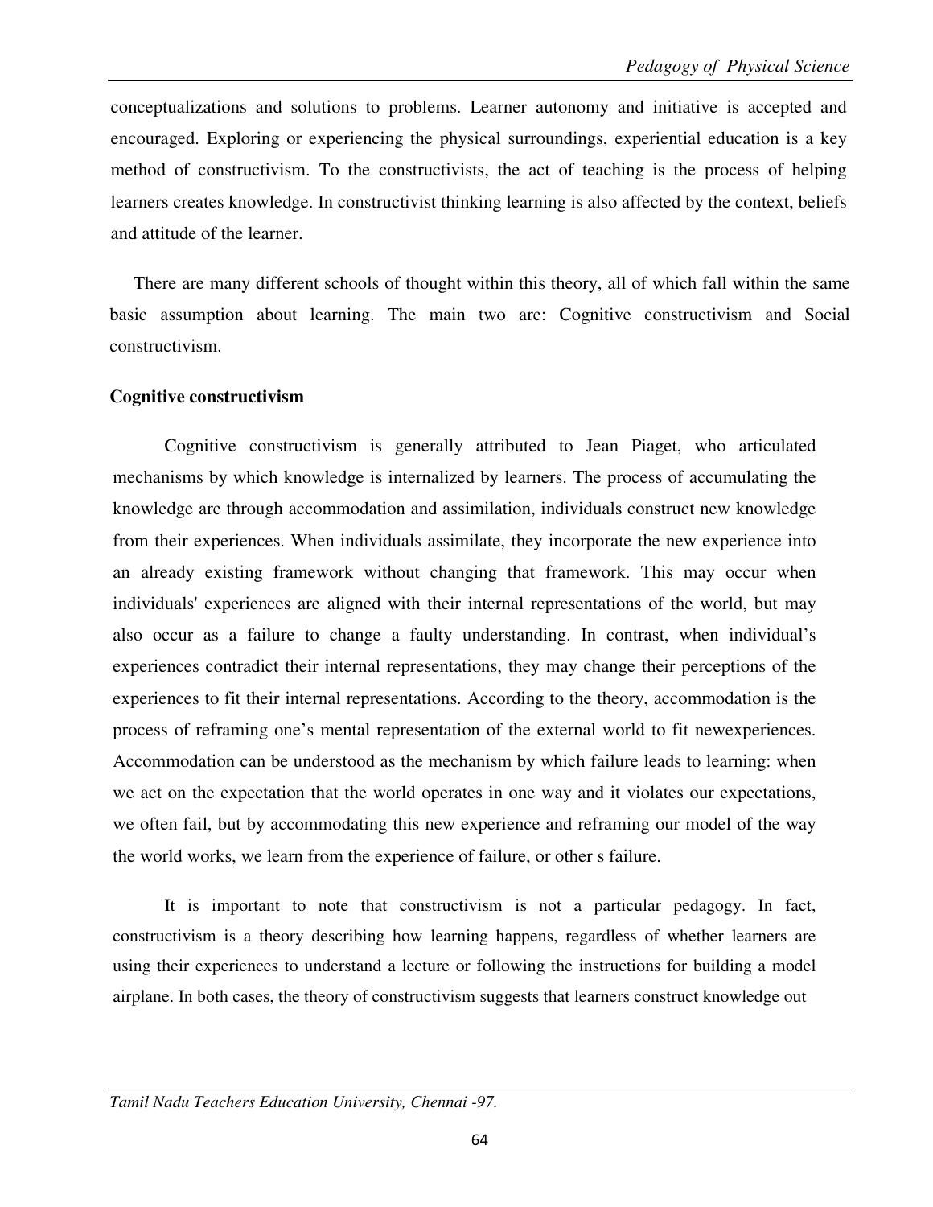conceptualizations and solutions to problems. Learner autonomy and initiative is accepted and encouraged. Exploring or experiencing the physical surroundings, experiential education is a key method of constructivism. To the constructivists, the act of teaching is the process of helping learners creates knowledge. In constructivist thinking learning is also affected by the context, beliefs and attitude of the learner.

There are many different schools of thought within this theory, all of which fall within the same basic assumption about learning. The main two are: Cognitive constructivism and Social constructivism.

**Cognitive constructivism**

Cognitive constructivism is generally attributed to Jean Piaget, who articulated mechanisms by which knowledge is internalized by learners. The process of accumulating the knowledge are through accommodation and assimilation, individuals construct new knowledge from their experiences. When individuals assimilate, they incorporate the new experience into an already existing framework without changing that framework. This may occur when individuals' experiences are aligned with their internal representations of the world, but may also occur as a failure to change a faulty understanding. In contrast, when individual's experiences contradict their internal representations, they may change their perceptions of the experiences to fit their internal representations. According to the theory, accommodation is the process of reframing one's mental representation of the external world to fit newexperiences. Accommodation can be understood as the mechanism by which failure leads to learning: when we act on the expectation that the world operates in one way and it violates our expectations, we often fail, but by accommodating this new experience and reframing our model of the way the world works, we learn from the experience of failure, or other s failure.

It is important to note that constructivism is not a particular pedagogy. In fact, constructivism is a theory describing how learning happens, regardless of whether learners are using their experiences to understand a lecture or following the instructions for building a model airplane. In both cases, the theory of constructivism suggests that learners construct knowledge out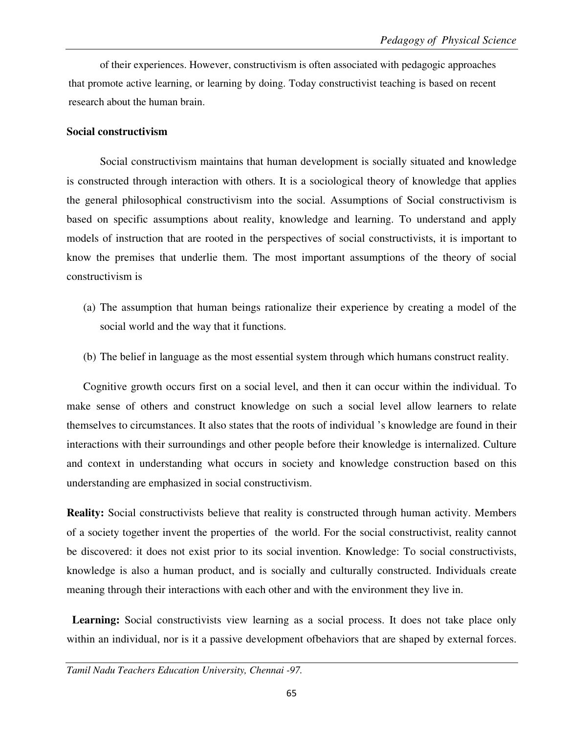of their experiences. However, constructivism is often associated with pedagogic approaches that promote active learning, or learning by doing. Today constructivist teaching is based on recent research about the human brain.

**Social constructivism**

Social constructivism maintains that human development is socially situated and knowledge is constructed through interaction with others. It is a sociological theory of knowledge that applies the general philosophical constructivism into the social. Assumptions of Social constructivism is based on specific assumptions about reality, knowledge and learning. To understand and apply models of instruction that are rooted in the perspectives of social constructivists, it is important to know the premises that underlie them. The most important assumptions of the theory of social constructivism is

(a) The assumption that human beings rationalize their experience by creating a model of the social world and the way that it functions.

(b) The belief in language as the most essential system through which humans construct reality.

Cognitive growth occurs first on a social level, and then it can occur within the individual. To make sense of others and construct knowledge on such a social level allow learners to relate themselves to circumstances. It also states that the roots of individual 's knowledge are found in their interactions with their surroundings and other people before their knowledge is internalized. Culture and context in understanding what occurs in society and knowledge construction based on this understanding are emphasized in social constructivism.

**Reality:** Social constructivists believe that reality is constructed through human activity. Members of a society together invent the properties of the world. For the social constructivist, reality cannot be discovered: it does not exist prior to its social invention. Knowledge: To social constructivists, knowledge is also a human product, and is socially and culturally constructed. Individuals create meaning through their interactions with each other and with the environment they live in.

**Learning:** Social constructivists view learning as a social process. It does not take place only within an individual, nor is it a passive development ofbehaviors that are shaped by external forces.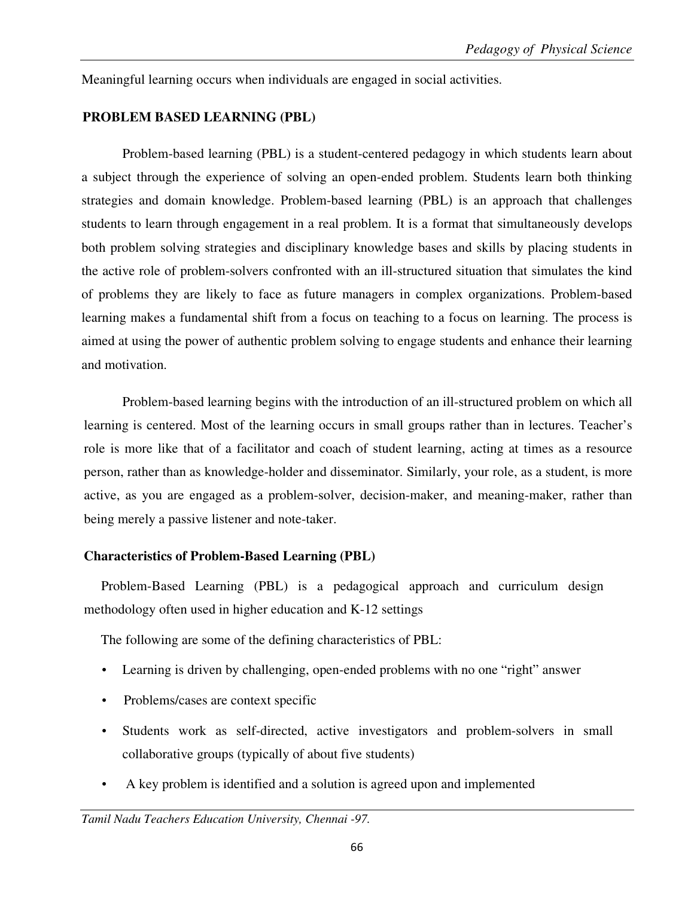Meaningful learning occurs when individuals are engaged in social activities.

## PROBLEM BASED LEARNING (PBL)

Problem-based learning (PBL) is a student-centered pedagogy in which students learn about a subject through the experience of solving an open-ended problem. Students learn both thinking strategies and domain knowledge. Problem-based learning (PBL) is an approach that challenges students to learn through engagement in a real problem. It is a format that simultaneously develops both problem solving strategies and disciplinary knowledge bases and skills by placing students in the active role of problem-solvers confronted with an ill-structured situation that simulates the kind of problems they are likely to face as future managers in complex organizations. Problem-based learning makes a fundamental shift from a focus on teaching to a focus on learning. The process is aimed at using the power of authentic problem solving to engage students and enhance their learning and motivation.

Problem-based learning begins with the introduction of an ill-structured problem on which all learning is centered. Most of the learning occurs in small groups rather than in lectures. Teacher's role is more like that of a facilitator and coach of student learning, acting at times as a resource person, rather than as knowledge-holder and disseminator. Similarly, your role, as a student, is more active, as you are engaged as a problem-solver, decision-maker, and meaning-maker, rather than being merely a passive listener and note-taker.

### Characteristics of Problem-Based Learning (PBL)

Problem-Based Learning (PBL) is a pedagogical approach and curriculum design methodology often used in higher education and K-12 settings

The following are some of the defining characteristics of PBL:

- Learning is driven by challenging, open-ended problems with no one "right" answer
- Problems/cases are context specific
- Students work as self-directed, active investigators and problem-solvers in small collaborative groups (typically of about five students)
- A key problem is identified and a solution is agreed upon and implemented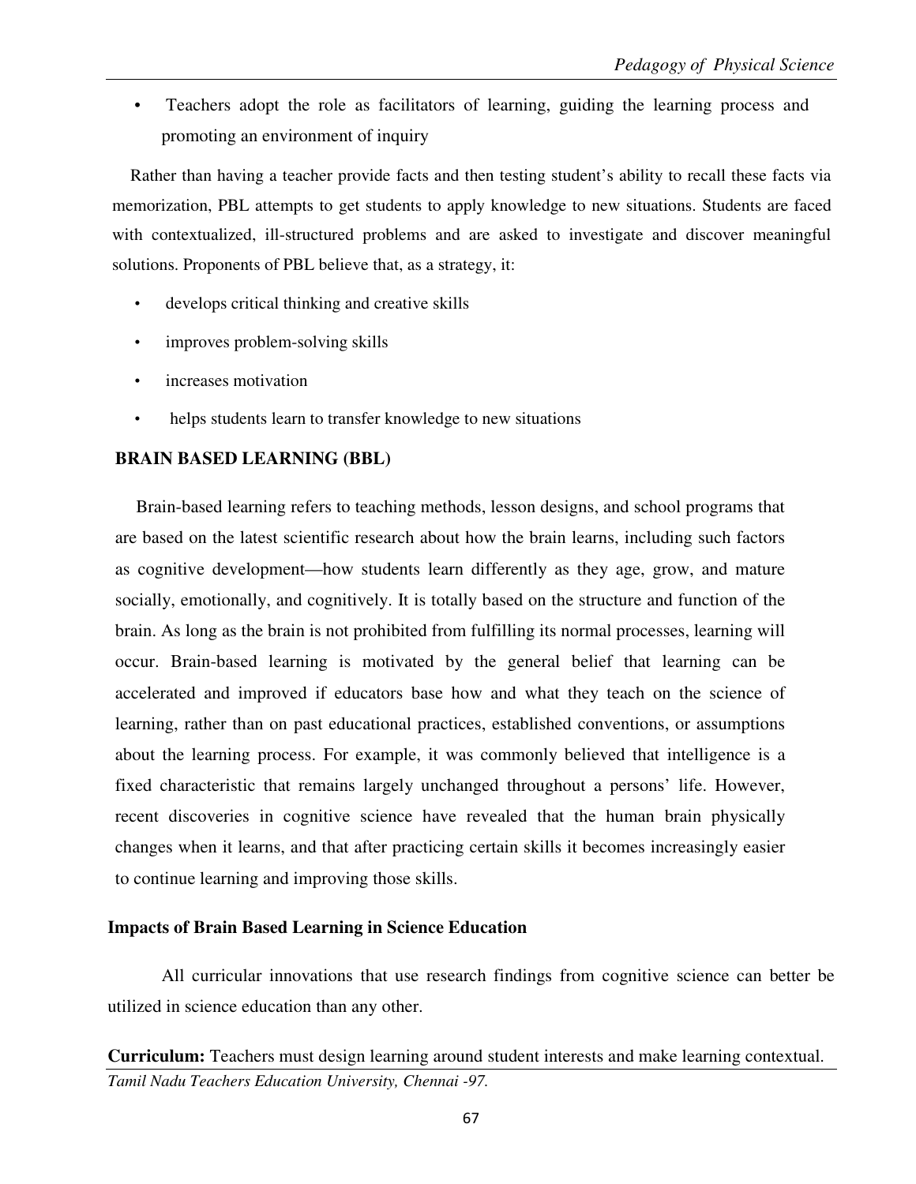- Teachers adopt the role as facilitators of learning, guiding the learning process and promoting an environment of inquiry

Rather than having a teacher provide facts and then testing student's ability to recall these facts via memorization, PBL attempts to get students to apply knowledge to new situations. Students are faced with contextualized, ill-structured problems and are asked to investigate and discover meaningful solutions. Proponents of PBL believe that, as a strategy, it:

- develops critical thinking and creative skills
- improves problem-solving skills
- increases motivation
- helps students learn to transfer knowledge to new situations

## BRAIN BASED LEARNING (BBL)

Brain-based learning refers to teaching methods, lesson designs, and school programs that are based on the latest scientific research about how the brain learns, including such factors as cognitive development—how students learn differently as they age, grow, and mature socially, emotionally, and cognitively. It is totally based on the structure and function of the brain. As long as the brain is not prohibited from fulfilling its normal processes, learning will occur. Brain-based learning is motivated by the general belief that learning can be accelerated and improved if educators base how and what they teach on the science of learning, rather than on past educational practices, established conventions, or assumptions about the learning process. For example, it was commonly believed that intelligence is a fixed characteristic that remains largely unchanged throughout a persons' life. However, recent discoveries in cognitive science have revealed that the human brain physically changes when it learns, and that after practicing certain skills it becomes increasingly easier to continue learning and improving those skills.

### Impacts of Brain Based Learning in Science Education

All curricular innovations that use research findings from cognitive science can better be utilized in science education than any other.

**Curriculum:** Teachers must design learning around student interests and make learning contextual.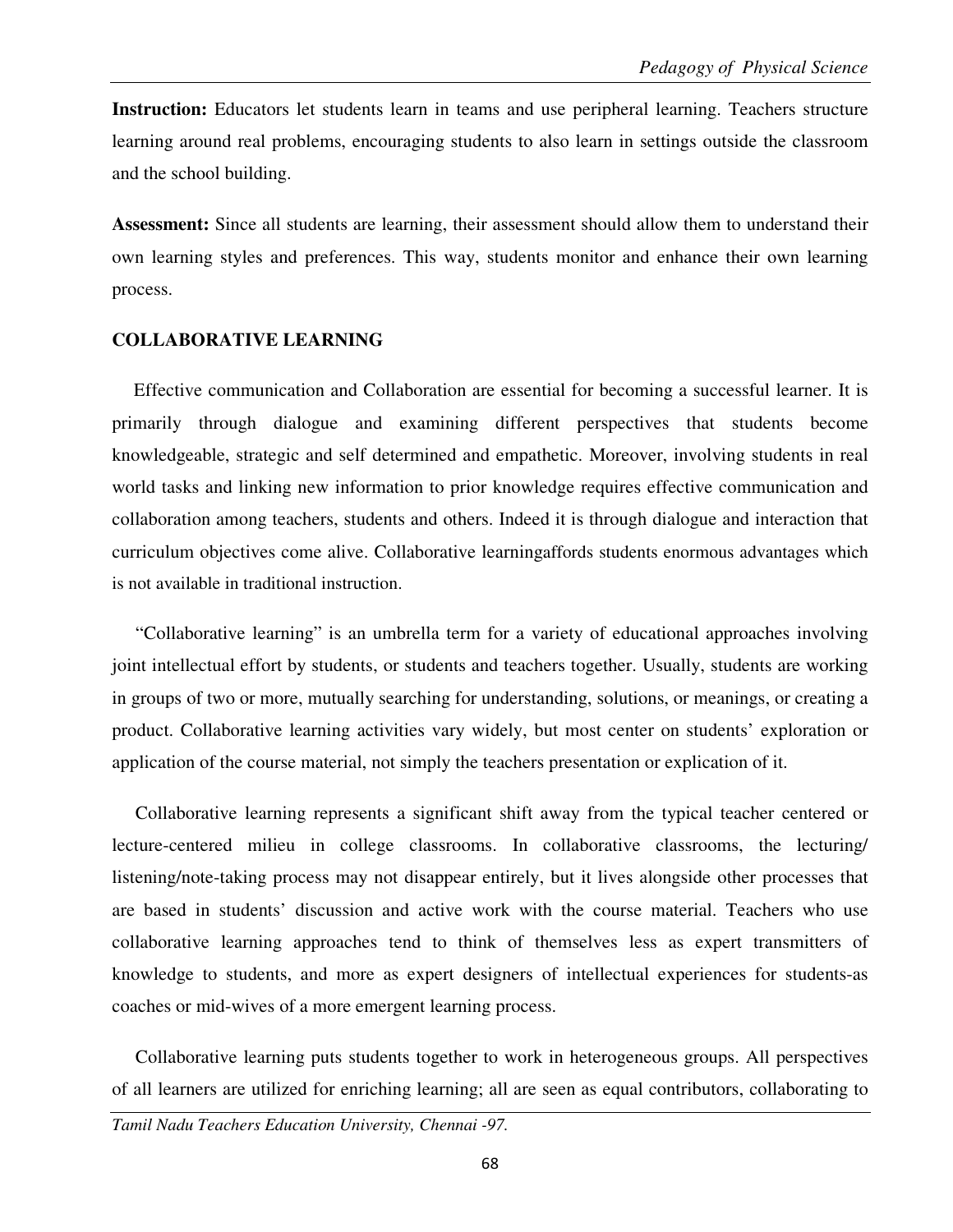**Instruction:** Educators let students learn in teams and use peripheral learning. Teachers structure learning around real problems, encouraging students to also learn in settings outside the classroom and the school building.

**Assessment:** Since all students are learning, their assessment should allow them to understand their own learning styles and preferences. This way, students monitor and enhance their own learning process.

## COLLABORATIVE LEARNING

Effective communication and Collaboration are essential for becoming a successful learner. It is primarily through dialogue and examining different perspectives that students become knowledgeable, strategic and self determined and empathetic. Moreover, involving students in real world tasks and linking new information to prior knowledge requires effective communication and collaboration among teachers, students and others. Indeed it is through dialogue and interaction that curriculum objectives come alive. Collaborative learningaffords students enormous advantages which is not available in traditional instruction.

"Collaborative learning" is an umbrella term for a variety of educational approaches involving joint intellectual effort by students, or students and teachers together. Usually, students are working in groups of two or more, mutually searching for understanding, solutions, or meanings, or creating a product. Collaborative learning activities vary widely, but most center on students' exploration or application of the course material, not simply the teachers presentation or explication of it.

Collaborative learning represents a significant shift away from the typical teacher centered or lecture-centered milieu in college classrooms. In collaborative classrooms, the lecturing/ listening/note-taking process may not disappear entirely, but it lives alongside other processes that are based in students' discussion and active work with the course material. Teachers who use collaborative learning approaches tend to think of themselves less as expert transmitters of knowledge to students, and more as expert designers of intellectual experiences for students-as coaches or mid-wives of a more emergent learning process.

Collaborative learning puts students together to work in heterogeneous groups. All perspectives of all learners are utilized for enriching learning; all are seen as equal contributors, collaborating to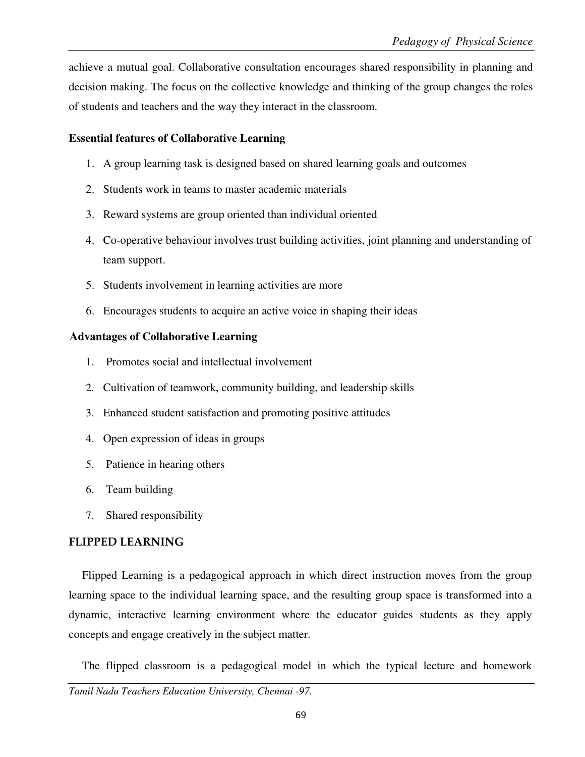achieve a mutual goal. Collaborative consultation encourages shared responsibility in planning and decision making. The focus on the collective knowledge and thinking of the group changes the roles of students and teachers and the way they interact in the classroom.

**Essential features of Collaborative Learning**

1. A group learning task is designed based on shared learning goals and outcomes
2. Students work in teams to master academic materials
3. Reward systems are group oriented than individual oriented
4. Co-operative behaviour involves trust building activities, joint planning and understanding of team support.
5. Students involvement in learning activities are more
6. Encourages students to acquire an active voice in shaping their ideas

**Advantages of Collaborative Learning**

1. Promotes social and intellectual involvement
2. Cultivation of teamwork, community building, and leadership skills
3. Enhanced student satisfaction and promoting positive attitudes
4. Open expression of ideas in groups
5. Patience in hearing others
6. Team building
7. Shared responsibility

## FLIPPED LEARNING

Flipped Learning is a pedagogical approach in which direct instruction moves from the group learning space to the individual learning space, and the resulting group space is transformed into a dynamic, interactive learning environment where the educator guides students as they apply concepts and engage creatively in the subject matter.

The flipped classroom is a pedagogical model in which the typical lecture and homework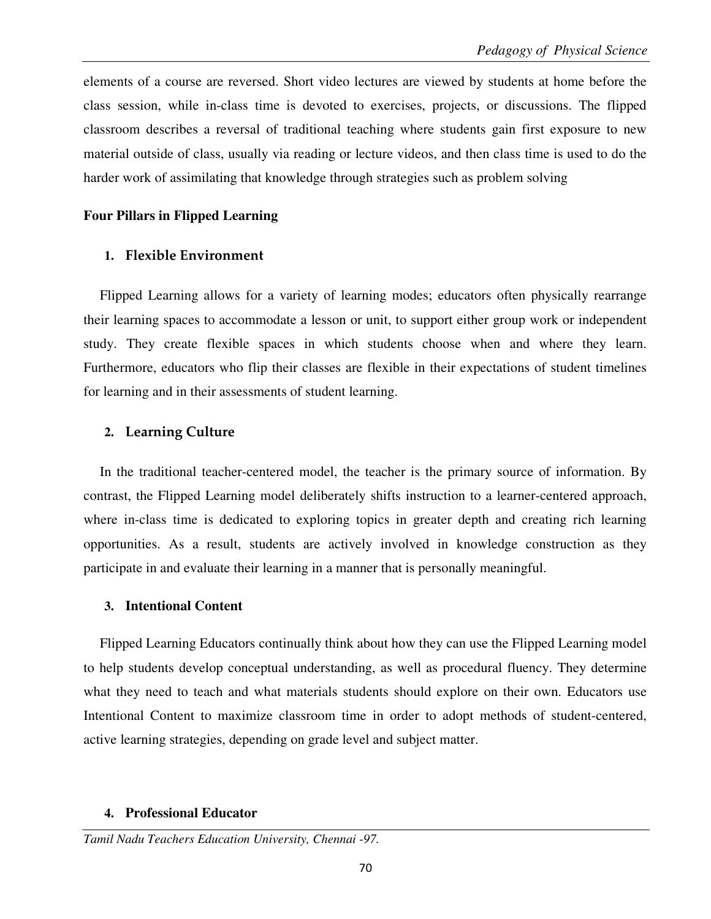elements of a course are reversed. Short video lectures are viewed by students at home before the class session, while in-class time is devoted to exercises, projects, or discussions. The flipped classroom describes a reversal of traditional teaching where students gain first exposure to new material outside of class, usually via reading or lecture videos, and then class time is used to do the harder work of assimilating that knowledge through strategies such as problem solving

**Four Pillars in Flipped Learning**

1. **Flexible Environment**

Flipped Learning allows for a variety of learning modes; educators often physically rearrange their learning spaces to accommodate a lesson or unit, to support either group work or independent study. They create flexible spaces in which students choose when and where they learn. Furthermore, educators who flip their classes are flexible in their expectations of student timelines for learning and in their assessments of student learning.

2. **Learning Culture**

In the traditional teacher-centered model, the teacher is the primary source of information. By contrast, the Flipped Learning model deliberately shifts instruction to a learner-centered approach, where in-class time is dedicated to exploring topics in greater depth and creating rich learning opportunities. As a result, students are actively involved in knowledge construction as they participate in and evaluate their learning in a manner that is personally meaningful.

3. **Intentional Content**

Flipped Learning Educators continually think about how they can use the Flipped Learning model to help students develop conceptual understanding, as well as procedural fluency. They determine what they need to teach and what materials students should explore on their own. Educators use Intentional Content to maximize classroom time in order to adopt methods of student-centered, active learning strategies, depending on grade level and subject matter.

4. **Professional Educator**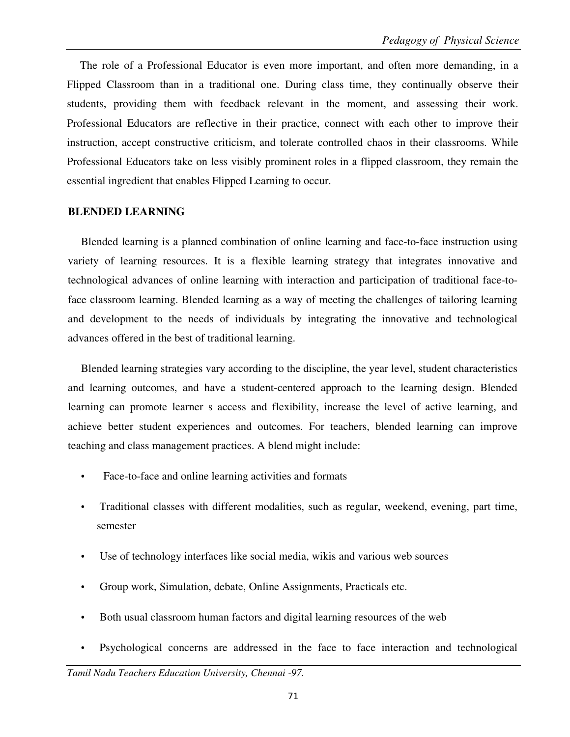The role of a Professional Educator is even more important, and often more demanding, in a Flipped Classroom than in a traditional one. During class time, they continually observe their students, providing them with feedback relevant in the moment, and assessing their work. Professional Educators are reflective in their practice, connect with each other to improve their instruction, accept constructive criticism, and tolerate controlled chaos in their classrooms. While Professional Educators take on less visibly prominent roles in a flipped classroom, they remain the essential ingredient that enables Flipped Learning to occur.

## BLENDED LEARNING

Blended learning is a planned combination of online learning and face-to-face instruction using variety of learning resources. It is a flexible learning strategy that integrates innovative and technological advances of online learning with interaction and participation of traditional face-to-face classroom learning. Blended learning as a way of meeting the challenges of tailoring learning and development to the needs of individuals by integrating the innovative and technological advances offered in the best of traditional learning.

Blended learning strategies vary according to the discipline, the year level, student characteristics and learning outcomes, and have a student-centered approach to the learning design. Blended learning can promote learner s access and flexibility, increase the level of active learning, and achieve better student experiences and outcomes. For teachers, blended learning can improve teaching and class management practices. A blend might include:

- Face-to-face and online learning activities and formats
- Traditional classes with different modalities, such as regular, weekend, evening, part time, semester
- Use of technology interfaces like social media, wikis and various web sources
- Group work, Simulation, debate, Online Assignments, Practicals etc.
- Both usual classroom human factors and digital learning resources of the web
- Psychological concerns are addressed in the face to face interaction and technological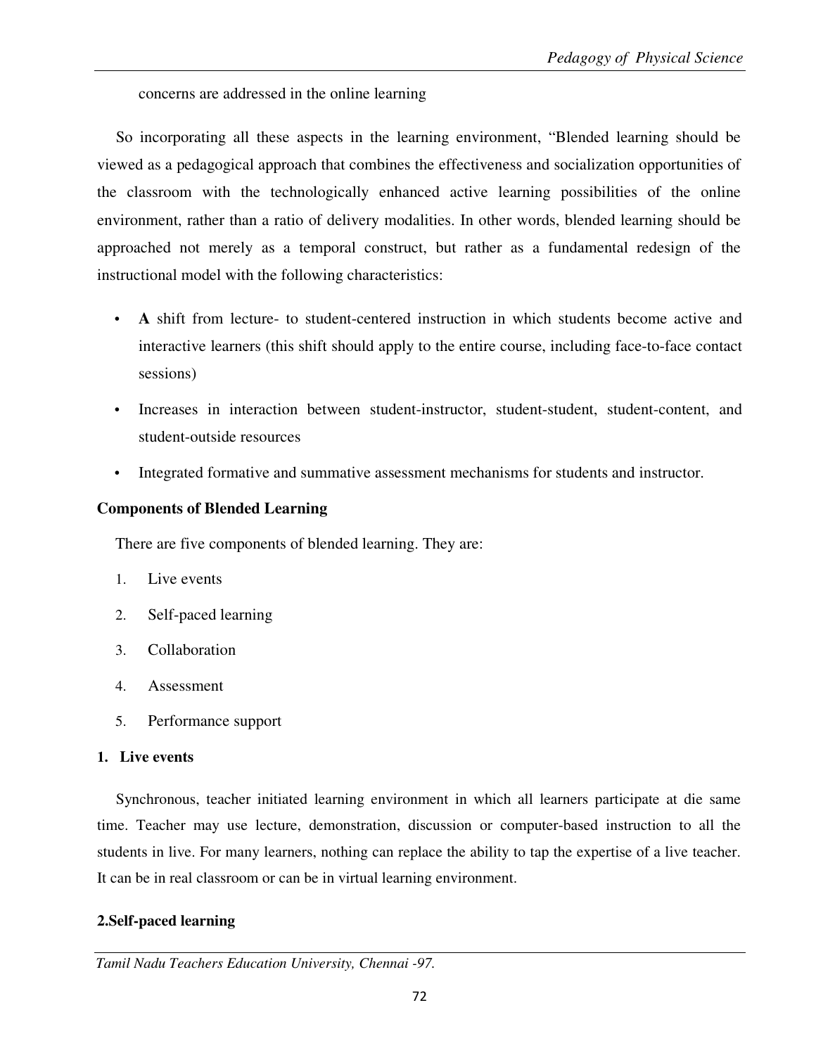concerns are addressed in the online learning

So incorporating all these aspects in the learning environment, “Blended learning should be viewed as a pedagogical approach that combines the effectiveness and socialization opportunities of the classroom with the technologically enhanced active learning possibilities of the online environment, rather than a ratio of delivery modalities. In other words, blended learning should be approached not merely as a temporal construct, but rather as a fundamental redesign of the instructional model with the following characteristics:

- **A** shift from lecture- to student-centered instruction in which students become active and interactive learners (this shift should apply to the entire course, including face-to-face contact sessions)
- Increases in interaction between student-instructor, student-student, student-content, and student-outside resources
- Integrated formative and summative assessment mechanisms for students and instructor.

### Components of Blended Learning

There are five components of blended learning. They are:

1. Live events
2. Self-paced learning
3. Collaboration
4. Assessment
5. Performance support

#### 1. Live events

Synchronous, teacher initiated learning environment in which all learners participate at die same time. Teacher may use lecture, demonstration, discussion or computer-based instruction to all the students in live. For many learners, nothing can replace the ability to tap the expertise of a live teacher. It can be in real classroom or can be in virtual learning environment.

#### 2.Self-paced learning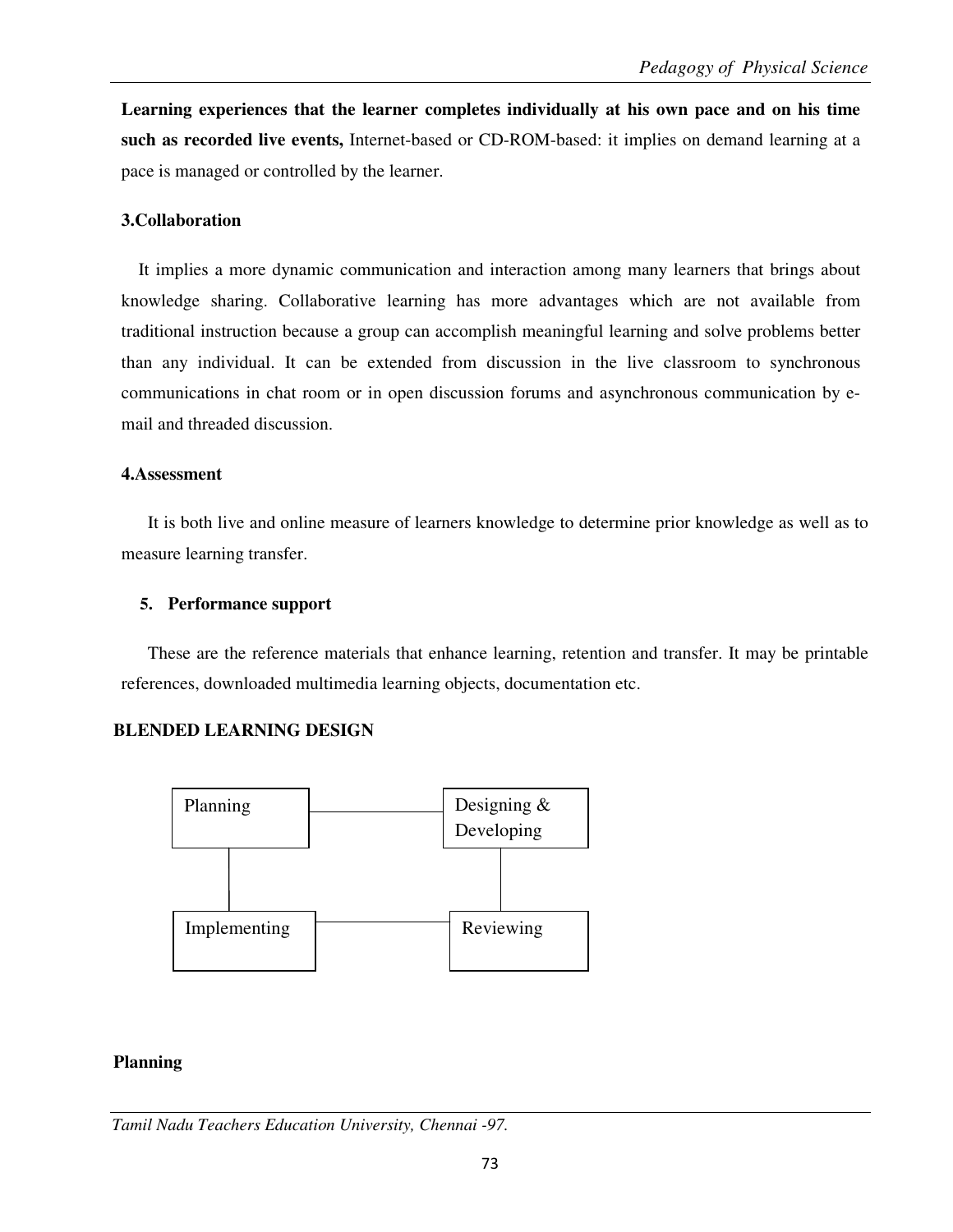**Learning experiences that the learner completes individually at his own pace and on his time such as recorded live events,** Internet-based or CD-ROM-based: it implies on demand learning at a pace is managed or controlled by the learner.

**3.Collaboration**

It implies a more dynamic communication and interaction among many learners that brings about knowledge sharing. Collaborative learning has more advantages which are not available from traditional instruction because a group can accomplish meaningful learning and solve problems better than any individual. It can be extended from discussion in the live classroom to synchronous communications in chat room or in open discussion forums and asynchronous communication by e-mail and threaded discussion.

**4.Assessment**

It is both live and online measure of learners knowledge to determine prior knowledge as well as to measure learning transfer.

**5. Performance support**

These are the reference materials that enhance learning, retention and transfer. It may be printable references, downloaded multimedia learning objects, documentation etc.

**BLENDED LEARNING DESIGN**

| | |
|---|---|
| Planning | Designing & Developing |
| Implementing | Reviewing |

**Planning**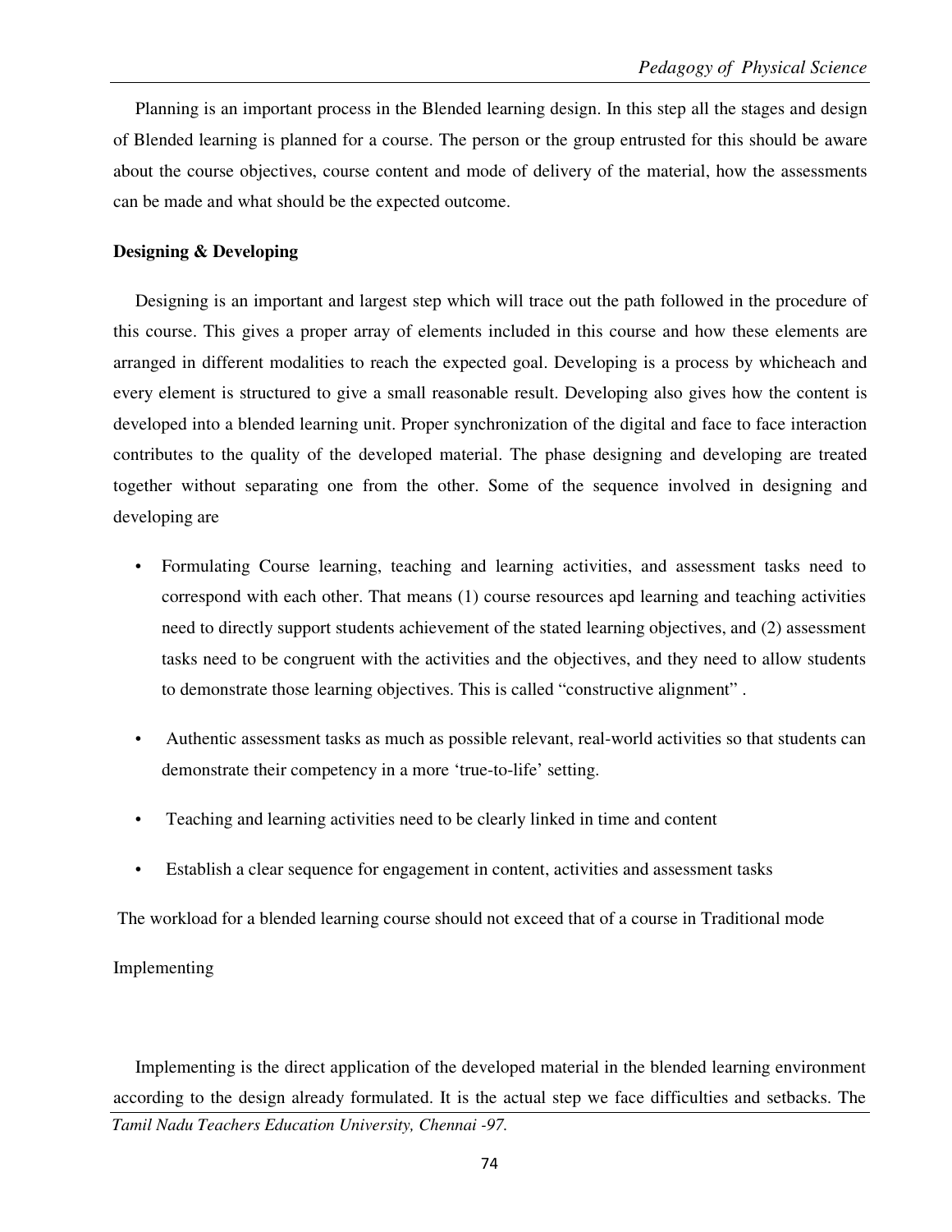Planning is an important process in the Blended learning design. In this step all the stages and design of Blended learning is planned for a course. The person or the group entrusted for this should be aware about the course objectives, course content and mode of delivery of the material, how the assessments can be made and what should be the expected outcome.

**Designing & Developing**

Designing is an important and largest step which will trace out the path followed in the procedure of this course. This gives a proper array of elements included in this course and how these elements are arranged in different modalities to reach the expected goal. Developing is a process by whicheach and every element is structured to give a small reasonable result. Developing also gives how the content is developed into a blended learning unit. Proper synchronization of the digital and face to face interaction contributes to the quality of the developed material. The phase designing and developing are treated together without separating one from the other. Some of the sequence involved in designing and developing are

- Formulating Course learning, teaching and learning activities, and assessment tasks need to correspond with each other. That means (1) course resources apd learning and teaching activities need to directly support students achievement of the stated learning objectives, and (2) assessment tasks need to be congruent with the activities and the objectives, and they need to allow students to demonstrate those learning objectives. This is called "constructive alignment" .
- Authentic assessment tasks as much as possible relevant, real-world activities so that students can demonstrate their competency in a more 'true-to-life' setting.
- Teaching and learning activities need to be clearly linked in time and content
- Establish a clear sequence for engagement in content, activities and assessment tasks

The workload for a blended learning course should not exceed that of a course in Traditional mode

Implementing

Implementing is the direct application of the developed material in the blended learning environment according to the design already formulated. It is the actual step we face difficulties and setbacks. The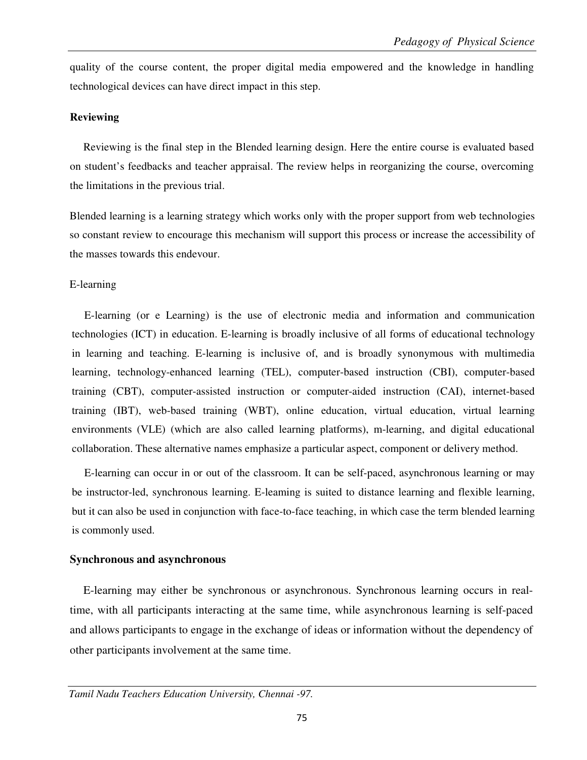quality of the course content, the proper digital media empowered and the knowledge in handling technological devices can have direct impact in this step.

**Reviewing**

Reviewing is the final step in the Blended learning design. Here the entire course is evaluated based on student's feedbacks and teacher appraisal. The review helps in reorganizing the course, overcoming the limitations in the previous trial.

Blended learning is a learning strategy which works only with the proper support from web technologies so constant review to encourage this mechanism will support this process or increase the accessibility of the masses towards this endevour.

E-learning

E-learning (or e Learning) is the use of electronic media and information and communication technologies (ICT) in education. E-learning is broadly inclusive of all forms of educational technology in learning and teaching. E-learning is inclusive of, and is broadly synonymous with multimedia learning, technology-enhanced learning (TEL), computer-based instruction (CBI), computer-based training (CBT), computer-assisted instruction or computer-aided instruction (CAI), internet-based training (IBT), web-based training (WBT), online education, virtual education, virtual learning environments (VLE) (which are also called learning platforms), m-learning, and digital educational collaboration. These alternative names emphasize a particular aspect, component or delivery method.

E-learning can occur in or out of the classroom. It can be self-paced, asynchronous learning or may be instructor-led, synchronous learning. E-leaming is suited to distance learning and flexible learning, but it can also be used in conjunction with face-to-face teaching, in which case the term blended learning is commonly used.

**Synchronous and asynchronous**

E-learning may either be synchronous or asynchronous. Synchronous learning occurs in real-time, with all participants interacting at the same time, while asynchronous learning is self-paced and allows participants to engage in the exchange of ideas or information without the dependency of other participants involvement at the same time.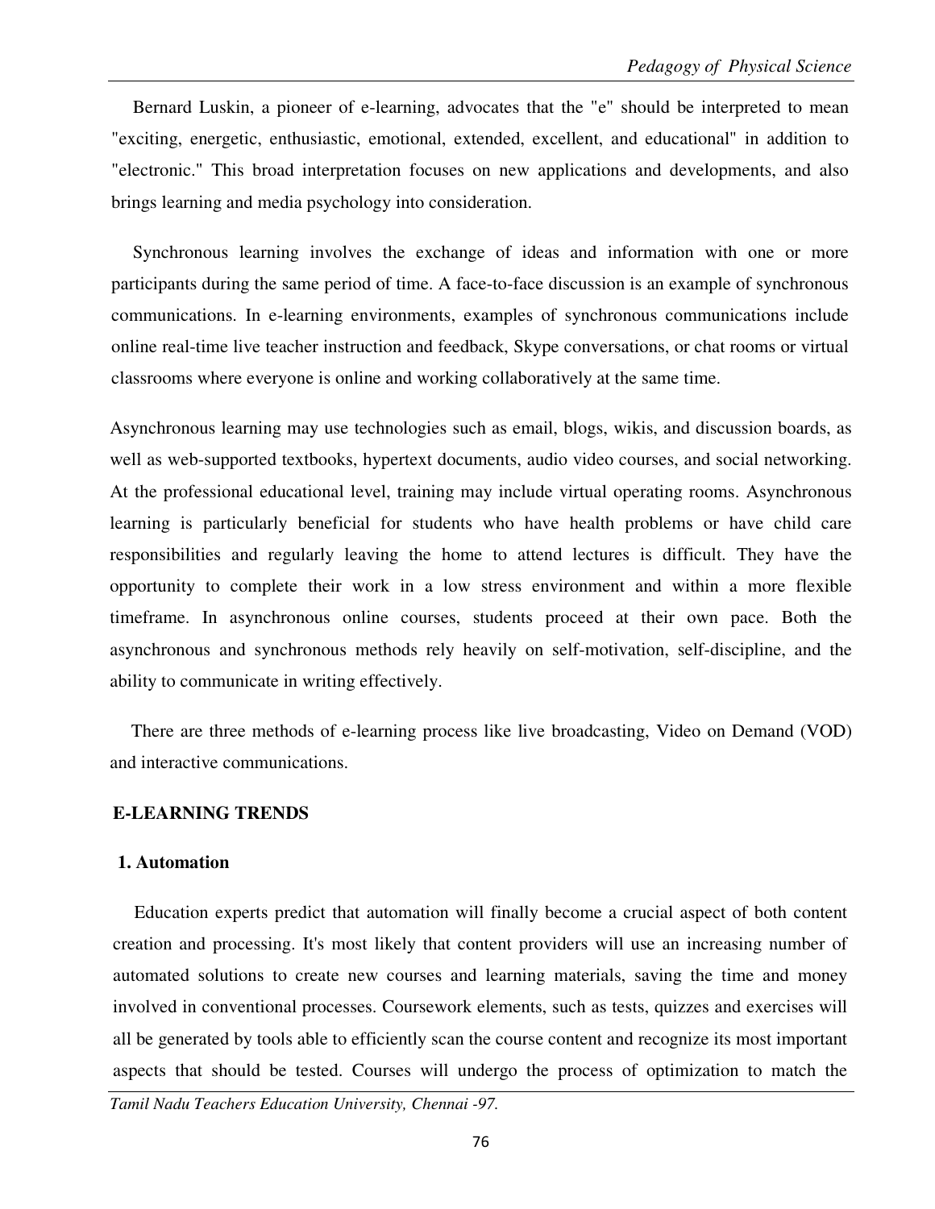Bernard Luskin, a pioneer of e-learning, advocates that the "e" should be interpreted to mean "exciting, energetic, enthusiastic, emotional, extended, excellent, and educational" in addition to "electronic." This broad interpretation focuses on new applications and developments, and also brings learning and media psychology into consideration.

Synchronous learning involves the exchange of ideas and information with one or more participants during the same period of time. A face-to-face discussion is an example of synchronous communications. In e-learning environments, examples of synchronous communications include online real-time live teacher instruction and feedback, Skype conversations, or chat rooms or virtual classrooms where everyone is online and working collaboratively at the same time.

Asynchronous learning may use technologies such as email, blogs, wikis, and discussion boards, as well as web-supported textbooks, hypertext documents, audio video courses, and social networking. At the professional educational level, training may include virtual operating rooms. Asynchronous learning is particularly beneficial for students who have health problems or have child care responsibilities and regularly leaving the home to attend lectures is difficult. They have the opportunity to complete their work in a low stress environment and within a more flexible timeframe. In asynchronous online courses, students proceed at their own pace. Both the asynchronous and synchronous methods rely heavily on self-motivation, self-discipline, and the ability to communicate in writing effectively.

There are three methods of e-learning process like live broadcasting, Video on Demand (VOD) and interactive communications.

## E-LEARNING TRENDS

### 1. Automation

Education experts predict that automation will finally become a crucial aspect of both content creation and processing. It's most likely that content providers will use an increasing number of automated solutions to create new courses and learning materials, saving the time and money involved in conventional processes. Coursework elements, such as tests, quizzes and exercises will all be generated by tools able to efficiently scan the course content and recognize its most important aspects that should be tested. Courses will undergo the process of optimization to match the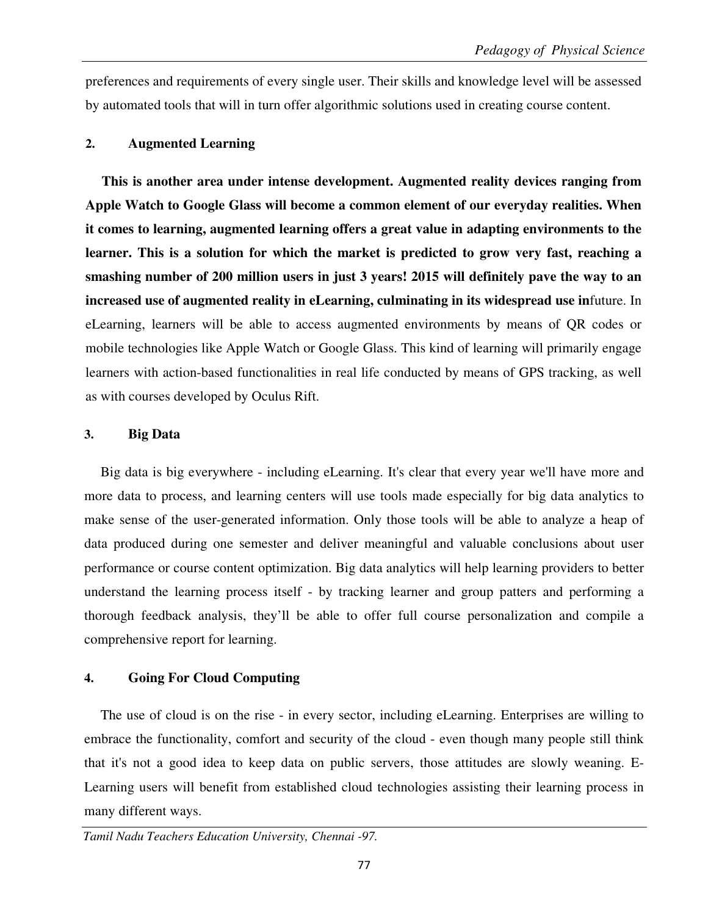preferences and requirements of every single user. Their skills and knowledge level will be assessed by automated tools that will in turn offer algorithmic solutions used in creating course content.

### 2. Augmented Learning

**This is another area under intense development. Augmented reality devices ranging from Apple Watch to Google Glass will become a common element of our everyday realities. When it comes to learning, augmented learning offers a great value in adapting environments to the learner. This is a solution for which the market is predicted to grow very fast, reaching a smashing number of 200 million users in just 3 years! 2015 will definitely pave the way to an increased use of augmented reality in eLearning, culminating in its widespread use in**future. In eLearning, learners will be able to access augmented environments by means of QR codes or mobile technologies like Apple Watch or Google Glass. This kind of learning will primarily engage learners with action-based functionalities in real life conducted by means of GPS tracking, as well as with courses developed by Oculus Rift.

### 3. Big Data

Big data is big everywhere - including eLearning. It's clear that every year we'll have more and more data to process, and learning centers will use tools made especially for big data analytics to make sense of the user-generated information. Only those tools will be able to analyze a heap of data produced during one semester and deliver meaningful and valuable conclusions about user performance or course content optimization. Big data analytics will help learning providers to better understand the learning process itself - by tracking learner and group patters and performing a thorough feedback analysis, they'll be able to offer full course personalization and compile a comprehensive report for learning.

### 4. Going For Cloud Computing

The use of cloud is on the rise - in every sector, including eLearning. Enterprises are willing to embrace the functionality, comfort and security of the cloud - even though many people still think that it's not a good idea to keep data on public servers, those attitudes are slowly weaning. E-Learning users will benefit from established cloud technologies assisting their learning process in many different ways.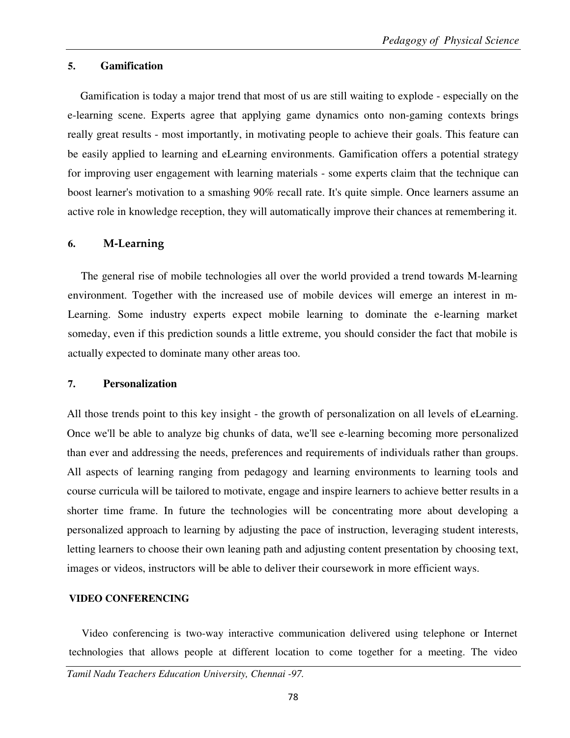### 5. Gamification

Gamification is today a major trend that most of us are still waiting to explode - especially on the e-learning scene. Experts agree that applying game dynamics onto non-gaming contexts brings really great results - most importantly, in motivating people to achieve their goals. This feature can be easily applied to learning and eLearning environments. Gamification offers a potential strategy for improving user engagement with learning materials - some experts claim that the technique can boost learner's motivation to a smashing 90% recall rate. It's quite simple. Once learners assume an active role in knowledge reception, they will automatically improve their chances at remembering it.

### 6. M-Learning

The general rise of mobile technologies all over the world provided a trend towards M-learning environment. Together with the increased use of mobile devices will emerge an interest in m-Learning. Some industry experts expect mobile learning to dominate the e-learning market someday, even if this prediction sounds a little extreme, you should consider the fact that mobile is actually expected to dominate many other areas too.

### 7. Personalization

All those trends point to this key insight - the growth of personalization on all levels of eLearning. Once we'll be able to analyze big chunks of data, we'll see e-learning becoming more personalized than ever and addressing the needs, preferences and requirements of individuals rather than groups. All aspects of learning ranging from pedagogy and learning environments to learning tools and course curricula will be tailored to motivate, engage and inspire learners to achieve better results in a shorter time frame. In future the technologies will be concentrating more about developing a personalized approach to learning by adjusting the pace of instruction, leveraging student interests, letting learners to choose their own leaning path and adjusting content presentation by choosing text, images or videos, instructors will be able to deliver their coursework in more efficient ways.

## VIDEO CONFERENCING

Video conferencing is two-way interactive communication delivered using telephone or Internet technologies that allows people at different location to come together for a meeting. The video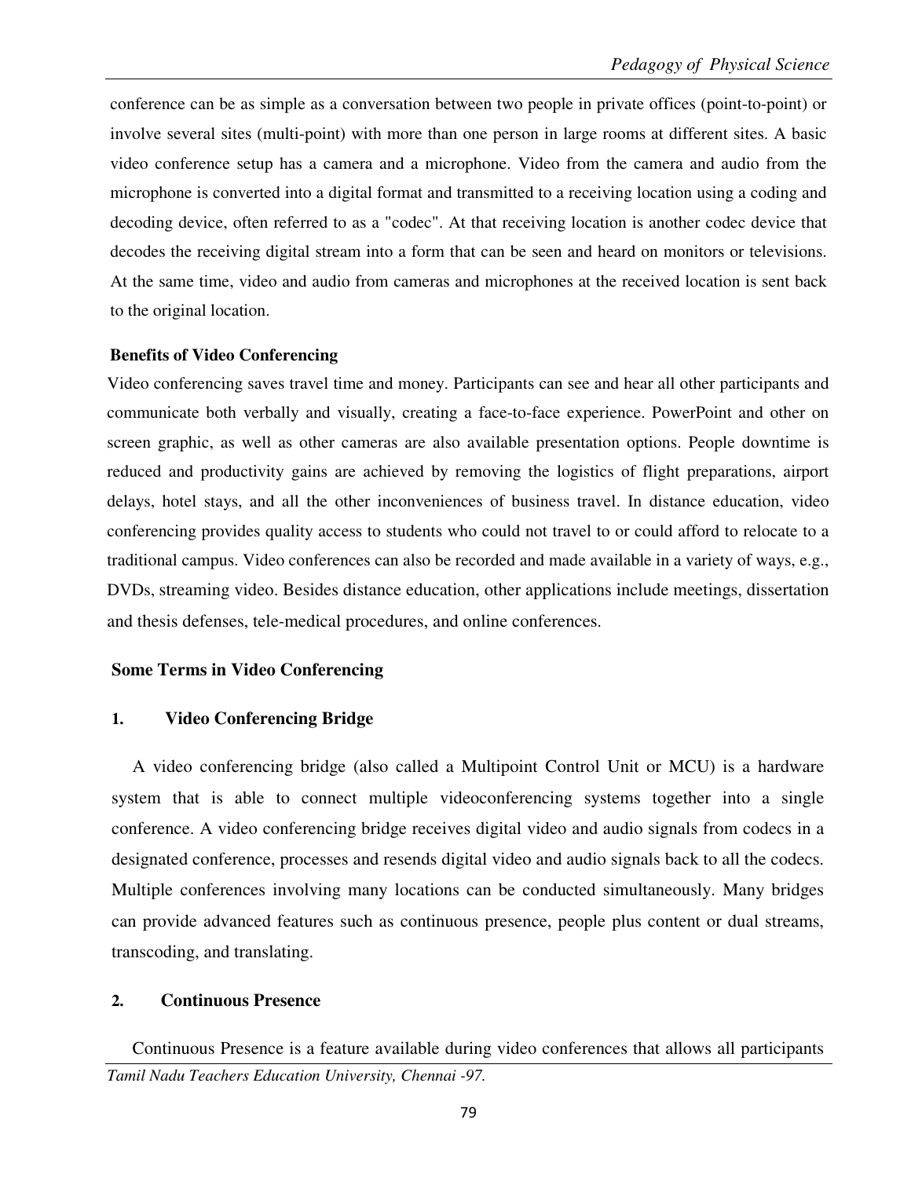conference can be as simple as a conversation between two people in private offices (point-to-point) or involve several sites (multi-point) with more than one person in large rooms at different sites. A basic video conference setup has a camera and a microphone. Video from the camera and audio from the microphone is converted into a digital format and transmitted to a receiving location using a coding and decoding device, often referred to as a "codec". At that receiving location is another codec device that decodes the receiving digital stream into a form that can be seen and heard on monitors or televisions. At the same time, video and audio from cameras and microphones at the received location is sent back to the original location.

**Benefits of Video Conferencing**

Video conferencing saves travel time and money. Participants can see and hear all other participants and communicate both verbally and visually, creating a face-to-face experience. PowerPoint and other on screen graphic, as well as other cameras are also available presentation options. People downtime is reduced and productivity gains are achieved by removing the logistics of flight preparations, airport delays, hotel stays, and all the other inconveniences of business travel. In distance education, video conferencing provides quality access to students who could not travel to or could afford to relocate to a traditional campus. Video conferences can also be recorded and made available in a variety of ways, e.g., DVDs, streaming video. Besides distance education, other applications include meetings, dissertation and thesis defenses, tele-medical procedures, and online conferences.

**Some Terms in Video Conferencing**

**1. Video Conferencing Bridge**

A video conferencing bridge (also called a Multipoint Control Unit or MCU) is a hardware system that is able to connect multiple videoconferencing systems together into a single conference. A video conferencing bridge receives digital video and audio signals from codecs in a designated conference, processes and resends digital video and audio signals back to all the codecs. Multiple conferences involving many locations can be conducted simultaneously. Many bridges can provide advanced features such as continuous presence, people plus content or dual streams, transcoding, and translating.

**2. Continuous Presence**

Continuous Presence is a feature available during video conferences that allows all participants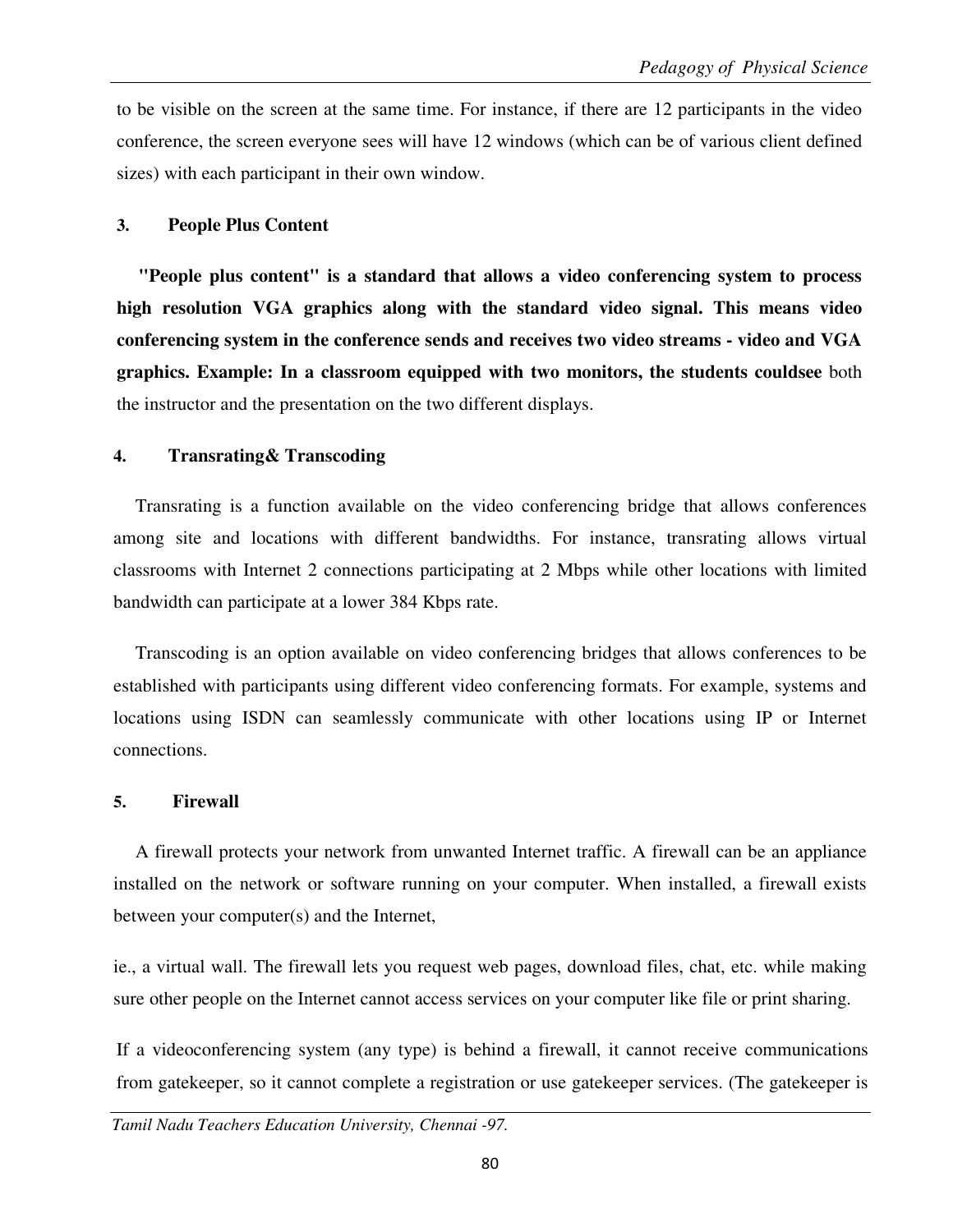to be visible on the screen at the same time. For instance, if there are 12 participants in the video conference, the screen everyone sees will have 12 windows (which can be of various client defined sizes) with each participant in their own window.

**3. People Plus Content**

**"People plus content" is a standard that allows a video conferencing system to process high resolution VGA graphics along with the standard video signal. This means video conferencing system in the conference sends and receives two video streams - video and VGA graphics. Example: In a classroom equipped with two monitors, the students couldsee** both the instructor and the presentation on the two different displays.

**4. Transrating& Transcoding**

Transrating is a function available on the video conferencing bridge that allows conferences among site and locations with different bandwidths. For instance, transrating allows virtual classrooms with Internet 2 connections participating at 2 Mbps while other locations with limited bandwidth can participate at a lower 384 Kbps rate.

Transcoding is an option available on video conferencing bridges that allows conferences to be established with participants using different video conferencing formats. For example, systems and locations using ISDN can seamlessly communicate with other locations using IP or Internet connections.

**5. Firewall**

A firewall protects your network from unwanted Internet traffic. A firewall can be an appliance installed on the network or software running on your computer. When installed, a firewall exists between your computer(s) and the Internet,

ie., a virtual wall. The firewall lets you request web pages, download files, chat, etc. while making sure other people on the Internet cannot access services on your computer like file or print sharing.

If a videoconferencing system (any type) is behind a firewall, it cannot receive communications from gatekeeper, so it cannot complete a registration or use gatekeeper services. (The gatekeeper is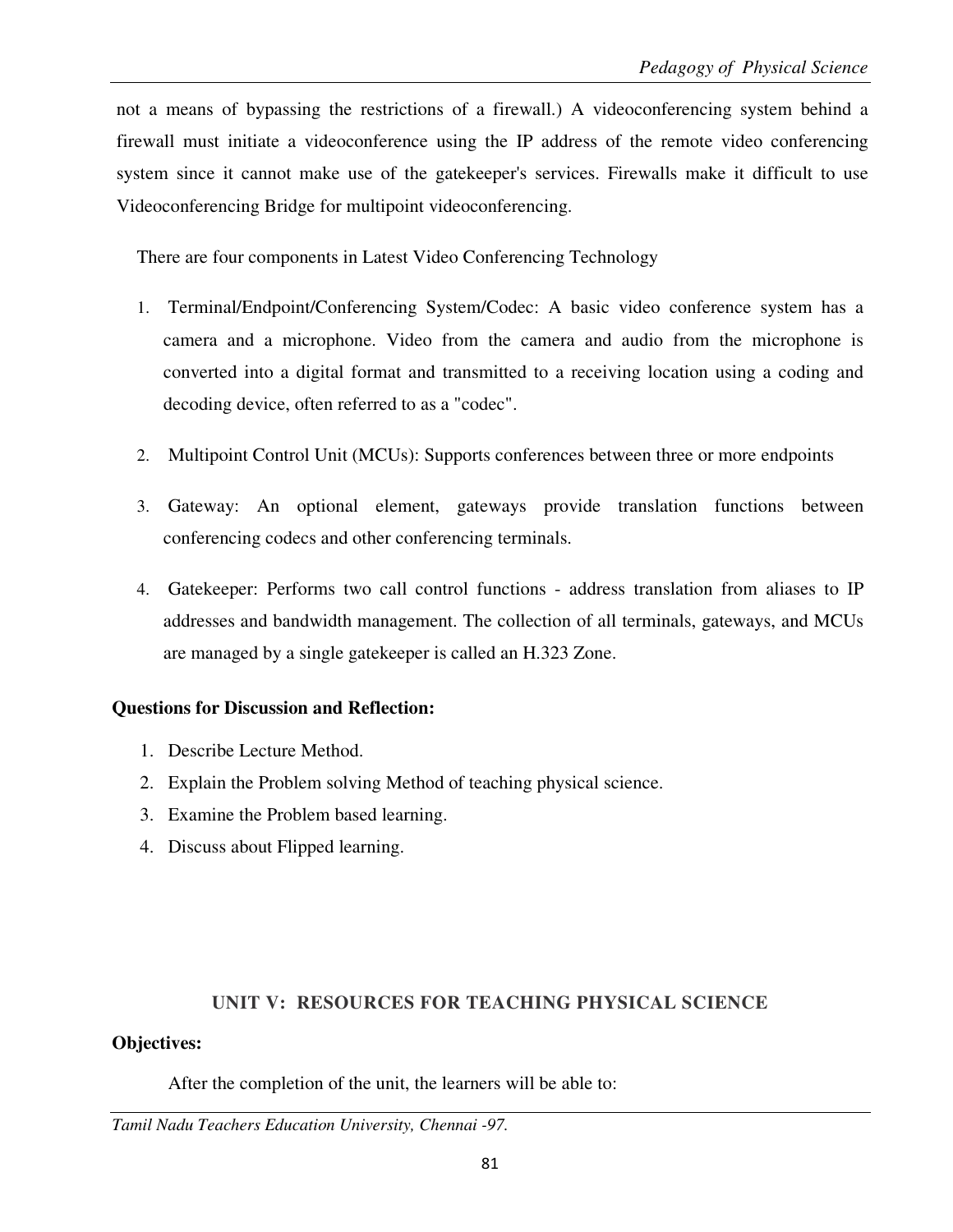not a means of bypassing the restrictions of a firewall.) A videoconferencing system behind a firewall must initiate a videoconference using the IP address of the remote video conferencing system since it cannot make use of the gatekeeper's services. Firewalls make it difficult to use Videoconferencing Bridge for multipoint videoconferencing.

There are four components in Latest Video Conferencing Technology

1. Terminal/Endpoint/Conferencing System/Codec: A basic video conference system has a camera and a microphone. Video from the camera and audio from the microphone is converted into a digital format and transmitted to a receiving location using a coding and decoding device, often referred to as a "codec".
2. Multipoint Control Unit (MCUs): Supports conferences between three or more endpoints
3. Gateway: An optional element, gateways provide translation functions between conferencing codecs and other conferencing terminals.
4. Gatekeeper: Performs two call control functions - address translation from aliases to IP addresses and bandwidth management. The collection of all terminals, gateways, and MCUs are managed by a single gatekeeper is called an H.323 Zone.

**Questions for Discussion and Reflection:**

1. Describe Lecture Method.
2. Explain the Problem solving Method of teaching physical science.
3. Examine the Problem based learning.
4. Discuss about Flipped learning.

## UNIT V: RESOURCES FOR TEACHING PHYSICAL SCIENCE

**Objectives:**

After the completion of the unit, the learners will be able to: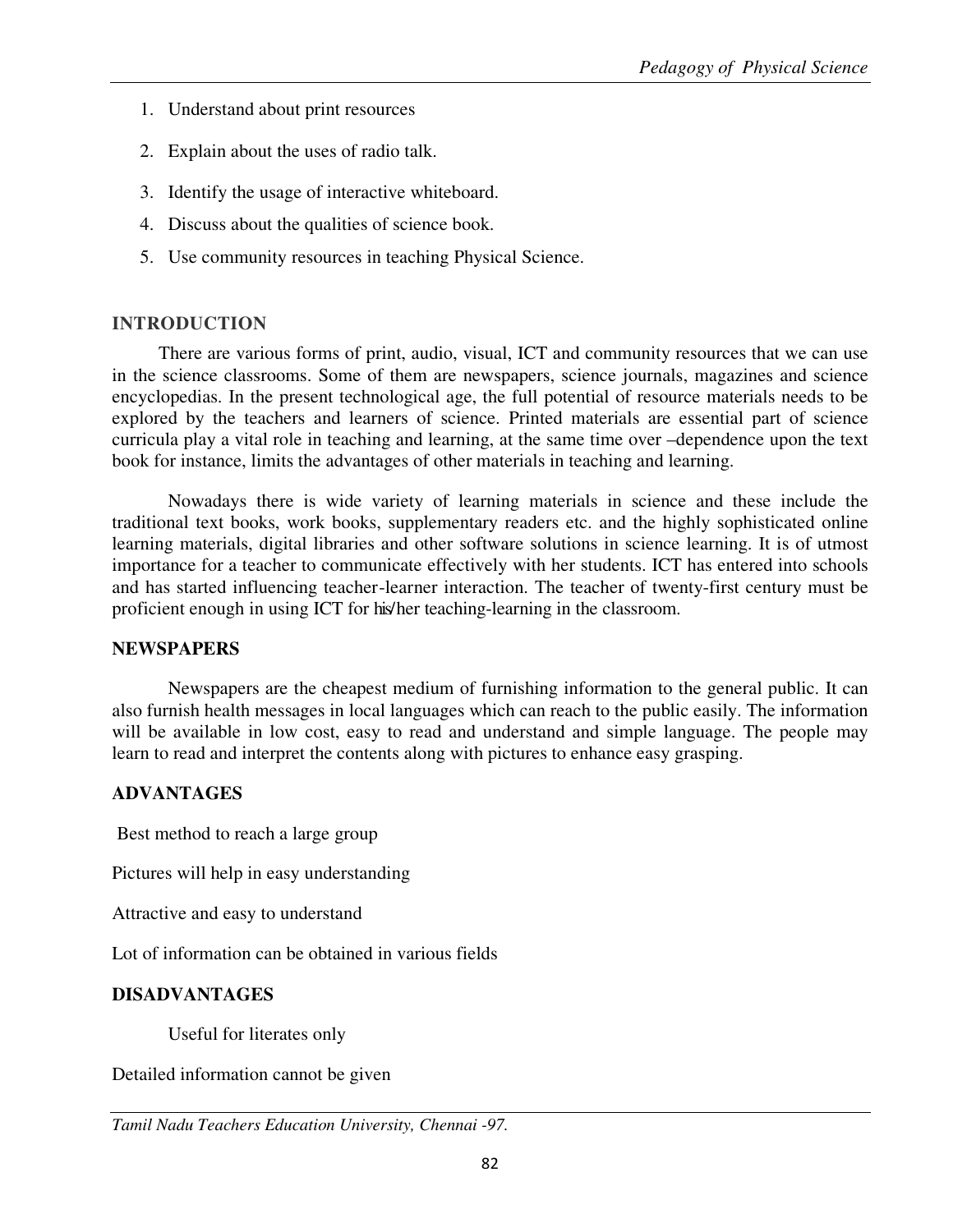1. Understand about print resources
2. Explain about the uses of radio talk.
3. Identify the usage of interactive whiteboard.
4. Discuss about the qualities of science book.
5. Use community resources in teaching Physical Science.

## INTRODUCTION

There are various forms of print, audio, visual, ICT and community resources that we can use in the science classrooms. Some of them are newspapers, science journals, magazines and science encyclopedias. In the present technological age, the full potential of resource materials needs to be explored by the teachers and learners of science. Printed materials are essential part of science curricula play a vital role in teaching and learning, at the same time over –dependence upon the text book for instance, limits the advantages of other materials in teaching and learning.

Nowadays there is wide variety of learning materials in science and these include the traditional text books, work books, supplementary readers etc. and the highly sophisticated online learning materials, digital libraries and other software solutions in science learning. It is of utmost importance for a teacher to communicate effectively with her students. ICT has entered into schools and has started influencing teacher-learner interaction. The teacher of twenty-first century must be proficient enough in using ICT for his/her teaching-learning in the classroom.

## NEWSPAPERS

Newspapers are the cheapest medium of furnishing information to the general public. It can also furnish health messages in local languages which can reach to the public easily. The information will be available in low cost, easy to read and understand and simple language. The people may learn to read and interpret the contents along with pictures to enhance easy grasping.

## ADVANTAGES

Best method to reach a large group

Pictures will help in easy understanding

Attractive and easy to understand

Lot of information can be obtained in various fields

## DISADVANTAGES

Useful for literates only

Detailed information cannot be given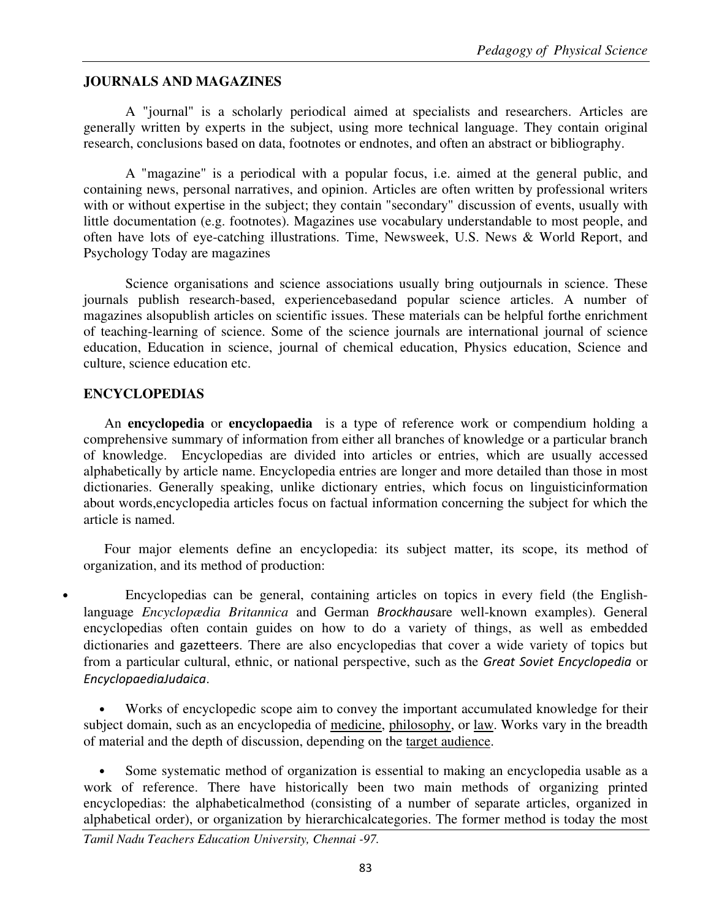## JOURNALS AND MAGAZINES

A "journal" is a scholarly periodical aimed at specialists and researchers. Articles are generally written by experts in the subject, using more technical language. They contain original research, conclusions based on data, footnotes or endnotes, and often an abstract or bibliography.

A "magazine" is a periodical with a popular focus, i.e. aimed at the general public, and containing news, personal narratives, and opinion. Articles are often written by professional writers with or without expertise in the subject; they contain "secondary" discussion of events, usually with little documentation (e.g. footnotes). Magazines use vocabulary understandable to most people, and often have lots of eye-catching illustrations. Time, Newsweek, U.S. News & World Report, and Psychology Today are magazines

Science organisations and science associations usually bring outjournals in science. These journals publish research-based, experiencebasedand popular science articles. A number of magazines alsopublish articles on scientific issues. These materials can be helpful forthe enrichment of teaching-learning of science. Some of the science journals are international journal of science education, Education in science, journal of chemical education, Physics education, Science and culture, science education etc.

## ENCYCLOPEDIAS

An **encyclopedia** or **encyclopaedia** is a type of reference work or compendium holding a comprehensive summary of information from either all branches of knowledge or a particular branch of knowledge. Encyclopedias are divided into articles or entries, which are usually accessed alphabetically by article name. Encyclopedia entries are longer and more detailed than those in most dictionaries. Generally speaking, unlike dictionary entries, which focus on linguisticinformation about words,encyclopedia articles focus on factual information concerning the subject for which the article is named.

Four major elements define an encyclopedia: its subject matter, its scope, its method of organization, and its method of production:

- Encyclopedias can be general, containing articles on topics in every field (the English-language *Encyclopædia Britannica* and German *Brockhaus*are well-known examples). General encyclopedias often contain guides on how to do a variety of things, as well as embedded dictionaries and gazetteers. There are also encyclopedias that cover a wide variety of topics but from a particular cultural, ethnic, or national perspective, such as the *Great Soviet Encyclopedia* or *EncyclopaediaJudaica*.

- Works of encyclopedic scope aim to convey the important accumulated knowledge for their subject domain, such as an encyclopedia of medicine, philosophy, or law. Works vary in the breadth of material and the depth of discussion, depending on the target audience.

- Some systematic method of organization is essential to making an encyclopedia usable as a work of reference. There have historically been two main methods of organizing printed encyclopedias: the alphabeticalmethod (consisting of a number of separate articles, organized in alphabetical order), or organization by hierarchicalcategories. The former method is today the most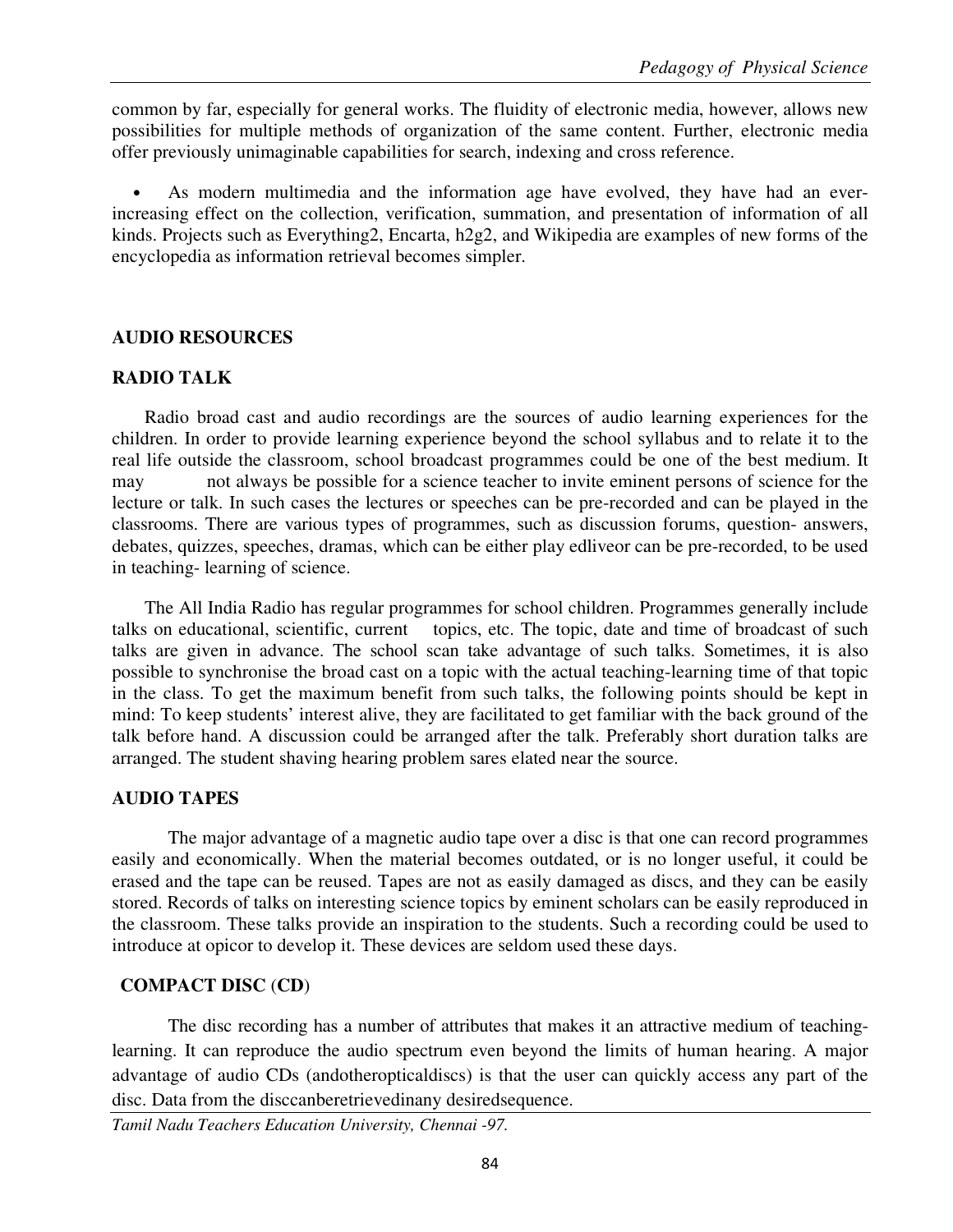common by far, especially for general works. The fluidity of electronic media, however, allows new possibilities for multiple methods of organization of the same content. Further, electronic media offer previously unimaginable capabilities for search, indexing and cross reference.

- As modern multimedia and the information age have evolved, they have had an ever-increasing effect on the collection, verification, summation, and presentation of information of all kinds. Projects such as Everything2, Encarta, h2g2, and Wikipedia are examples of new forms of the encyclopedia as information retrieval becomes simpler.

## AUDIO RESOURCES

### RADIO TALK

Radio broad cast and audio recordings are the sources of audio learning experiences for the children. In order to provide learning experience beyond the school syllabus and to relate it to the real life outside the classroom, school broadcast programmes could be one of the best medium. It may not always be possible for a science teacher to invite eminent persons of science for the lecture or talk. In such cases the lectures or speeches can be pre-recorded and can be played in the classrooms. There are various types of programmes, such as discussion forums, question- answers, debates, quizzes, speeches, dramas, which can be either play edliveor can be pre-recorded, to be used in teaching- learning of science.

The All India Radio has regular programmes for school children. Programmes generally include talks on educational, scientific, current topics, etc. The topic, date and time of broadcast of such talks are given in advance. The school scan take advantage of such talks. Sometimes, it is also possible to synchronise the broad cast on a topic with the actual teaching-learning time of that topic in the class. To get the maximum benefit from such talks, the following points should be kept in mind: To keep students' interest alive, they are facilitated to get familiar with the back ground of the talk before hand. A discussion could be arranged after the talk. Preferably short duration talks are arranged. The student shaving hearing problem sares elated near the source.

### AUDIO TAPES

The major advantage of a magnetic audio tape over a disc is that one can record programmes easily and economically. When the material becomes outdated, or is no longer useful, it could be erased and the tape can be reused. Tapes are not as easily damaged as discs, and they can be easily stored. Records of talks on interesting science topics by eminent scholars can be easily reproduced in the classroom. These talks provide an inspiration to the students. Such a recording could be used to introduce at opicor to develop it. These devices are seldom used these days.

### COMPACT DISC (CD)

The disc recording has a number of attributes that makes it an attractive medium of teaching-learning. It can reproduce the audio spectrum even beyond the limits of human hearing. A major advantage of audio CDs (andotheropticaldiscs) is that the user can quickly access any part of the disc. Data from the disccanberetrievedinany desiredsequence.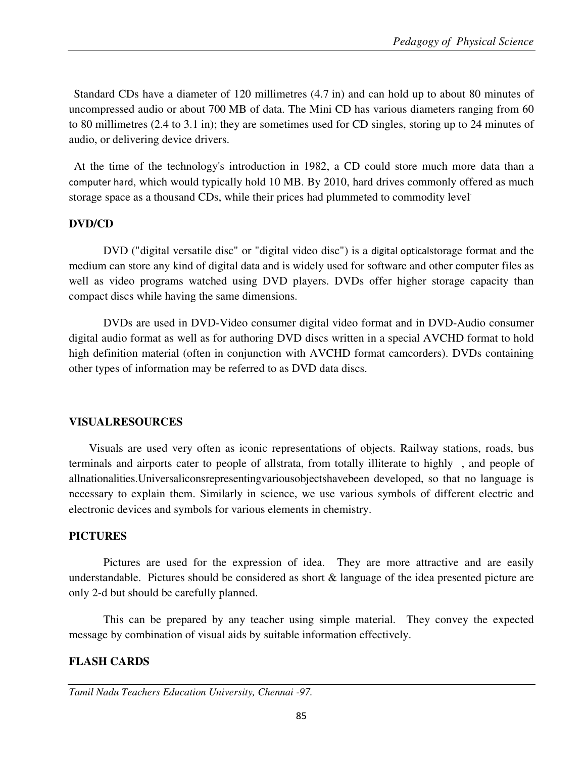Standard CDs have a diameter of 120 millimetres (4.7 in) and can hold up to about 80 minutes of uncompressed audio or about 700 MB of data. The Mini CD has various diameters ranging from 60 to 80 millimetres (2.4 to 3.1 in); they are sometimes used for CD singles, storing up to 24 minutes of audio, or delivering device drivers.

At the time of the technology's introduction in 1982, a CD could store much more data than a computer hard, which would typically hold 10 MB. By 2010, hard drives commonly offered as much storage space as a thousand CDs, while their prices had plummeted to commodity level.

**DVD/CD**

DVD ("digital versatile disc" or "digital video disc") is a digital opticalstorage format and the medium can store any kind of digital data and is widely used for software and other computer files as well as video programs watched using DVD players. DVDs offer higher storage capacity than compact discs while having the same dimensions.

DVDs are used in DVD-Video consumer digital video format and in DVD-Audio consumer digital audio format as well as for authoring DVD discs written in a special AVCHD format to hold high definition material (often in conjunction with AVCHD format camcorders). DVDs containing other types of information may be referred to as DVD data discs.

**VISUALRESOURCES**

Visuals are used very often as iconic representations of objects. Railway stations, roads, bus terminals and airports cater to people of allstrata, from totally illiterate to highly , and people of allnationalities.Universaliconsrepresentingvariousobjectshavebeen developed, so that no language is necessary to explain them. Similarly in science, we use various symbols of different electric and electronic devices and symbols for various elements in chemistry.

**PICTURES**

Pictures are used for the expression of idea. They are more attractive and are easily understandable. Pictures should be considered as short & language of the idea presented picture are only 2-d but should be carefully planned.

This can be prepared by any teacher using simple material. They convey the expected message by combination of visual aids by suitable information effectively.

**FLASH CARDS**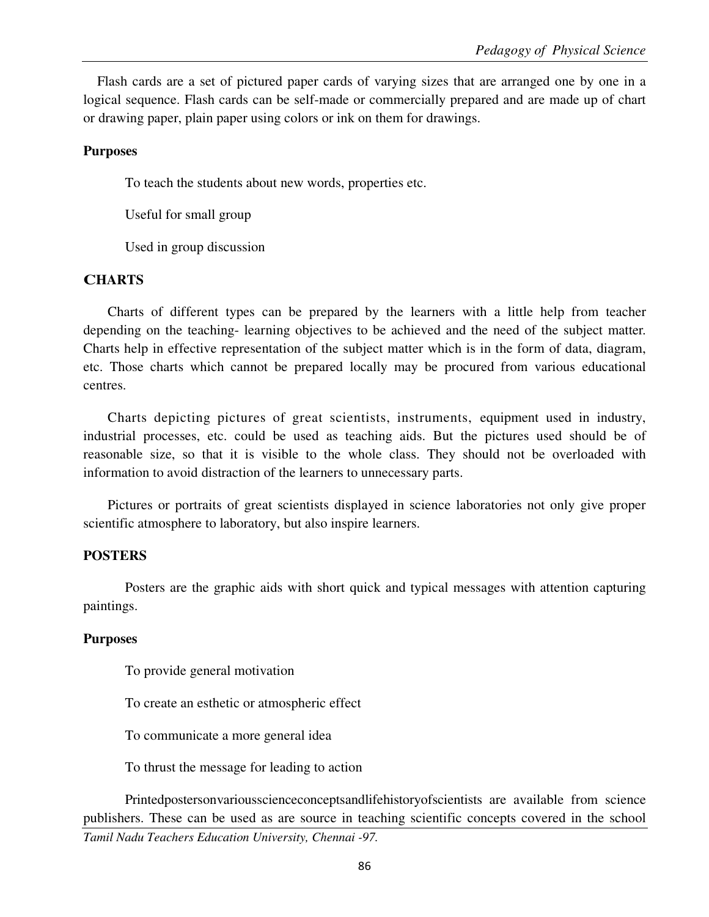Flash cards are a set of pictured paper cards of varying sizes that are arranged one by one in a logical sequence. Flash cards can be self-made or commercially prepared and are made up of chart or drawing paper, plain paper using colors or ink on them for drawings.

**Purposes**

To teach the students about new words, properties etc.

Useful for small group

Used in group discussion

## CHARTS

Charts of different types can be prepared by the learners with a little help from teacher depending on the teaching- learning objectives to be achieved and the need of the subject matter. Charts help in effective representation of the subject matter which is in the form of data, diagram, etc. Those charts which cannot be prepared locally may be procured from various educational centres.

Charts depicting pictures of great scientists, instruments, equipment used in industry, industrial processes, etc. could be used as teaching aids. But the pictures used should be of reasonable size, so that it is visible to the whole class. They should not be overloaded with information to avoid distraction of the learners to unnecessary parts.

Pictures or portraits of great scientists displayed in science laboratories not only give proper scientific atmosphere to laboratory, but also inspire learners.

## POSTERS

Posters are the graphic aids with short quick and typical messages with attention capturing paintings.

**Purposes**

To provide general motivation

To create an esthetic or atmospheric effect

To communicate a more general idea

To thrust the message for leading to action

Printedpostersonvariousscienceconceptsandlifehistoryofscientists are available from science publishers. These can be used as are source in teaching scientific concepts covered in the school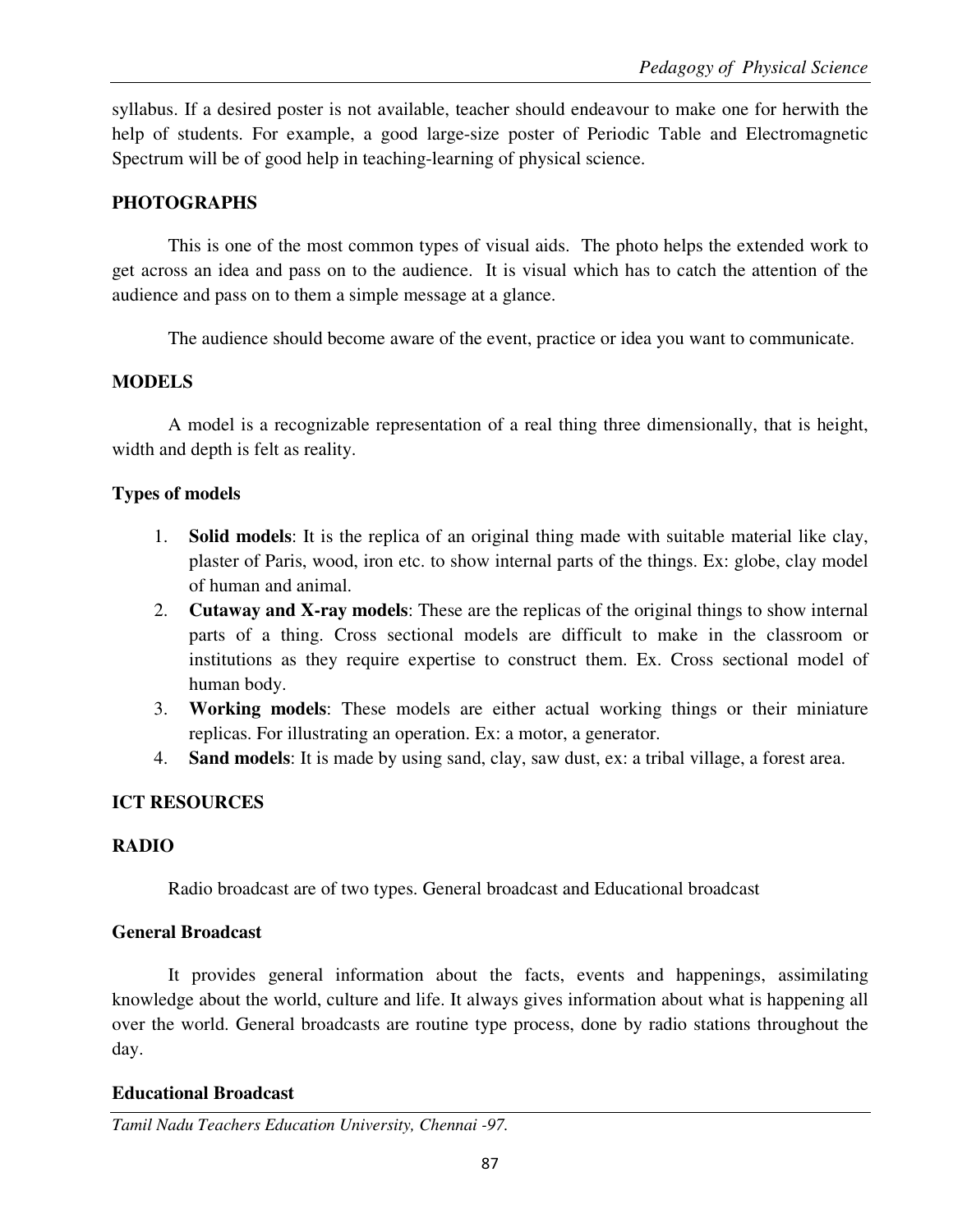syllabus. If a desired poster is not available, teacher should endeavour to make one for herwith the help of students. For example, a good large-size poster of Periodic Table and Electromagnetic Spectrum will be of good help in teaching-learning of physical science.

## PHOTOGRAPHS

This is one of the most common types of visual aids. The photo helps the extended work to get across an idea and pass on to the audience. It is visual which has to catch the attention of the audience and pass on to them a simple message at a glance.

The audience should become aware of the event, practice or idea you want to communicate.

## MODELS

A model is a recognizable representation of a real thing three dimensionally, that is height, width and depth is felt as reality.

### Types of models

1. **Solid models**: It is the replica of an original thing made with suitable material like clay, plaster of Paris, wood, iron etc. to show internal parts of the things. Ex: globe, clay model of human and animal.
2. **Cutaway and X-ray models**: These are the replicas of the original things to show internal parts of a thing. Cross sectional models are difficult to make in the classroom or institutions as they require expertise to construct them. Ex. Cross sectional model of human body.
3. **Working models**: These models are either actual working things or their miniature replicas. For illustrating an operation. Ex: a motor, a generator.
4. **Sand models**: It is made by using sand, clay, saw dust, ex: a tribal village, a forest area.

## ICT RESOURCES

## RADIO

Radio broadcast are of two types. General broadcast and Educational broadcast

### General Broadcast

It provides general information about the facts, events and happenings, assimilating knowledge about the world, culture and life. It always gives information about what is happening all over the world. General broadcasts are routine type process, done by radio stations throughout the day.

### Educational Broadcast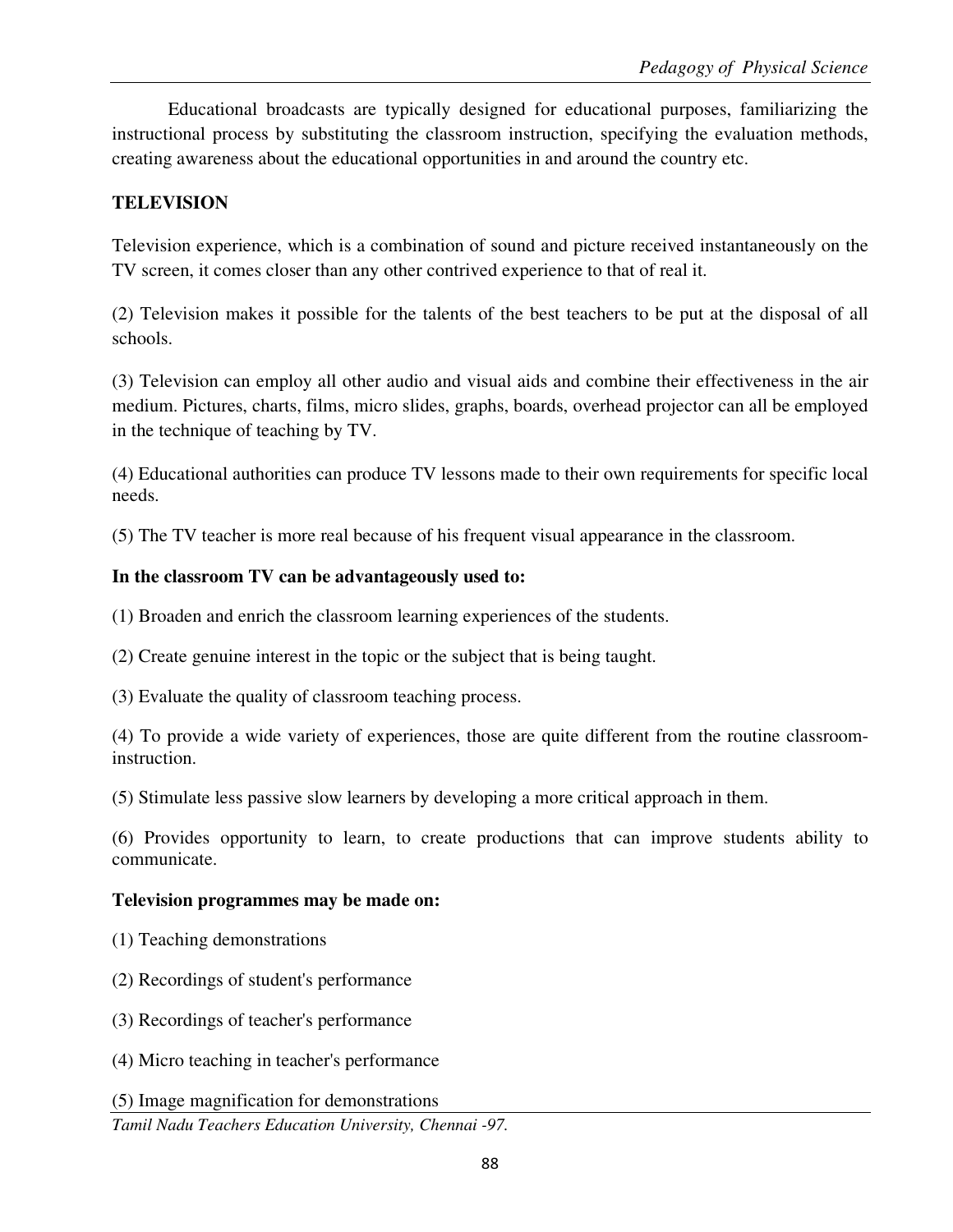Educational broadcasts are typically designed for educational purposes, familiarizing the instructional process by substituting the classroom instruction, specifying the evaluation methods, creating awareness about the educational opportunities in and around the country etc.

**TELEVISION**

Television experience, which is a combination of sound and picture received instantaneously on the TV screen, it comes closer than any other contrived experience to that of real it.

(2) Television makes it possible for the talents of the best teachers to be put at the disposal of all schools.

(3) Television can employ all other audio and visual aids and combine their effectiveness in the air medium. Pictures, charts, films, micro slides, graphs, boards, overhead projector can all be employed in the technique of teaching by TV.

(4) Educational authorities can produce TV lessons made to their own requirements for specific local needs.

(5) The TV teacher is more real because of his frequent visual appearance in the classroom.

**In the classroom TV can be advantageously used to:**

(1) Broaden and enrich the classroom learning experiences of the students.

(2) Create genuine interest in the topic or the subject that is being taught.

(3) Evaluate the quality of classroom teaching process.

(4) To provide a wide variety of experiences, those are quite different from the routine classroom-instruction.

(5) Stimulate less passive slow learners by developing a more critical approach in them.

(6) Provides opportunity to learn, to create productions that can improve students ability to communicate.

**Television programmes may be made on:**

(1) Teaching demonstrations

(2) Recordings of student's performance

(3) Recordings of teacher's performance

(4) Micro teaching in teacher's performance

(5) Image magnification for demonstrations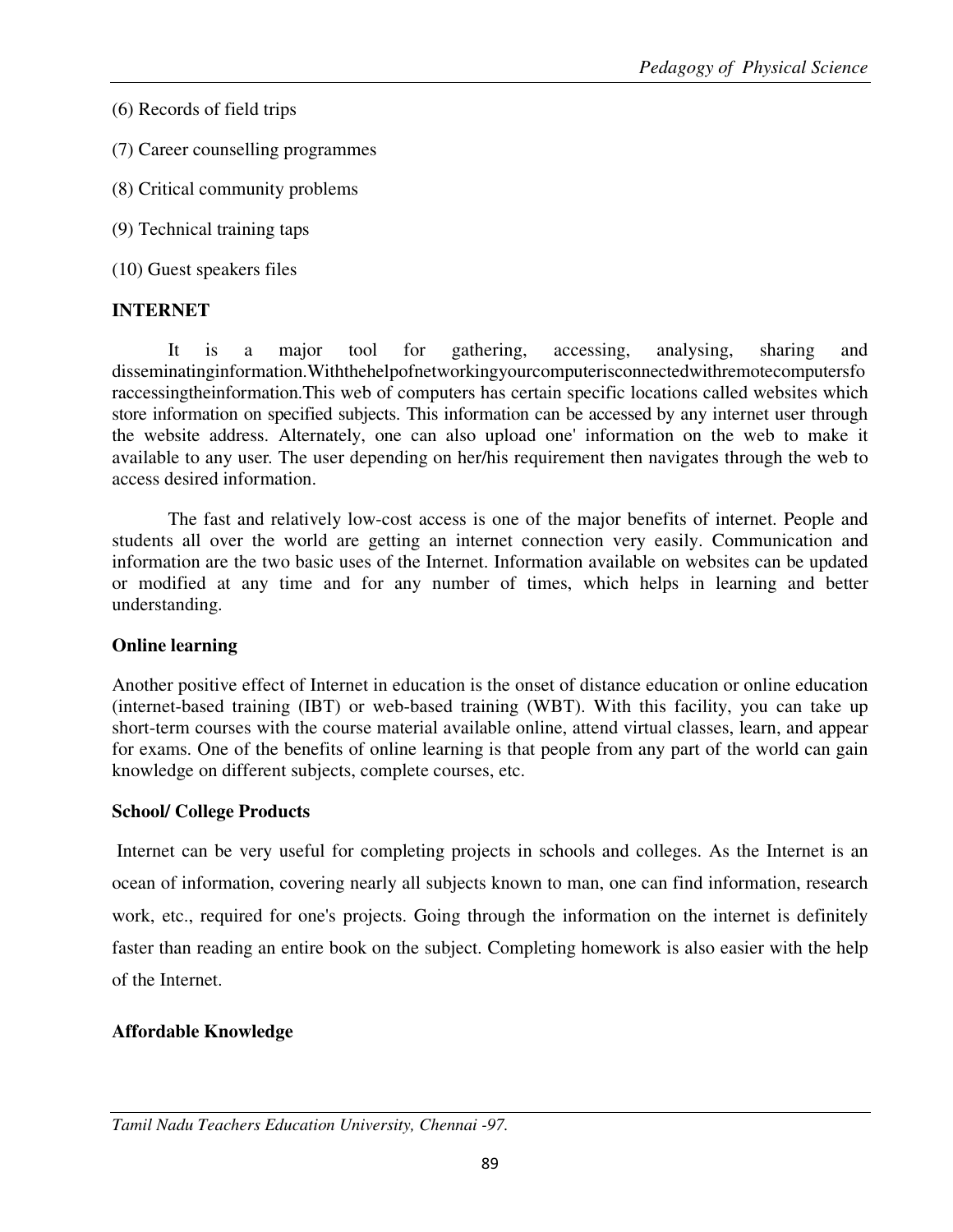(6) Records of field trips

(7) Career counselling programmes

(8) Critical community problems

(9) Technical training taps

(10) Guest speakers files

**INTERNET**

It is a major tool for gathering, accessing, analysing, sharing and disseminatinginformation.Withthehelpofnetworkingyourcomputerisconnectedwithremotecomputersforaccessingtheinformation.This web of computers has certain specific locations called websites which store information on specified subjects. This information can be accessed by any internet user through the website address. Alternately, one can also upload one' information on the web to make it available to any user. The user depending on her/his requirement then navigates through the web to access desired information.

The fast and relatively low-cost access is one of the major benefits of internet. People and students all over the world are getting an internet connection very easily. Communication and information are the two basic uses of the Internet. Information available on websites can be updated or modified at any time and for any number of times, which helps in learning and better understanding.

**Online learning**

Another positive effect of Internet in education is the onset of distance education or online education (internet-based training (IBT) or web-based training (WBT). With this facility, you can take up short-term courses with the course material available online, attend virtual classes, learn, and appear for exams. One of the benefits of online learning is that people from any part of the world can gain knowledge on different subjects, complete courses, etc.

**School/ College Products**

Internet can be very useful for completing projects in schools and colleges. As the Internet is an ocean of information, covering nearly all subjects known to man, one can find information, research work, etc., required for one's projects. Going through the information on the internet is definitely faster than reading an entire book on the subject. Completing homework is also easier with the help of the Internet.

**Affordable Knowledge**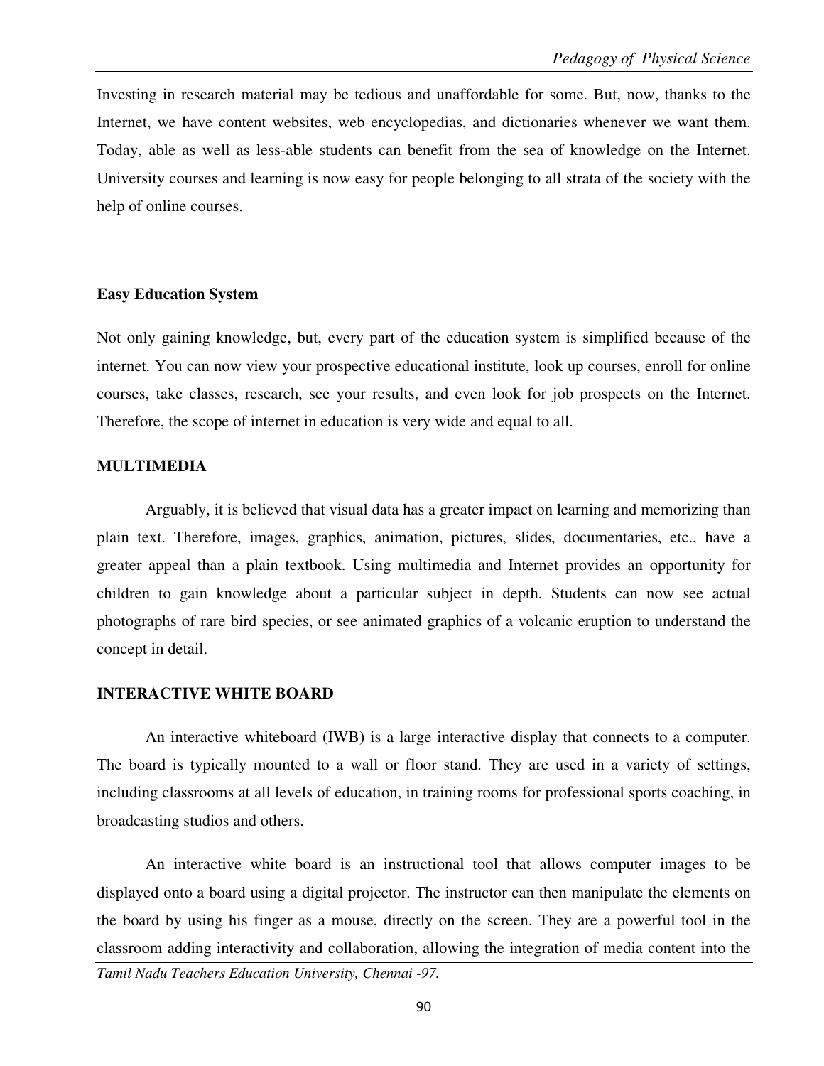Investing in research material may be tedious and unaffordable for some. But, now, thanks to the Internet, we have content websites, web encyclopedias, and dictionaries whenever we want them. Today, able as well as less-able students can benefit from the sea of knowledge on the Internet. University courses and learning is now easy for people belonging to all strata of the society with the help of online courses.

**Easy Education System**

Not only gaining knowledge, but, every part of the education system is simplified because of the internet. You can now view your prospective educational institute, look up courses, enroll for online courses, take classes, research, see your results, and even look for job prospects on the Internet. Therefore, the scope of internet in education is very wide and equal to all.

## MULTIMEDIA

Arguably, it is believed that visual data has a greater impact on learning and memorizing than plain text. Therefore, images, graphics, animation, pictures, slides, documentaries, etc., have a greater appeal than a plain textbook. Using multimedia and Internet provides an opportunity for children to gain knowledge about a particular subject in depth. Students can now see actual photographs of rare bird species, or see animated graphics of a volcanic eruption to understand the concept in detail.

## INTERACTIVE WHITE BOARD

An interactive whiteboard (IWB) is a large interactive display that connects to a computer. The board is typically mounted to a wall or floor stand. They are used in a variety of settings, including classrooms at all levels of education, in training rooms for professional sports coaching, in broadcasting studios and others.

An interactive white board is an instructional tool that allows computer images to be displayed onto a board using a digital projector. The instructor can then manipulate the elements on the board by using his finger as a mouse, directly on the screen. They are a powerful tool in the classroom adding interactivity and collaboration, allowing the integration of media content into the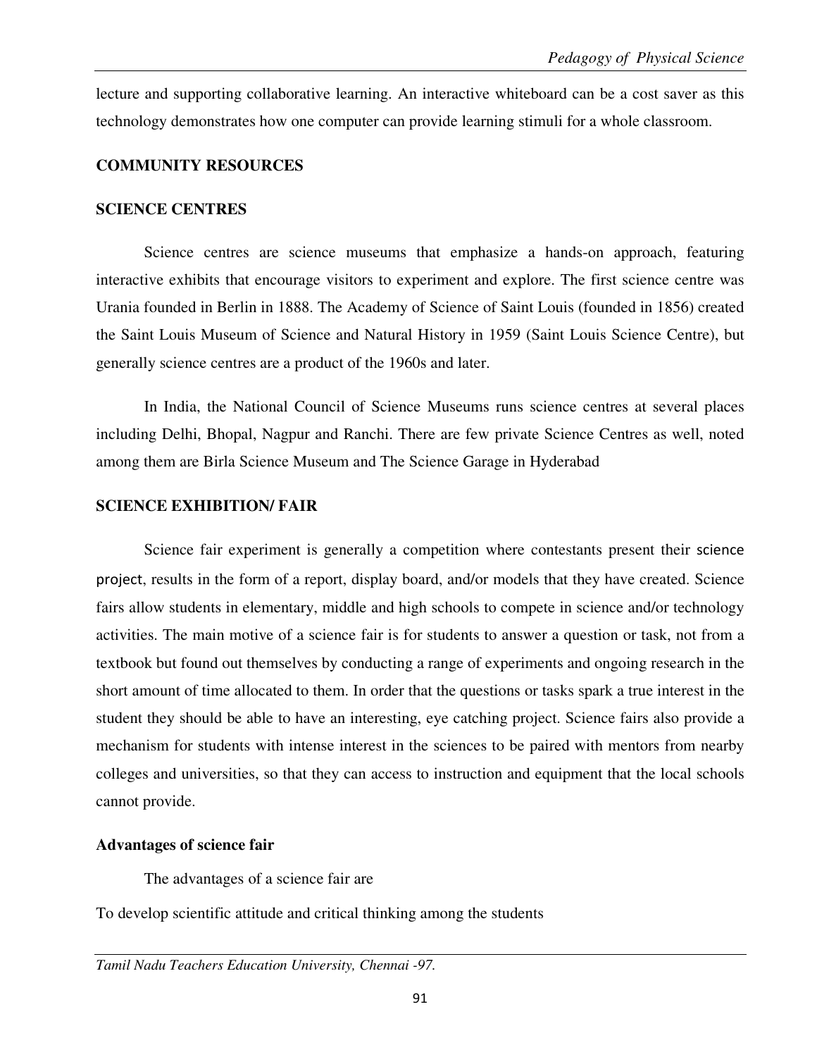lecture and supporting collaborative learning. An interactive whiteboard can be a cost saver as this technology demonstrates how one computer can provide learning stimuli for a whole classroom.

## COMMUNITY RESOURCES

### SCIENCE CENTRES

Science centres are science museums that emphasize a hands-on approach, featuring interactive exhibits that encourage visitors to experiment and explore. The first science centre was Urania founded in Berlin in 1888. The Academy of Science of Saint Louis (founded in 1856) created the Saint Louis Museum of Science and Natural History in 1959 (Saint Louis Science Centre), but generally science centres are a product of the 1960s and later.

In India, the National Council of Science Museums runs science centres at several places including Delhi, Bhopal, Nagpur and Ranchi. There are few private Science Centres as well, noted among them are Birla Science Museum and The Science Garage in Hyderabad

### SCIENCE EXHIBITION/ FAIR

Science fair experiment is generally a competition where contestants present their science project, results in the form of a report, display board, and/or models that they have created. Science fairs allow students in elementary, middle and high schools to compete in science and/or technology activities. The main motive of a science fair is for students to answer a question or task, not from a textbook but found out themselves by conducting a range of experiments and ongoing research in the short amount of time allocated to them. In order that the questions or tasks spark a true interest in the student they should be able to have an interesting, eye catching project. Science fairs also provide a mechanism for students with intense interest in the sciences to be paired with mentors from nearby colleges and universities, so that they can access to instruction and equipment that the local schools cannot provide.

**Advantages of science fair**

The advantages of a science fair are

To develop scientific attitude and critical thinking among the students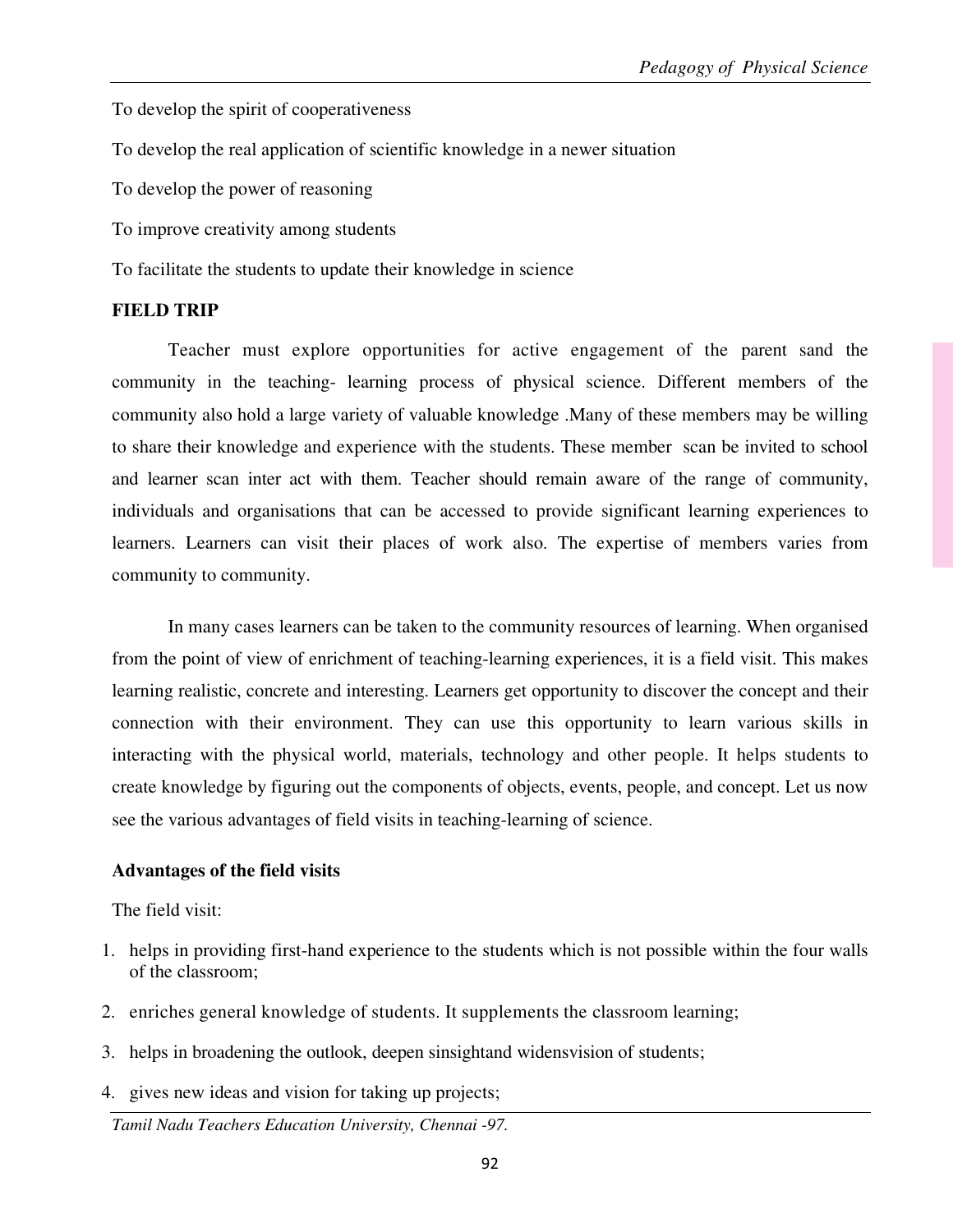To develop the spirit of cooperativeness

To develop the real application of scientific knowledge in a newer situation

To develop the power of reasoning

To improve creativity among students

To facilitate the students to update their knowledge in science

**FIELD TRIP**

Teacher must explore opportunities for active engagement of the parent sand the community in the teaching- learning process of physical science. Different members of the community also hold a large variety of valuable knowledge .Many of these members may be willing to share their knowledge and experience with the students. These member scan be invited to school and learner scan inter act with them. Teacher should remain aware of the range of community, individuals and organisations that can be accessed to provide significant learning experiences to learners. Learners can visit their places of work also. The expertise of members varies from community to community.

In many cases learners can be taken to the community resources of learning. When organised from the point of view of enrichment of teaching-learning experiences, it is a field visit. This makes learning realistic, concrete and interesting. Learners get opportunity to discover the concept and their connection with their environment. They can use this opportunity to learn various skills in interacting with the physical world, materials, technology and other people. It helps students to create knowledge by figuring out the components of objects, events, people, and concept. Let us now see the various advantages of field visits in teaching-learning of science.

**Advantages of the field visits**

The field visit:

1. helps in providing first-hand experience to the students which is not possible within the four walls of the classroom;
2. enriches general knowledge of students. It supplements the classroom learning;
3. helps in broadening the outlook, deepen sinsightand widensvision of students;
4. gives new ideas and vision for taking up projects;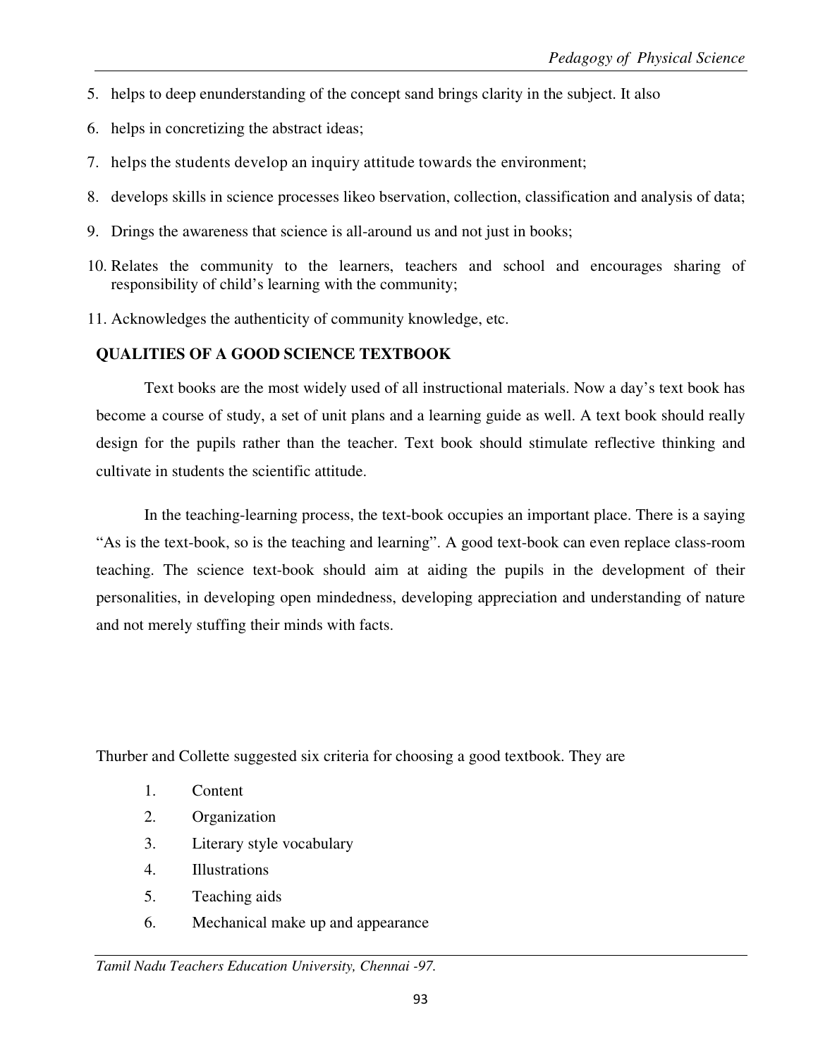5. helps to deep enunderstanding of the concept sand brings clarity in the subject. It also
6. helps in concretizing the abstract ideas;
7. helps the students develop an inquiry attitude towards the environment;
8. develops skills in science processes likeo bservation, collection, classification and analysis of data;
9. Drings the awareness that science is all-around us and not just in books;
10. Relates the community to the learners, teachers and school and encourages sharing of responsibility of child's learning with the community;
11. Acknowledges the authenticity of community knowledge, etc.

## QUALITIES OF A GOOD SCIENCE TEXTBOOK

Text books are the most widely used of all instructional materials. Now a day's text book has become a course of study, a set of unit plans and a learning guide as well. A text book should really design for the pupils rather than the teacher. Text book should stimulate reflective thinking and cultivate in students the scientific attitude.

In the teaching-learning process, the text-book occupies an important place. There is a saying "As is the text-book, so is the teaching and learning". A good text-book can even replace class-room teaching. The science text-book should aim at aiding the pupils in the development of their personalities, in developing open mindedness, developing appreciation and understanding of nature and not merely stuffing their minds with facts.

Thurber and Collette suggested six criteria for choosing a good textbook. They are

1. Content
2. Organization
3. Literary style vocabulary
4. Illustrations
5. Teaching aids
6. Mechanical make up and appearance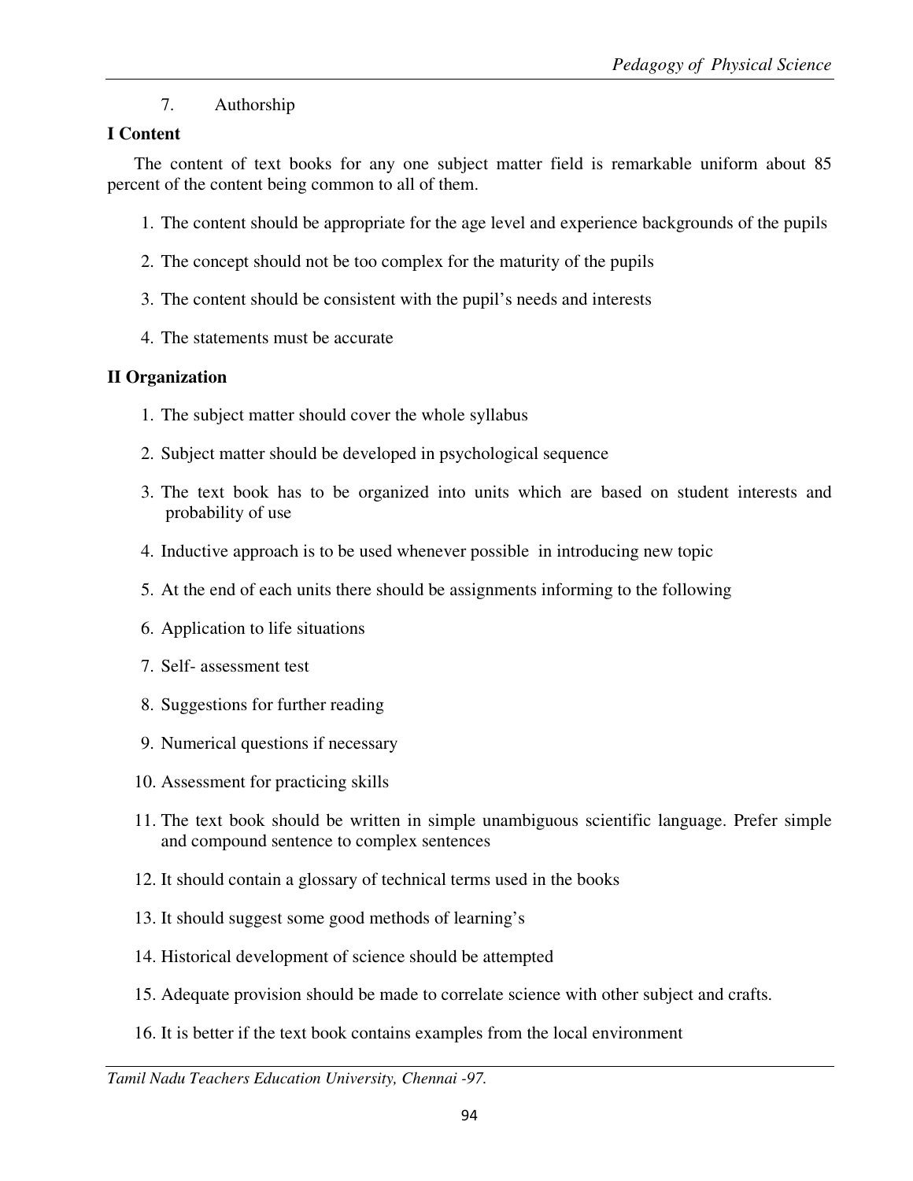7. Authorship

**I Content**

The content of text books for any one subject matter field is remarkable uniform about 85 percent of the content being common to all of them.

1. The content should be appropriate for the age level and experience backgrounds of the pupils
2. The concept should not be too complex for the maturity of the pupils
3. The content should be consistent with the pupil's needs and interests
4. The statements must be accurate

**II Organization**

1. The subject matter should cover the whole syllabus
2. Subject matter should be developed in psychological sequence
3. The text book has to be organized into units which are based on student interests and probability of use
4. Inductive approach is to be used whenever possible in introducing new topic
5. At the end of each units there should be assignments informing to the following
6. Application to life situations
7. Self- assessment test
8. Suggestions for further reading
9. Numerical questions if necessary
10. Assessment for practicing skills
11. The text book should be written in simple unambiguous scientific language. Prefer simple and compound sentence to complex sentences
12. It should contain a glossary of technical terms used in the books
13. It should suggest some good methods of learning's
14. Historical development of science should be attempted
15. Adequate provision should be made to correlate science with other subject and crafts.
16. It is better if the text book contains examples from the local environment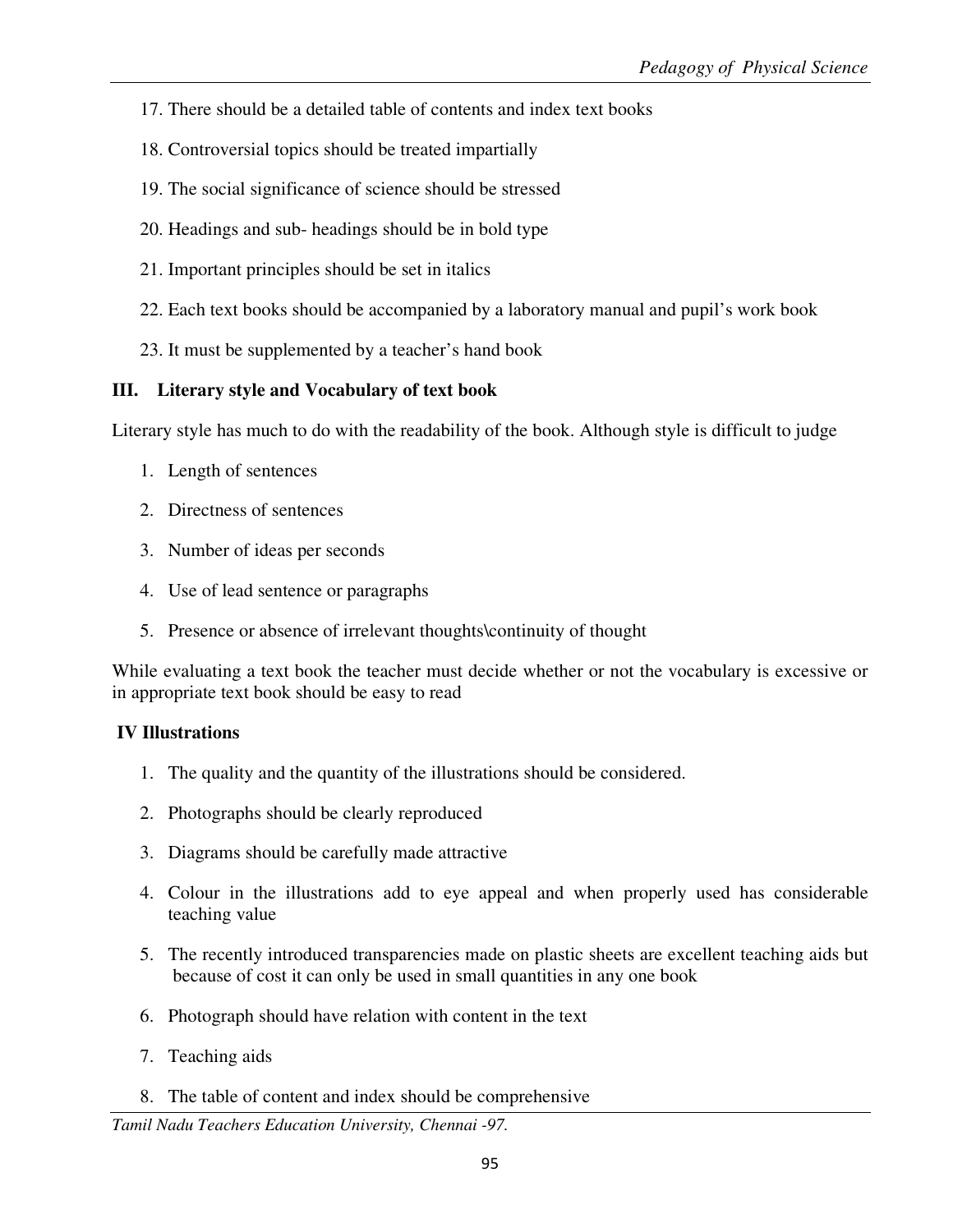17. There should be a detailed table of contents and index text books
18. Controversial topics should be treated impartially
19. The social significance of science should be stressed
20. Headings and sub- headings should be in bold type
21. Important principles should be set in italics
22. Each text books should be accompanied by a laboratory manual and pupil's work book
23. It must be supplemented by a teacher's hand book

**III. Literary style and Vocabulary of text book**

Literary style has much to do with the readability of the book. Although style is difficult to judge

1. Length of sentences
2. Directness of sentences
3. Number of ideas per seconds
4. Use of lead sentence or paragraphs
5. Presence or absence of irrelevant thoughts\continuity of thought

While evaluating a text book the teacher must decide whether or not the vocabulary is excessive or in appropriate text book should be easy to read

**IV Illustrations**

1. The quality and the quantity of the illustrations should be considered.
2. Photographs should be clearly reproduced
3. Diagrams should be carefully made attractive
4. Colour in the illustrations add to eye appeal and when properly used has considerable teaching value
5. The recently introduced transparencies made on plastic sheets are excellent teaching aids but because of cost it can only be used in small quantities in any one book
6. Photograph should have relation with content in the text
7. Teaching aids
8. The table of content and index should be comprehensive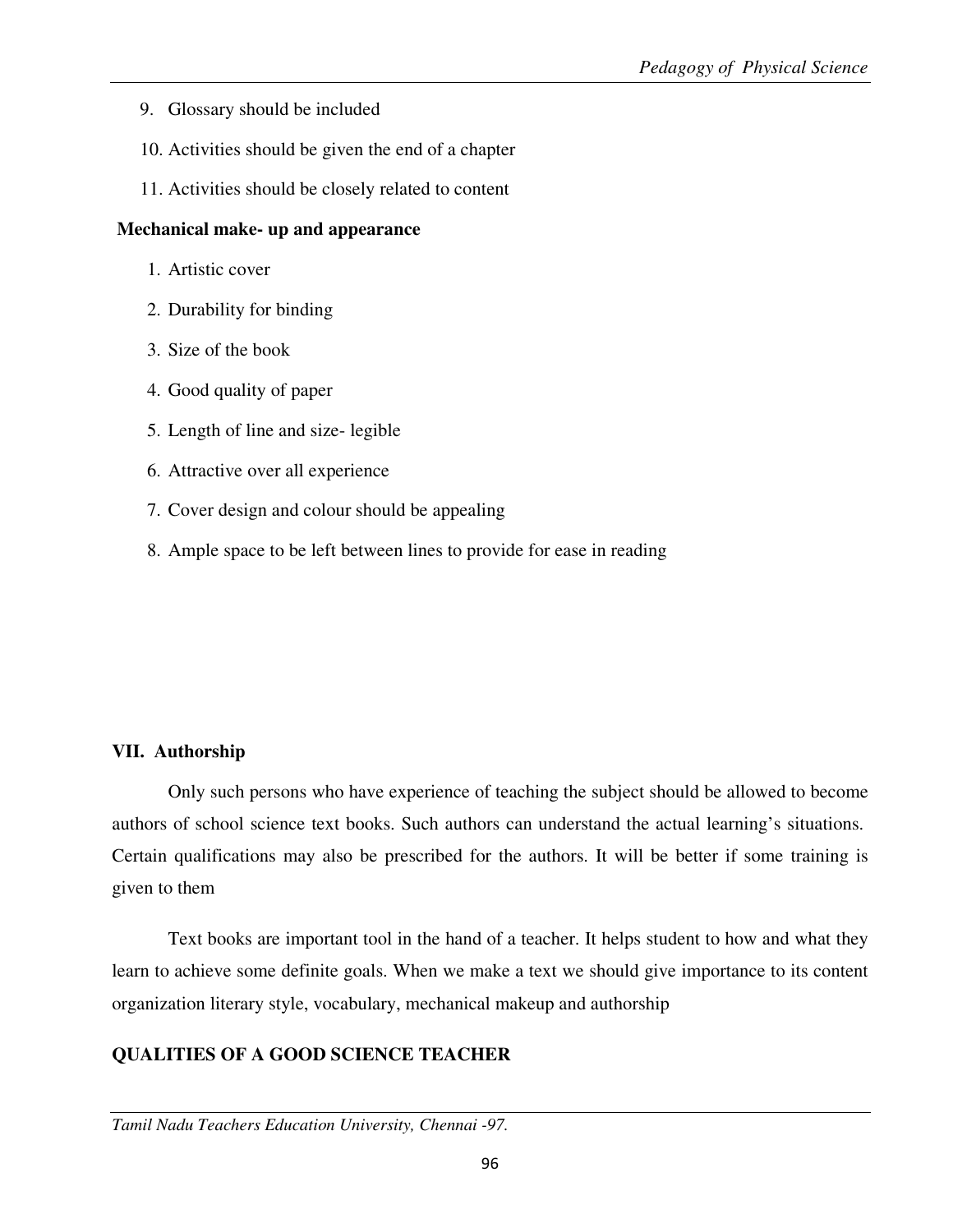9. Glossary should be included
10. Activities should be given the end of a chapter
11. Activities should be closely related to content

**Mechanical make- up and appearance**

1. Artistic cover
2. Durability for binding
3. Size of the book
4. Good quality of paper
5. Length of line and size- legible
6. Attractive over all experience
7. Cover design and colour should be appealing
8. Ample space to be left between lines to provide for ease in reading

**VII. Authorship**

Only such persons who have experience of teaching the subject should be allowed to become authors of school science text books. Such authors can understand the actual learning's situations. Certain qualifications may also be prescribed for the authors. It will be better if some training is given to them

Text books are important tool in the hand of a teacher. It helps student to how and what they learn to achieve some definite goals. When we make a text we should give importance to its content organization literary style, vocabulary, mechanical makeup and authorship

**QUALITIES OF A GOOD SCIENCE TEACHER**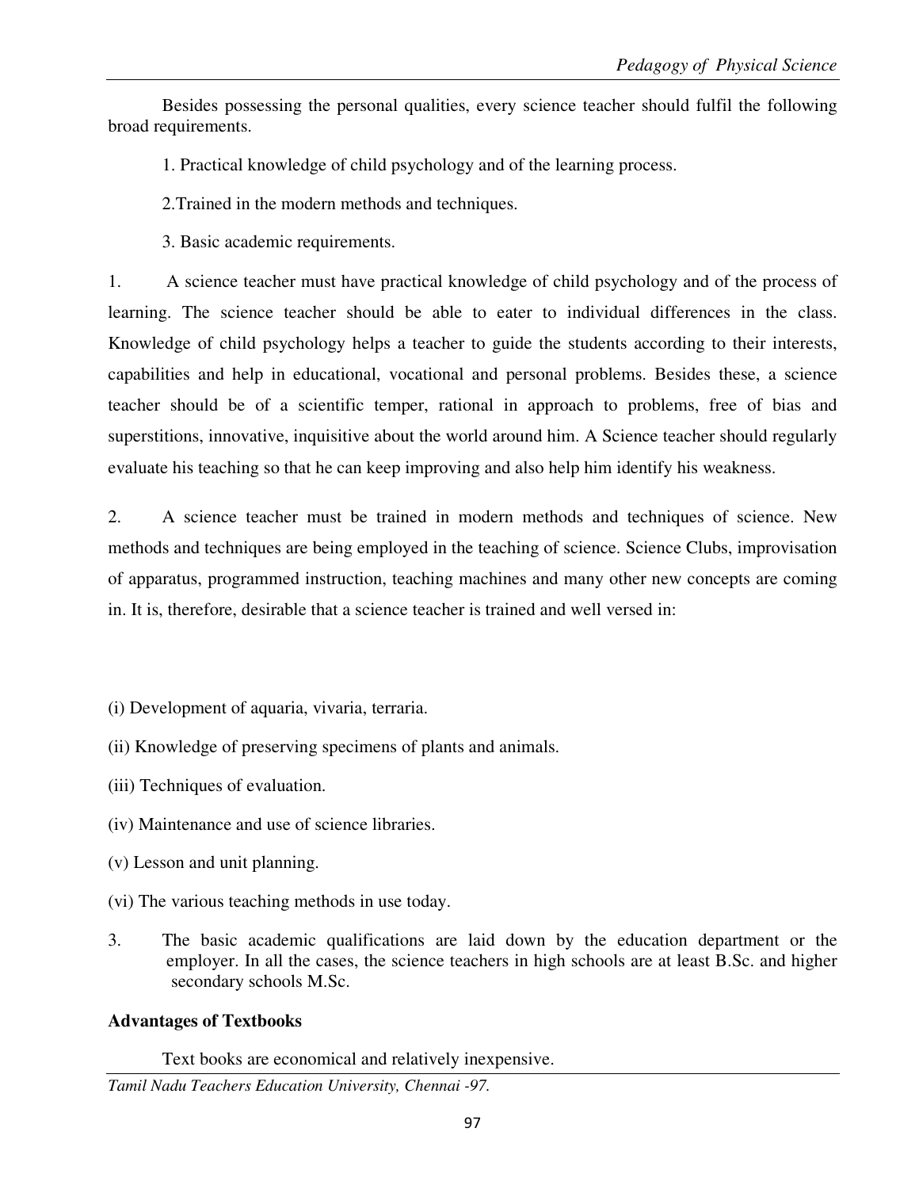Besides possessing the personal qualities, every science teacher should fulfil the following broad requirements.

1. Practical knowledge of child psychology and of the learning process.

2.Trained in the modern methods and techniques.

3. Basic academic requirements.

1. A science teacher must have practical knowledge of child psychology and of the process of learning. The science teacher should be able to eater to individual differences in the class. Knowledge of child psychology helps a teacher to guide the students according to their interests, capabilities and help in educational, vocational and personal problems. Besides these, a science teacher should be of a scientific temper, rational in approach to problems, free of bias and superstitions, innovative, inquisitive about the world around him. A Science teacher should regularly evaluate his teaching so that he can keep improving and also help him identify his weakness.

2. A science teacher must be trained in modern methods and techniques of science. New methods and techniques are being employed in the teaching of science. Science Clubs, improvisation of apparatus, programmed instruction, teaching machines and many other new concepts are coming in. It is, therefore, desirable that a science teacher is trained and well versed in:

(i) Development of aquaria, vivaria, terraria.

(ii) Knowledge of preserving specimens of plants and animals.

(iii) Techniques of evaluation.

(iv) Maintenance and use of science libraries.

(v) Lesson and unit planning.

(vi) The various teaching methods in use today.

3. The basic academic qualifications are laid down by the education department or the employer. In all the cases, the science teachers in high schools are at least B.Sc. and higher secondary schools M.Sc.

**Advantages of Textbooks**

Text books are economical and relatively inexpensive.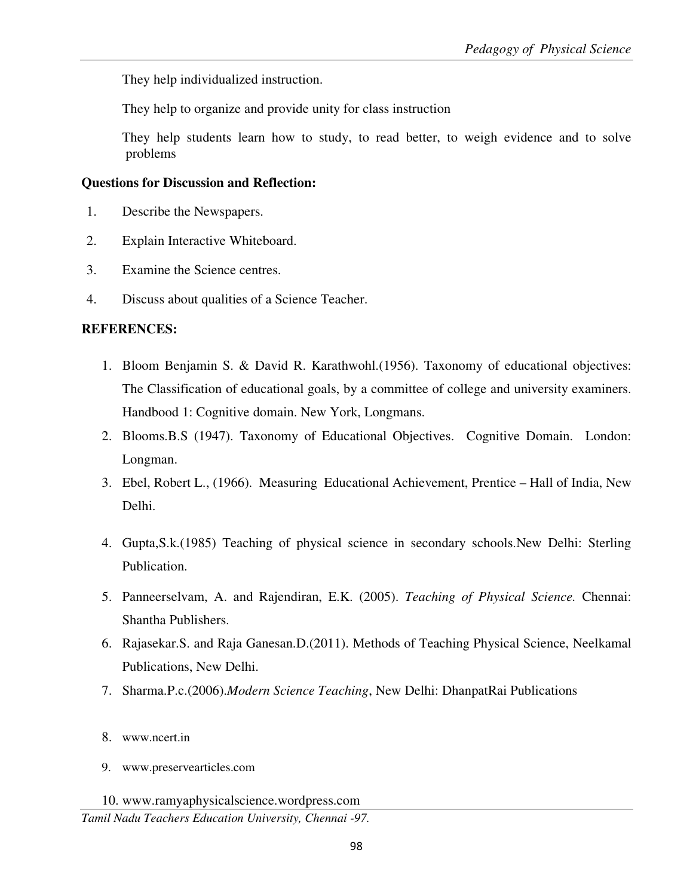They help individualized instruction.

They help to organize and provide unity for class instruction

They help students learn how to study, to read better, to weigh evidence and to solve problems

**Questions for Discussion and Reflection:**

1. Describe the Newspapers.
2. Explain Interactive Whiteboard.
3. Examine the Science centres.
4. Discuss about qualities of a Science Teacher.

**REFERENCES:**

1. Bloom Benjamin S. & David R. Karathwohl.(1956). Taxonomy of educational objectives: The Classification of educational goals, by a committee of college and university examiners. Handbood 1: Cognitive domain. New York, Longmans.
2. Blooms.B.S (1947). Taxonomy of Educational Objectives. Cognitive Domain. London: Longman.
3. Ebel, Robert L., (1966). Measuring Educational Achievement, Prentice – Hall of India, New Delhi.
4. Gupta,S.k.(1985) Teaching of physical science in secondary schools.New Delhi: Sterling Publication.
5. Panneerselvam, A. and Rajendiran, E.K. (2005). *Teaching of Physical Science.* Chennai: Shantha Publishers.
6. Rajasekar.S. and Raja Ganesan.D.(2011). Methods of Teaching Physical Science, Neelkamal Publications, New Delhi.
7. Sharma.P.c.(2006).*Modern Science Teaching*, New Delhi: DhanpatRai Publications
8. www.ncert.in
9. www.preservearticles.com
10. www.ramyaphysicalscience.wordpress.com